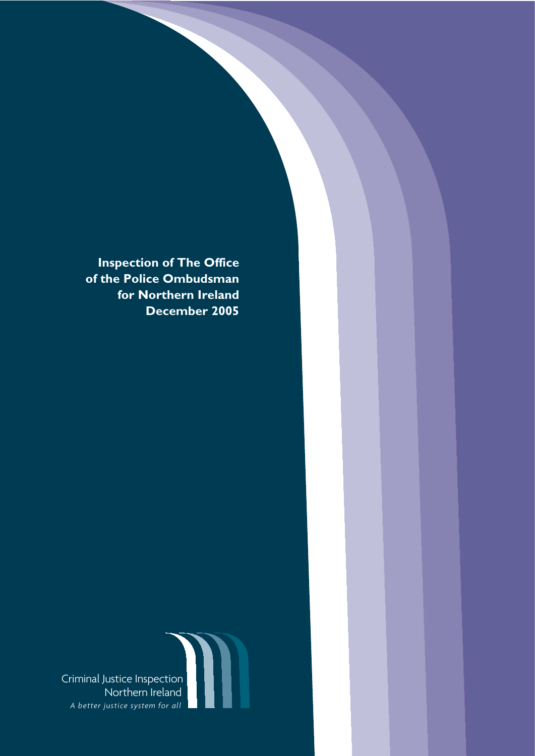# Inspection of The Office of the Police Ombudsman for Northern Ireland December 2005

Criminal Justice Inspection Northern Ireland

*A better justice system for all*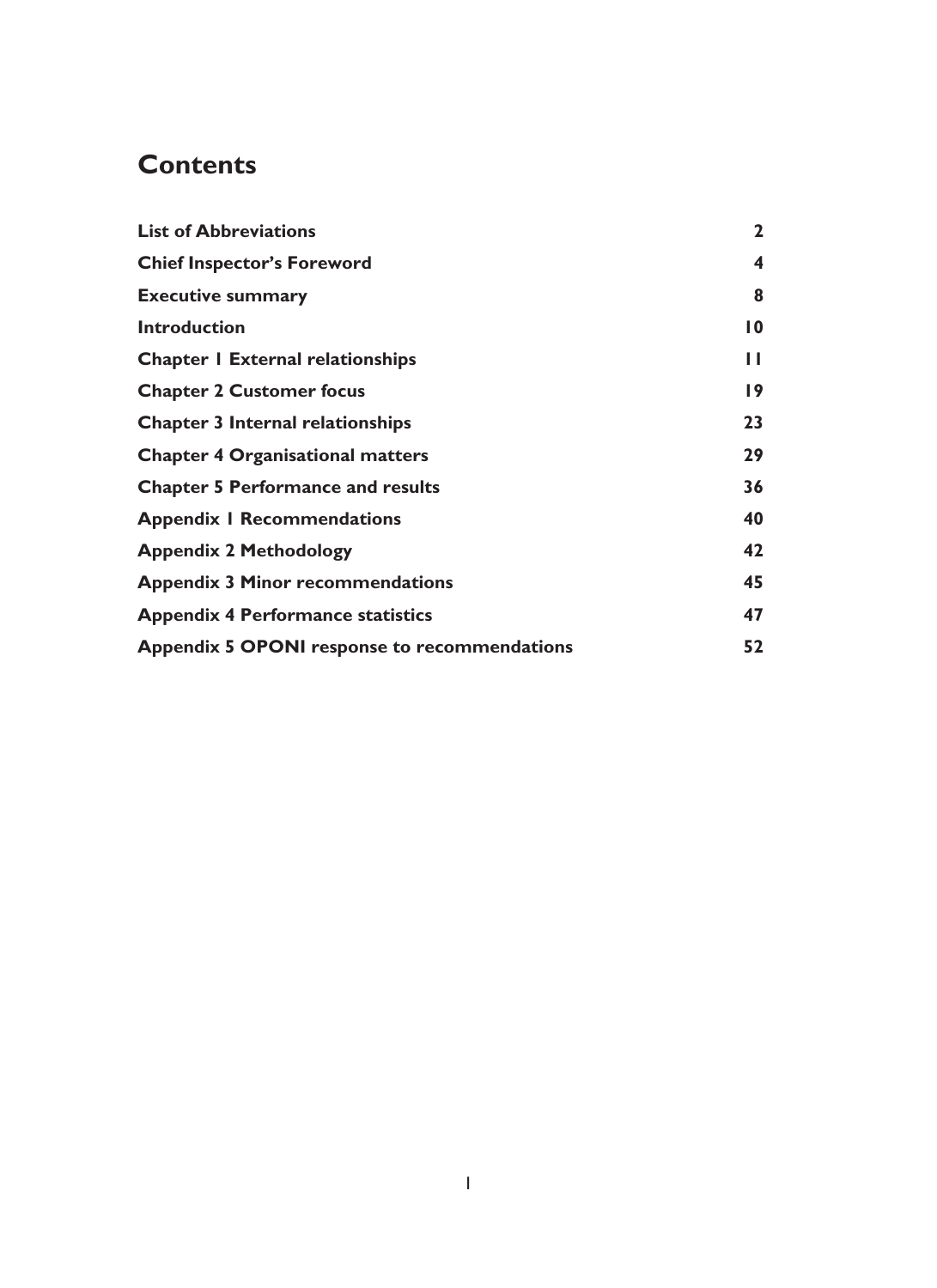# Contents

| | |
|---|---|
| **List of Abbreviations** | **2** |
| **Chief Inspector's Foreword** | **4** |
| **Executive summary** | **8** |
| **Introduction** | **10** |
| **Chapter 1 External relationships** | **11** |
| **Chapter 2 Customer focus** | **19** |
| **Chapter 3 Internal relationships** | **23** |
| **Chapter 4 Organisational matters** | **29** |
| **Chapter 5 Performance and results** | **36** |
| **Appendix 1 Recommendations** | **40** |
| **Appendix 2 Methodology** | **42** |
| **Appendix 3 Minor recommendations** | **45** |
| **Appendix 4 Performance statistics** | **47** |
| **Appendix 5 OPONI response to recommendations** | **52** |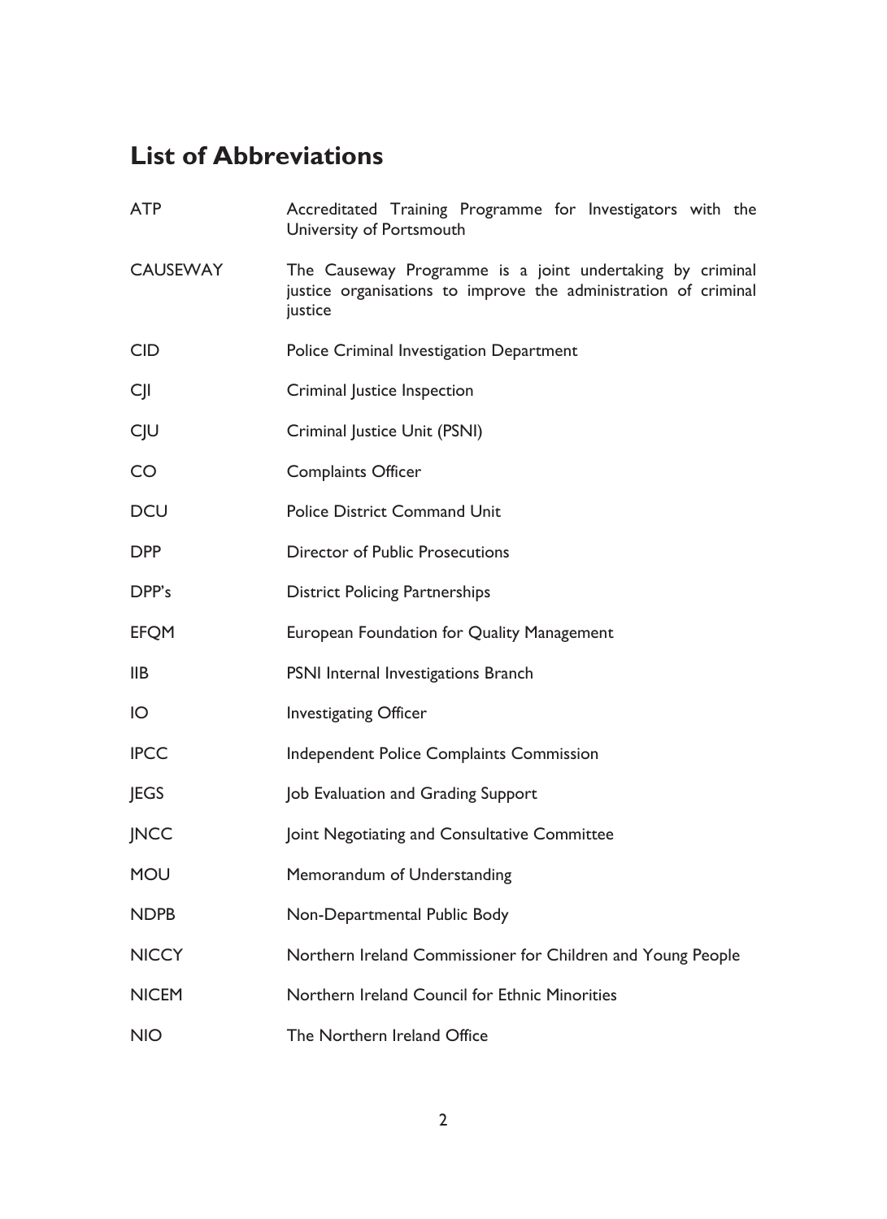## List of Abbreviations

| | |
|---|---|
| ATP | Accreditated Training Programme for Investigators with the University of Portsmouth |
| CAUSEWAY | The Causeway Programme is a joint undertaking by criminal justice organisations to improve the administration of criminal justice |
| CID | Police Criminal Investigation Department |
| CJI | Criminal Justice Inspection |
| CJU | Criminal Justice Unit (PSNI) |
| CO | Complaints Officer |
| DCU | Police District Command Unit |
| DPP | Director of Public Prosecutions |
| DPP's | District Policing Partnerships |
| EFQM | European Foundation for Quality Management |
| IIB | PSNI Internal Investigations Branch |
| IO | Investigating Officer |
| IPCC | Independent Police Complaints Commission |
| JEGS | Job Evaluation and Grading Support |
| JNCC | Joint Negotiating and Consultative Committee |
| MOU | Memorandum of Understanding |
| NDPB | Non-Departmental Public Body |
| NICCY | Northern Ireland Commissioner for Children and Young People |
| NICEM | Northern Ireland Council for Ethnic Minorities |
| NIO | The Northern Ireland Office |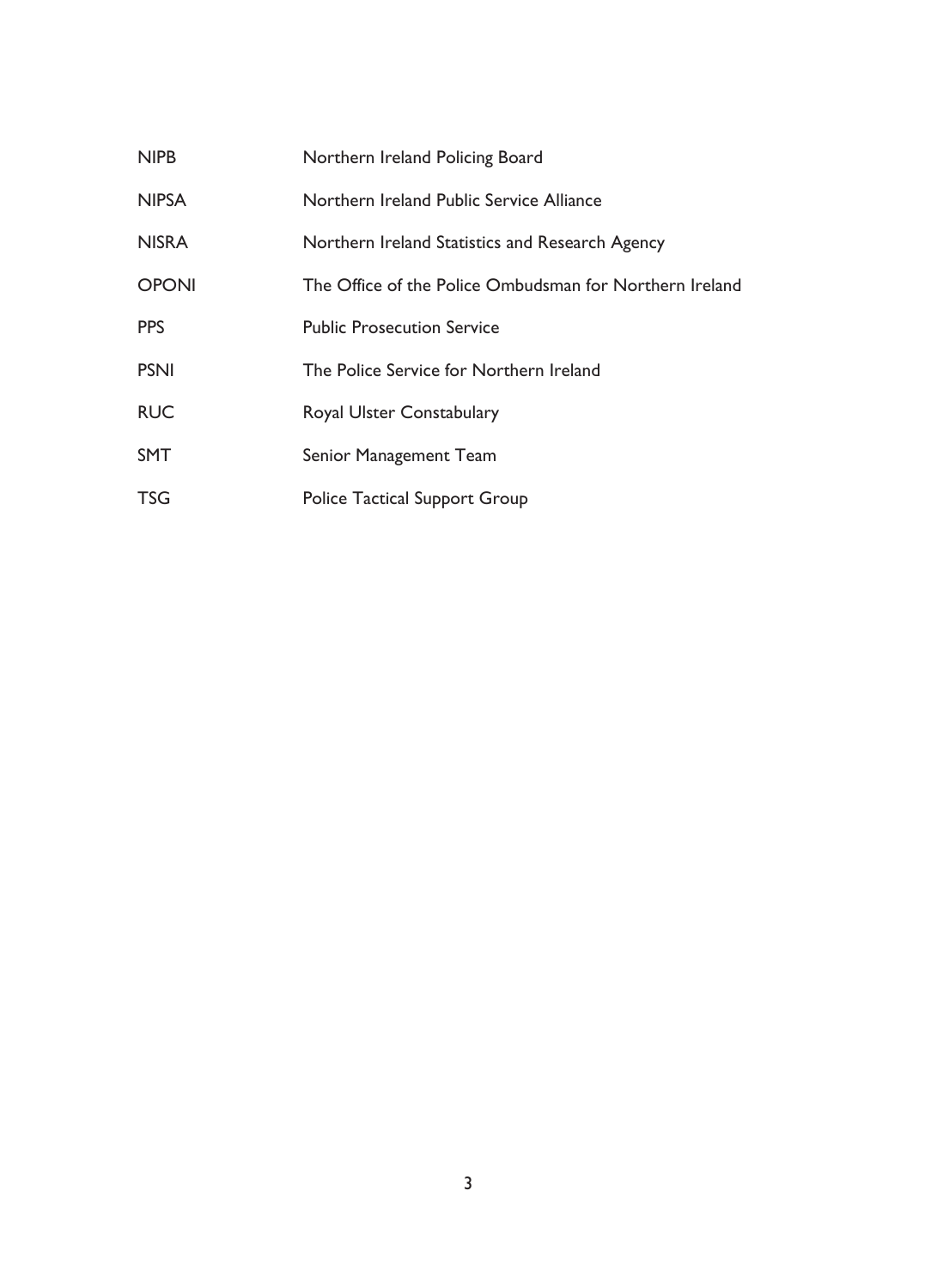| | |
|---|---|
| NIPB | Northern Ireland Policing Board |
| NIPSA | Northern Ireland Public Service Alliance |
| NISRA | Northern Ireland Statistics and Research Agency |
| OPONI | The Office of the Police Ombudsman for Northern Ireland |
| PPS | Public Prosecution Service |
| PSNI | The Police Service for Northern Ireland |
| RUC | Royal Ulster Constabulary |
| SMT | Senior Management Team |
| TSG | Police Tactical Support Group |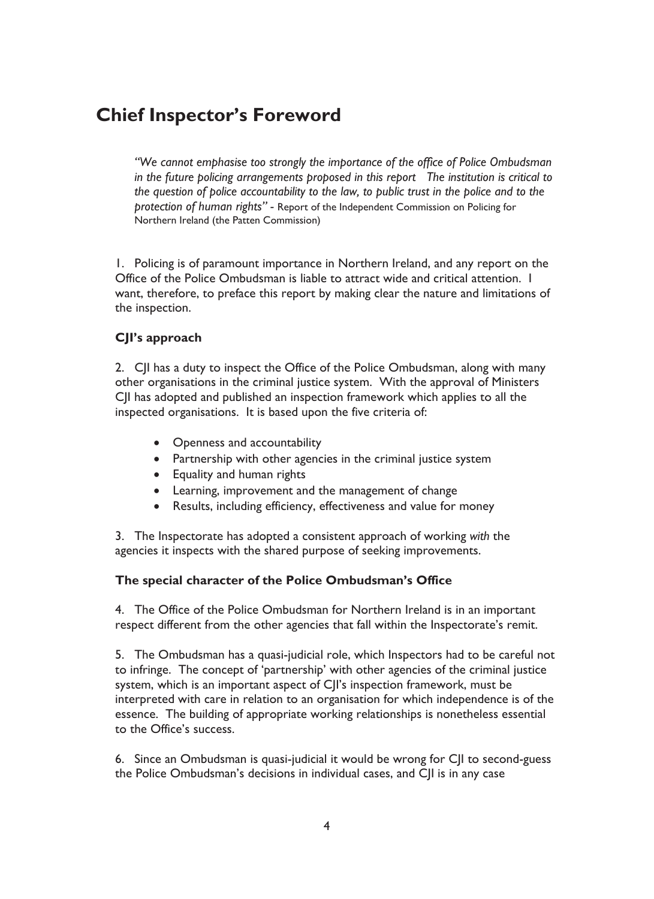# Chief Inspector's Foreword

> *"We cannot emphasise too strongly the importance of the office of Police Ombudsman in the future policing arrangements proposed in this report The institution is critical to the question of police accountability to the law, to public trust in the police and to the protection of human rights"* - Report of the Independent Commission on Policing for Northern Ireland (the Patten Commission)

1. Policing is of paramount importance in Northern Ireland, and any report on the Office of the Police Ombudsman is liable to attract wide and critical attention. I want, therefore, to preface this report by making clear the nature and limitations of the inspection.

### CJI's approach

2. CJI has a duty to inspect the Office of the Police Ombudsman, along with many other organisations in the criminal justice system. With the approval of Ministers CJI has adopted and published an inspection framework which applies to all the inspected organisations. It is based upon the five criteria of:

- Openness and accountability
- Partnership with other agencies in the criminal justice system
- Equality and human rights
- Learning, improvement and the management of change
- Results, including efficiency, effectiveness and value for money

3. The Inspectorate has adopted a consistent approach of working *with* the agencies it inspects with the shared purpose of seeking improvements.

### The special character of the Police Ombudsman's Office

4. The Office of the Police Ombudsman for Northern Ireland is in an important respect different from the other agencies that fall within the Inspectorate's remit.

5. The Ombudsman has a quasi-judicial role, which Inspectors had to be careful not to infringe. The concept of 'partnership' with other agencies of the criminal justice system, which is an important aspect of CJI's inspection framework, must be interpreted with care in relation to an organisation for which independence is of the essence. The building of appropriate working relationships is nonetheless essential to the Office's success.

6. Since an Ombudsman is quasi-judicial it would be wrong for CJI to second-guess the Police Ombudsman's decisions in individual cases, and CJI is in any case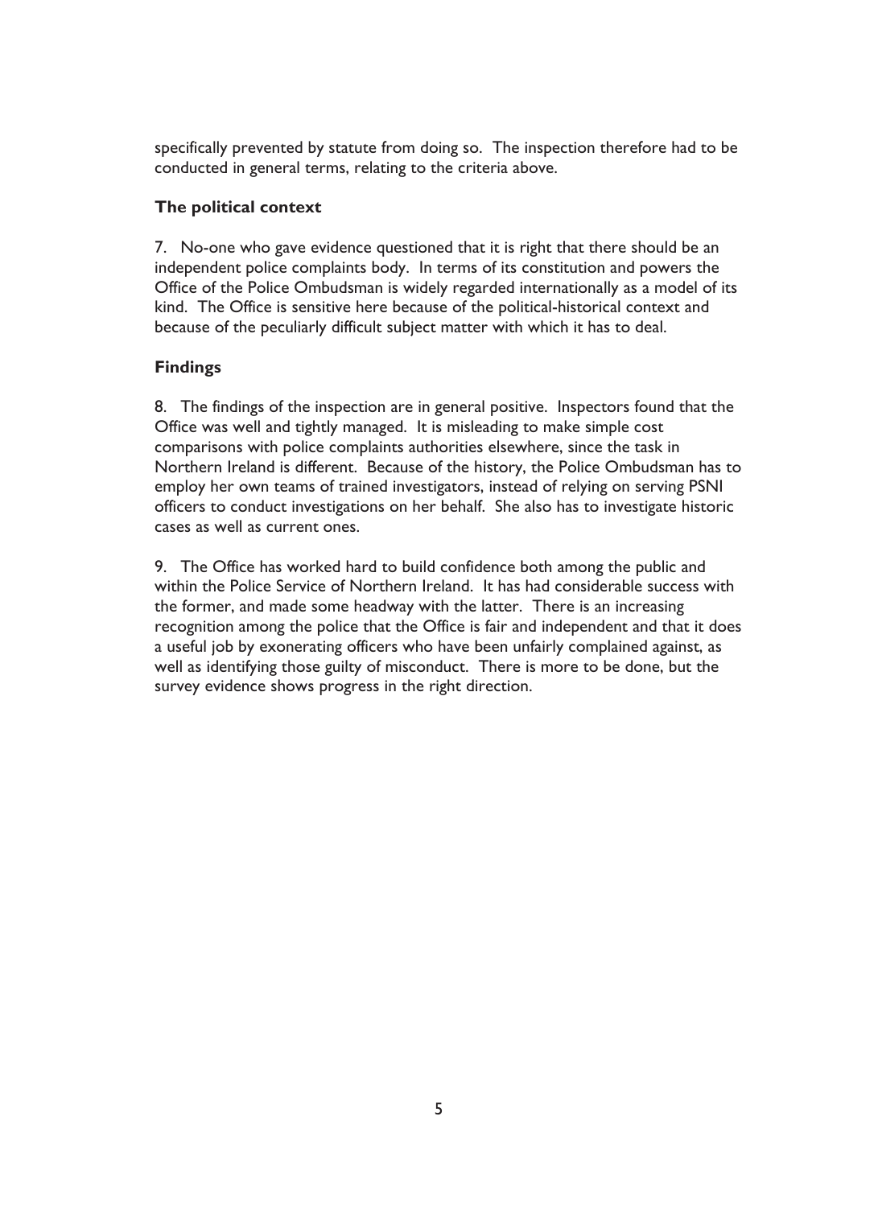specifically prevented by statute from doing so. The inspection therefore had to be conducted in general terms, relating to the criteria above.

### The political context

7. No-one who gave evidence questioned that it is right that there should be an independent police complaints body. In terms of its constitution and powers the Office of the Police Ombudsman is widely regarded internationally as a model of its kind. The Office is sensitive here because of the political-historical context and because of the peculiarly difficult subject matter with which it has to deal.

### Findings

8. The findings of the inspection are in general positive. Inspectors found that the Office was well and tightly managed. It is misleading to make simple cost comparisons with police complaints authorities elsewhere, since the task in Northern Ireland is different. Because of the history, the Police Ombudsman has to employ her own teams of trained investigators, instead of relying on serving PSNI officers to conduct investigations on her behalf. She also has to investigate historic cases as well as current ones.

9. The Office has worked hard to build confidence both among the public and within the Police Service of Northern Ireland. It has had considerable success with the former, and made some headway with the latter. There is an increasing recognition among the police that the Office is fair and independent and that it does a useful job by exonerating officers who have been unfairly complained against, as well as identifying those guilty of misconduct. There is more to be done, but the survey evidence shows progress in the right direction.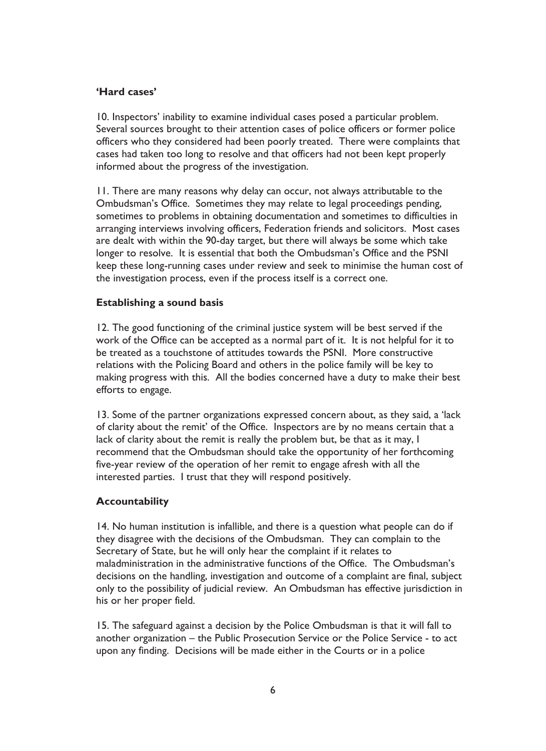**'Hard cases'**

10. Inspectors' inability to examine individual cases posed a particular problem. Several sources brought to their attention cases of police officers or former police officers who they considered had been poorly treated. There were complaints that cases had taken too long to resolve and that officers had not been kept properly informed about the progress of the investigation.

11. There are many reasons why delay can occur, not always attributable to the Ombudsman's Office. Sometimes they may relate to legal proceedings pending, sometimes to problems in obtaining documentation and sometimes to difficulties in arranging interviews involving officers, Federation friends and solicitors. Most cases are dealt with within the 90-day target, but there will always be some which take longer to resolve. It is essential that both the Ombudsman's Office and the PSNI keep these long-running cases under review and seek to minimise the human cost of the investigation process, even if the process itself is a correct one.

**Establishing a sound basis**

12. The good functioning of the criminal justice system will be best served if the work of the Office can be accepted as a normal part of it. It is not helpful for it to be treated as a touchstone of attitudes towards the PSNI. More constructive relations with the Policing Board and others in the police family will be key to making progress with this. All the bodies concerned have a duty to make their best efforts to engage.

13. Some of the partner organizations expressed concern about, as they said, a 'lack of clarity about the remit' of the Office. Inspectors are by no means certain that a lack of clarity about the remit is really the problem but, be that as it may, I recommend that the Ombudsman should take the opportunity of her forthcoming five-year review of the operation of her remit to engage afresh with all the interested parties. I trust that they will respond positively.

**Accountability**

14. No human institution is infallible, and there is a question what people can do if they disagree with the decisions of the Ombudsman. They can complain to the Secretary of State, but he will only hear the complaint if it relates to maladministration in the administrative functions of the Office. The Ombudsman's decisions on the handling, investigation and outcome of a complaint are final, subject only to the possibility of judicial review. An Ombudsman has effective jurisdiction in his or her proper field.

15. The safeguard against a decision by the Police Ombudsman is that it will fall to another organization – the Public Prosecution Service or the Police Service - to act upon any finding. Decisions will be made either in the Courts or in a police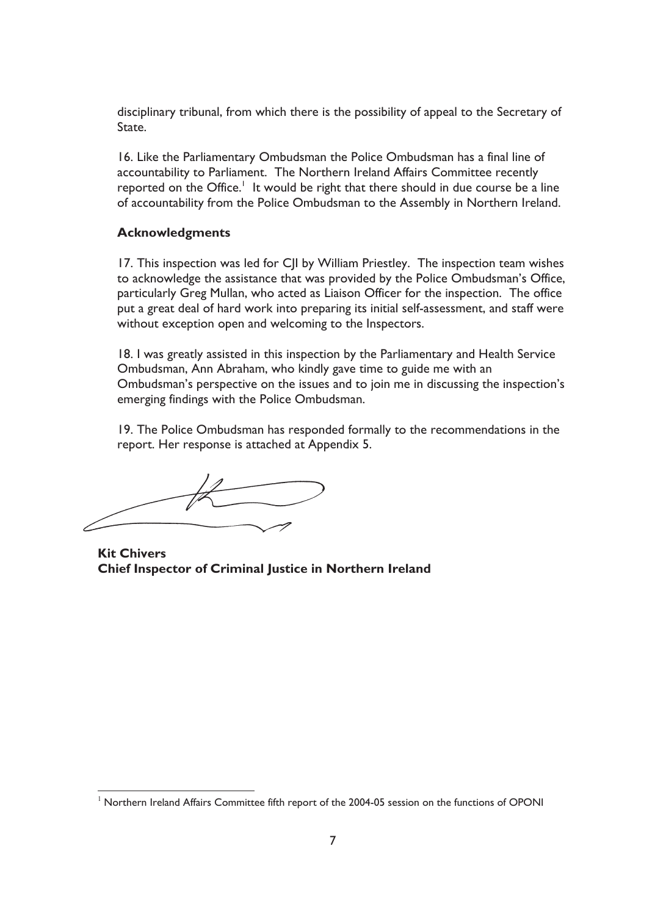disciplinary tribunal, from which there is the possibility of appeal to the Secretary of State.

16. Like the Parliamentary Ombudsman the Police Ombudsman has a final line of accountability to Parliament. The Northern Ireland Affairs Committee recently reported on the Office.[1] It would be right that there should in due course be a line of accountability from the Police Ombudsman to the Assembly in Northern Ireland.

**Acknowledgments**

17. This inspection was led for CJI by William Priestley. The inspection team wishes to acknowledge the assistance that was provided by the Police Ombudsman's Office, particularly Greg Mullan, who acted as Liaison Officer for the inspection. The office put a great deal of hard work into preparing its initial self-assessment, and staff were without exception open and welcoming to the Inspectors.

18. I was greatly assisted in this inspection by the Parliamentary and Health Service Ombudsman, Ann Abraham, who kindly gave time to guide me with an Ombudsman's perspective on the issues and to join me in discussing the inspection's emerging findings with the Police Ombudsman.

19. The Police Ombudsman has responded formally to the recommendations in the report. Her response is attached at Appendix 5.

**Kit Chivers**
**Chief Inspector of Criminal Justice in Northern Ireland**

[1] Northern Ireland Affairs Committee fifth report of the 2004-05 session on the functions of OPONI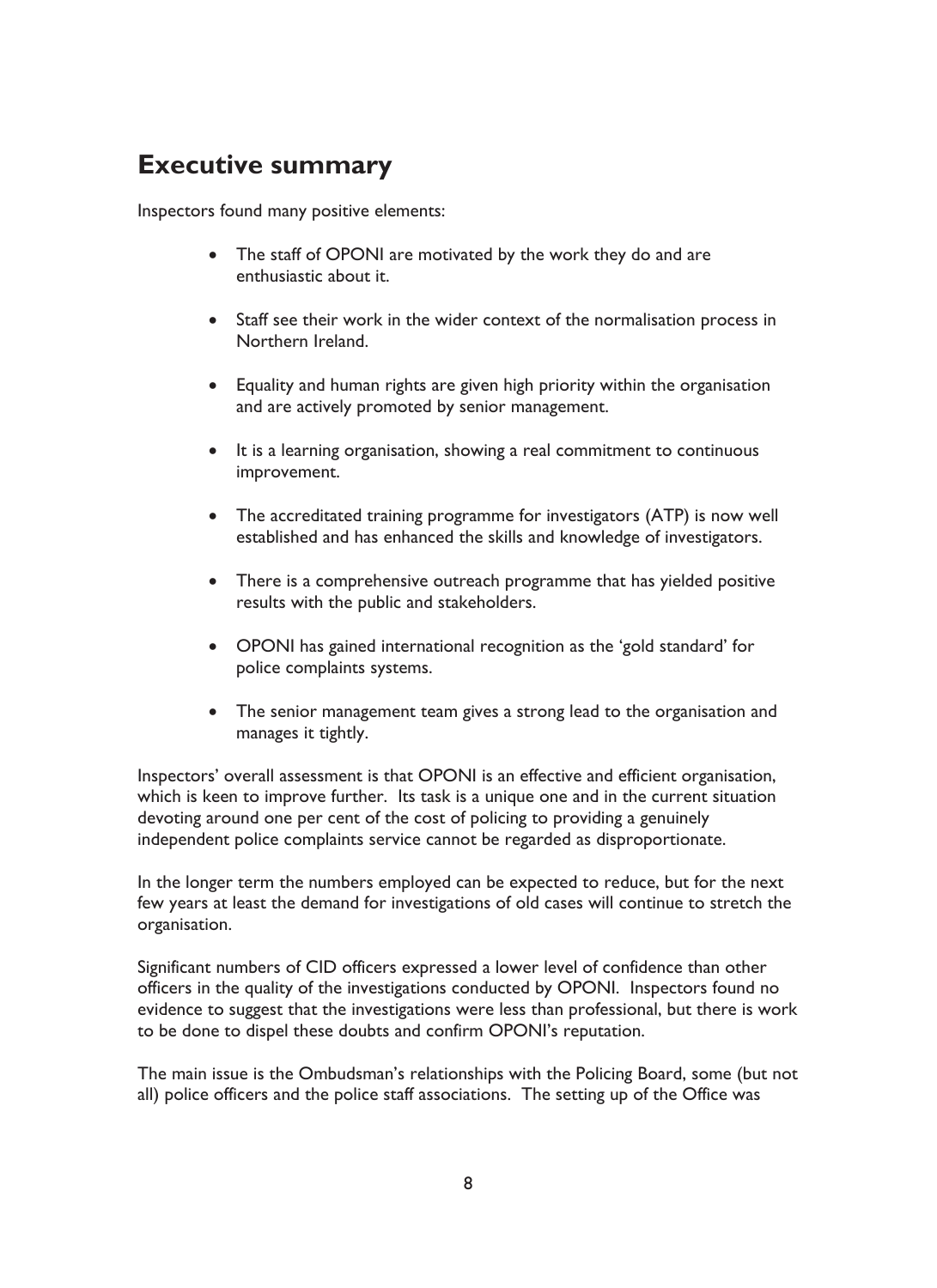## Executive summary

Inspectors found many positive elements:

- The staff of OPONI are motivated by the work they do and are enthusiastic about it.
- Staff see their work in the wider context of the normalisation process in Northern Ireland.
- Equality and human rights are given high priority within the organisation and are actively promoted by senior management.
- It is a learning organisation, showing a real commitment to continuous improvement.
- The accreditated training programme for investigators (ATP) is now well established and has enhanced the skills and knowledge of investigators.
- There is a comprehensive outreach programme that has yielded positive results with the public and stakeholders.
- OPONI has gained international recognition as the 'gold standard' for police complaints systems.
- The senior management team gives a strong lead to the organisation and manages it tightly.

Inspectors' overall assessment is that OPONI is an effective and efficient organisation, which is keen to improve further. Its task is a unique one and in the current situation devoting around one per cent of the cost of policing to providing a genuinely independent police complaints service cannot be regarded as disproportionate.

In the longer term the numbers employed can be expected to reduce, but for the next few years at least the demand for investigations of old cases will continue to stretch the organisation.

Significant numbers of CID officers expressed a lower level of confidence than other officers in the quality of the investigations conducted by OPONI. Inspectors found no evidence to suggest that the investigations were less than professional, but there is work to be done to dispel these doubts and confirm OPONI's reputation.

The main issue is the Ombudsman's relationships with the Policing Board, some (but not all) police officers and the police staff associations. The setting up of the Office was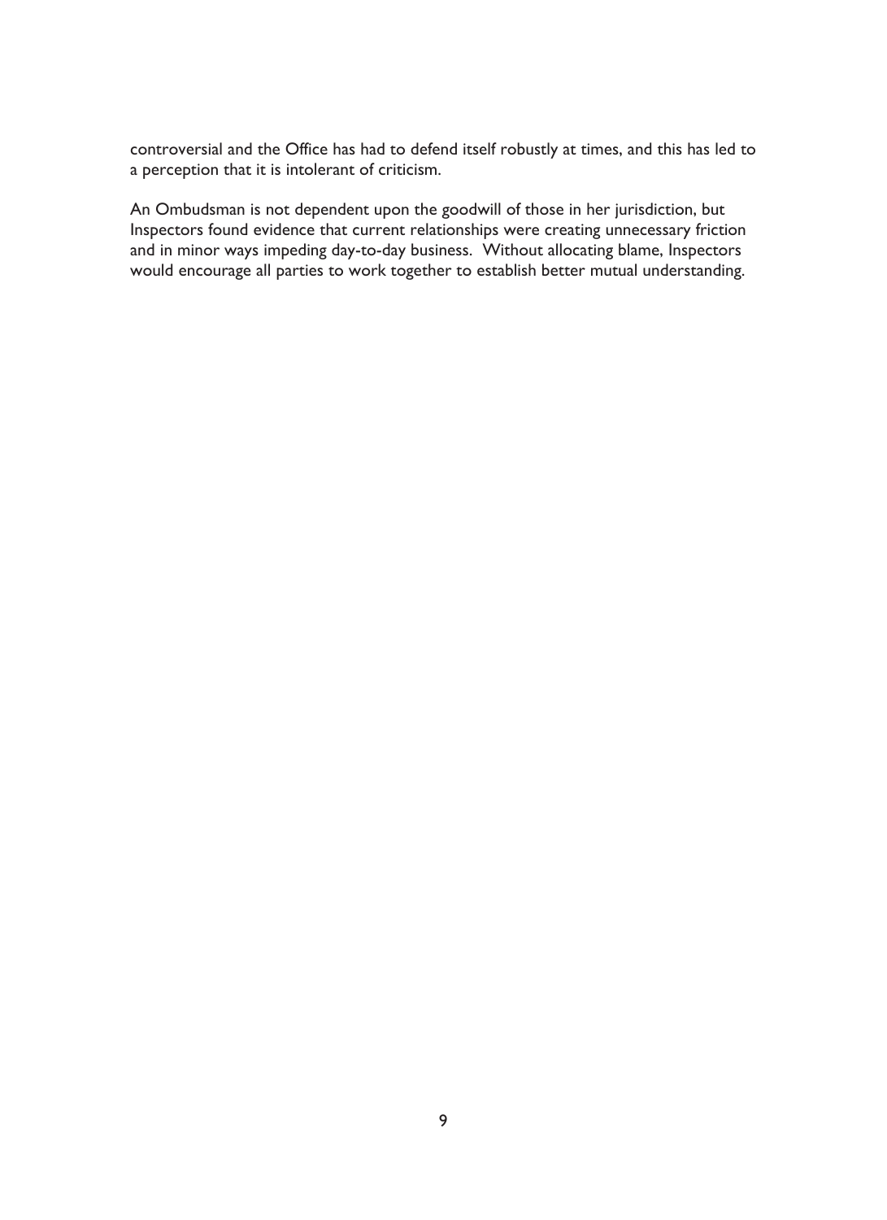controversial and the Office has had to defend itself robustly at times, and this has led to a perception that it is intolerant of criticism.

An Ombudsman is not dependent upon the goodwill of those in her jurisdiction, but Inspectors found evidence that current relationships were creating unnecessary friction and in minor ways impeding day-to-day business. Without allocating blame, Inspectors would encourage all parties to work together to establish better mutual understanding.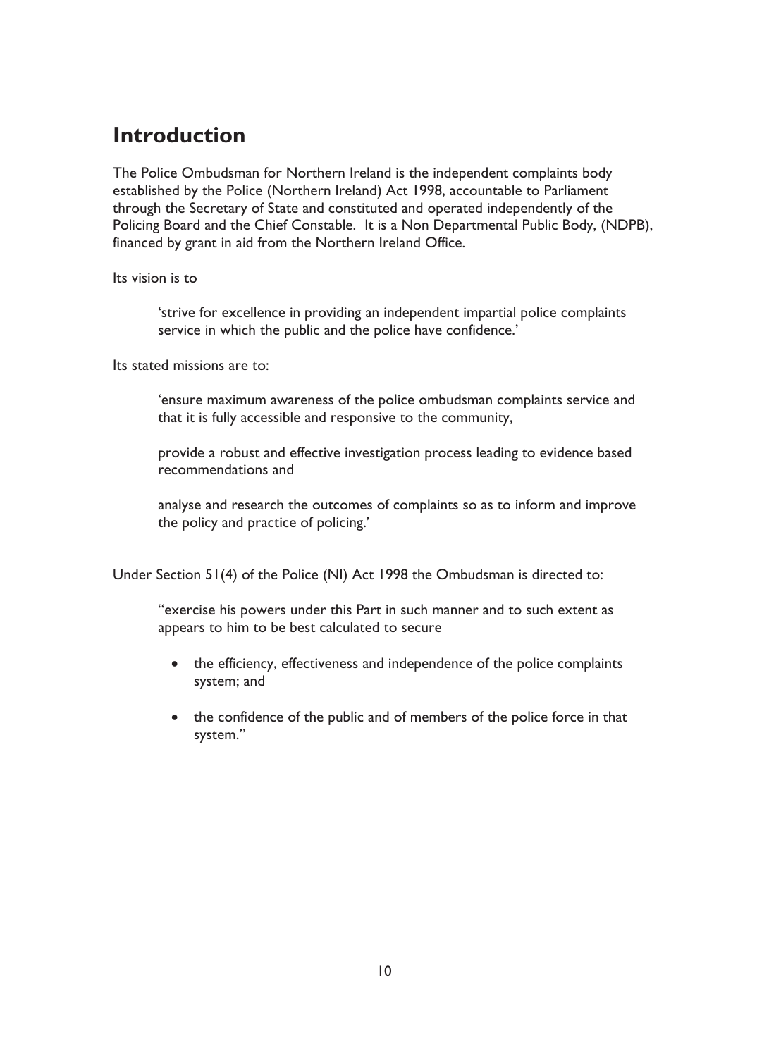## Introduction

The Police Ombudsman for Northern Ireland is the independent complaints body established by the Police (Northern Ireland) Act 1998, accountable to Parliament through the Secretary of State and constituted and operated independently of the Policing Board and the Chief Constable. It is a Non Departmental Public Body, (NDPB), financed by grant in aid from the Northern Ireland Office.

Its vision is to

> 'strive for excellence in providing an independent impartial police complaints service in which the public and the police have confidence.'

Its stated missions are to:

> 'ensure maximum awareness of the police ombudsman complaints service and that it is fully accessible and responsive to the community,
>
> provide a robust and effective investigation process leading to evidence based recommendations and
>
> analyse and research the outcomes of complaints so as to inform and improve the policy and practice of policing.'

Under Section 51(4) of the Police (NI) Act 1998 the Ombudsman is directed to:

> "exercise his powers under this Part in such manner and to such extent as appears to him to be best calculated to secure
>
> - the efficiency, effectiveness and independence of the police complaints system; and
> - the confidence of the public and of members of the police force in that system."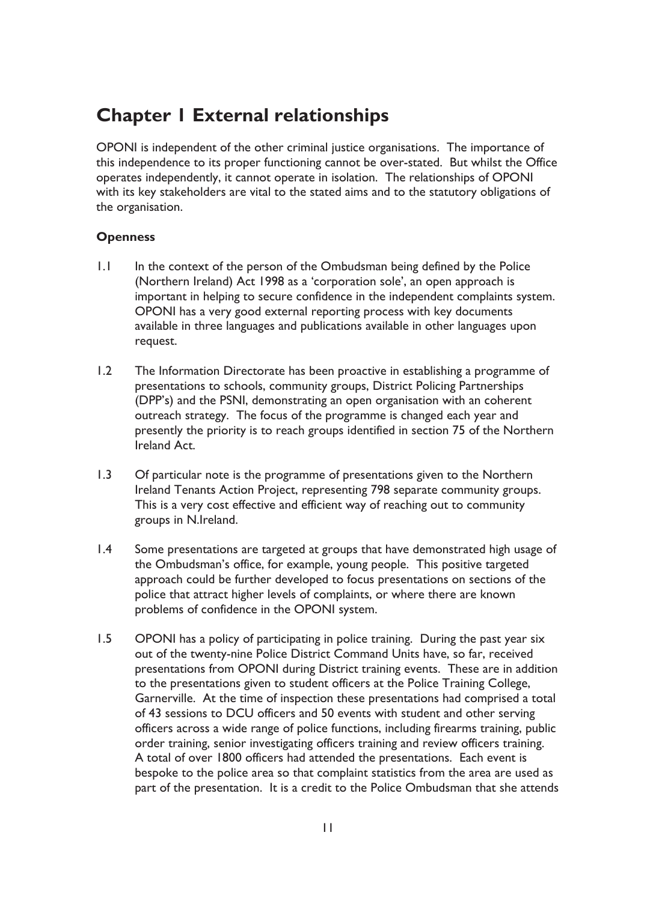# Chapter 1 External relationships

OPONI is independent of the other criminal justice organisations. The importance of this independence to its proper functioning cannot be over-stated. But whilst the Office operates independently, it cannot operate in isolation. The relationships of OPONI with its key stakeholders are vital to the stated aims and to the statutory obligations of the organisation.

**Openness**

1.1 In the context of the person of the Ombudsman being defined by the Police (Northern Ireland) Act 1998 as a 'corporation sole', an open approach is important in helping to secure confidence in the independent complaints system. OPONI has a very good external reporting process with key documents available in three languages and publications available in other languages upon request.

1.2 The Information Directorate has been proactive in establishing a programme of presentations to schools, community groups, District Policing Partnerships (DPP's) and the PSNI, demonstrating an open organisation with an coherent outreach strategy. The focus of the programme is changed each year and presently the priority is to reach groups identified in section 75 of the Northern Ireland Act.

1.3 Of particular note is the programme of presentations given to the Northern Ireland Tenants Action Project, representing 798 separate community groups. This is a very cost effective and efficient way of reaching out to community groups in N.Ireland.

1.4 Some presentations are targeted at groups that have demonstrated high usage of the Ombudsman's office, for example, young people. This positive targeted approach could be further developed to focus presentations on sections of the police that attract higher levels of complaints, or where there are known problems of confidence in the OPONI system.

1.5 OPONI has a policy of participating in police training. During the past year six out of the twenty-nine Police District Command Units have, so far, received presentations from OPONI during District training events. These are in addition to the presentations given to student officers at the Police Training College, Garnerville. At the time of inspection these presentations had comprised a total of 43 sessions to DCU officers and 50 events with student and other serving officers across a wide range of police functions, including firearms training, public order training, senior investigating officers training and review officers training. A total of over 1800 officers had attended the presentations. Each event is bespoke to the police area so that complaint statistics from the area are used as part of the presentation. It is a credit to the Police Ombudsman that she attends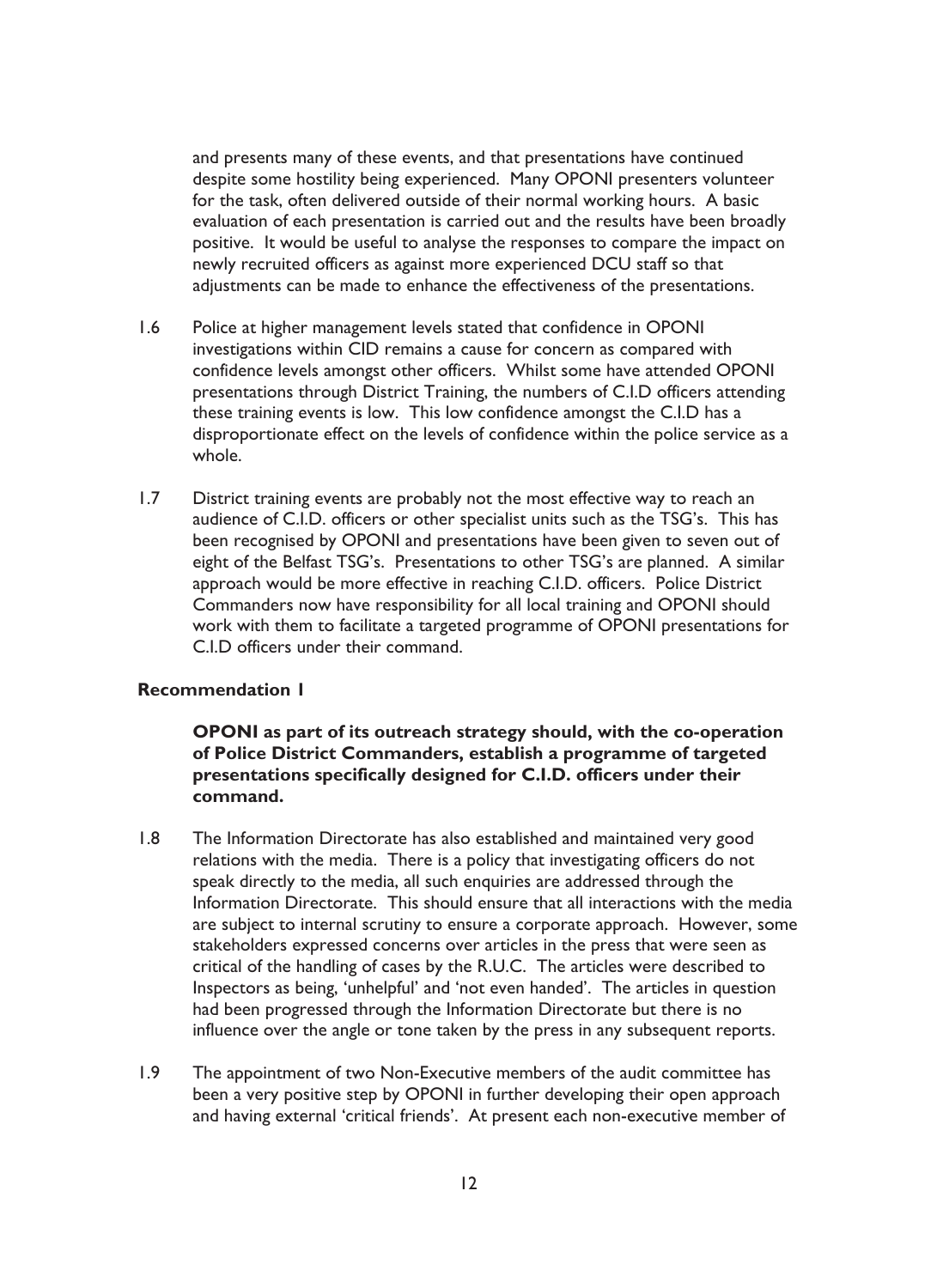and presents many of these events, and that presentations have continued despite some hostility being experienced. Many OPONI presenters volunteer for the task, often delivered outside of their normal working hours. A basic evaluation of each presentation is carried out and the results have been broadly positive. It would be useful to analyse the responses to compare the impact on newly recruited officers as against more experienced DCU staff so that adjustments can be made to enhance the effectiveness of the presentations.

1.6 Police at higher management levels stated that confidence in OPONI investigations within CID remains a cause for concern as compared with confidence levels amongst other officers. Whilst some have attended OPONI presentations through District Training, the numbers of C.I.D officers attending these training events is low. This low confidence amongst the C.I.D has a disproportionate effect on the levels of confidence within the police service as a whole.

1.7 District training events are probably not the most effective way to reach an audience of C.I.D. officers or other specialist units such as the TSG's. This has been recognised by OPONI and presentations have been given to seven out of eight of the Belfast TSG's. Presentations to other TSG's are planned. A similar approach would be more effective in reaching C.I.D. officers. Police District Commanders now have responsibility for all local training and OPONI should work with them to facilitate a targeted programme of OPONI presentations for C.I.D officers under their command.

**Recommendation 1**

**OPONI as part of its outreach strategy should, with the co-operation of Police District Commanders, establish a programme of targeted presentations specifically designed for C.I.D. officers under their command.**

1.8 The Information Directorate has also established and maintained very good relations with the media. There is a policy that investigating officers do not speak directly to the media, all such enquiries are addressed through the Information Directorate. This should ensure that all interactions with the media are subject to internal scrutiny to ensure a corporate approach. However, some stakeholders expressed concerns over articles in the press that were seen as critical of the handling of cases by the R.U.C. The articles were described to Inspectors as being, 'unhelpful' and 'not even handed'. The articles in question had been progressed through the Information Directorate but there is no influence over the angle or tone taken by the press in any subsequent reports.

1.9 The appointment of two Non-Executive members of the audit committee has been a very positive step by OPONI in further developing their open approach and having external 'critical friends'. At present each non-executive member of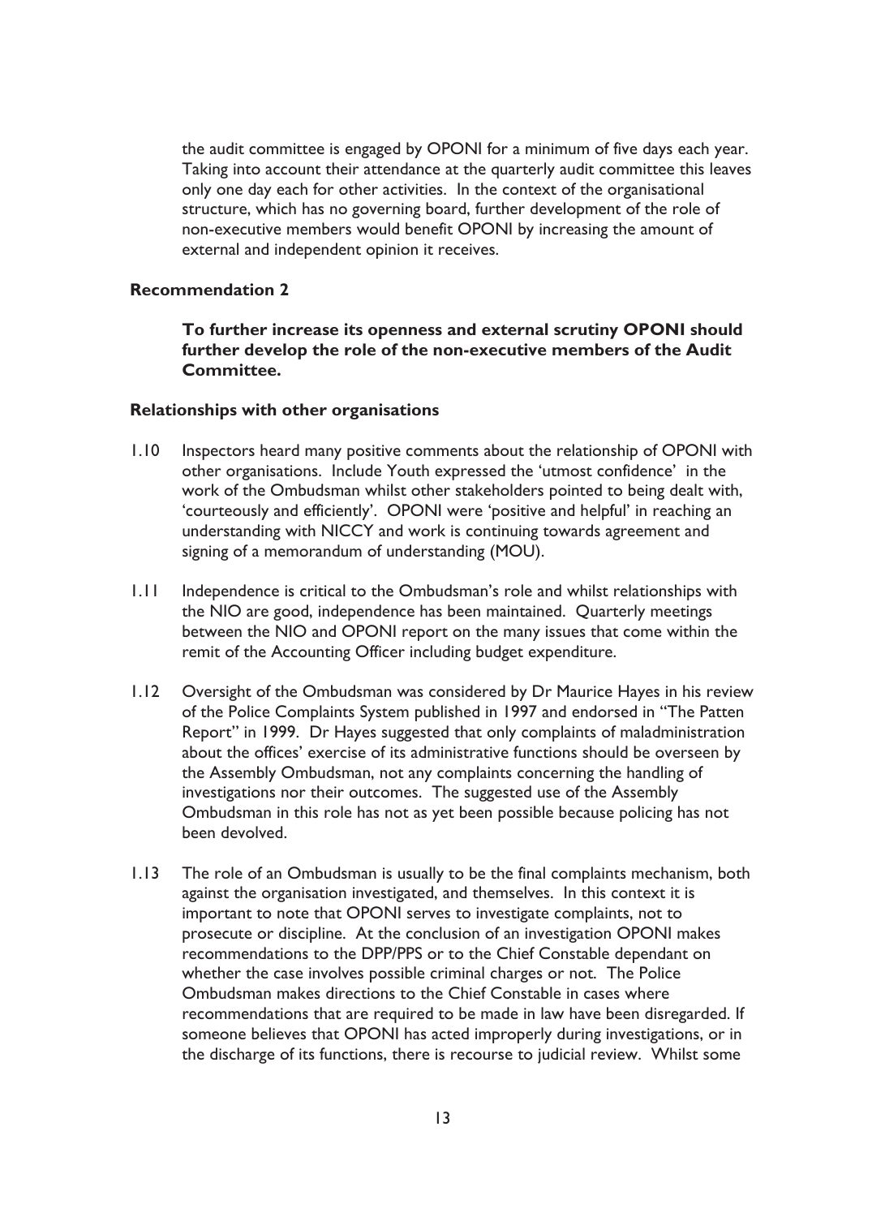the audit committee is engaged by OPONI for a minimum of five days each year. Taking into account their attendance at the quarterly audit committee this leaves only one day each for other activities. In the context of the organisational structure, which has no governing board, further development of the role of non-executive members would benefit OPONI by increasing the amount of external and independent opinion it receives.

**Recommendation 2**

**To further increase its openness and external scrutiny OPONI should further develop the role of the non-executive members of the Audit Committee.**

**Relationships with other organisations**

1.10 Inspectors heard many positive comments about the relationship of OPONI with other organisations. Include Youth expressed the 'utmost confidence' in the work of the Ombudsman whilst other stakeholders pointed to being dealt with, 'courteously and efficiently'. OPONI were 'positive and helpful' in reaching an understanding with NICCY and work is continuing towards agreement and signing of a memorandum of understanding (MOU).

1.11 Independence is critical to the Ombudsman's role and whilst relationships with the NIO are good, independence has been maintained. Quarterly meetings between the NIO and OPONI report on the many issues that come within the remit of the Accounting Officer including budget expenditure.

1.12 Oversight of the Ombudsman was considered by Dr Maurice Hayes in his review of the Police Complaints System published in 1997 and endorsed in "The Patten Report" in 1999. Dr Hayes suggested that only complaints of maladministration about the offices' exercise of its administrative functions should be overseen by the Assembly Ombudsman, not any complaints concerning the handling of investigations nor their outcomes. The suggested use of the Assembly Ombudsman in this role has not as yet been possible because policing has not been devolved.

1.13 The role of an Ombudsman is usually to be the final complaints mechanism, both against the organisation investigated, and themselves. In this context it is important to note that OPONI serves to investigate complaints, not to prosecute or discipline. At the conclusion of an investigation OPONI makes recommendations to the DPP/PPS or to the Chief Constable dependant on whether the case involves possible criminal charges or not. The Police Ombudsman makes directions to the Chief Constable in cases where recommendations that are required to be made in law have been disregarded. If someone believes that OPONI has acted improperly during investigations, or in the discharge of its functions, there is recourse to judicial review. Whilst some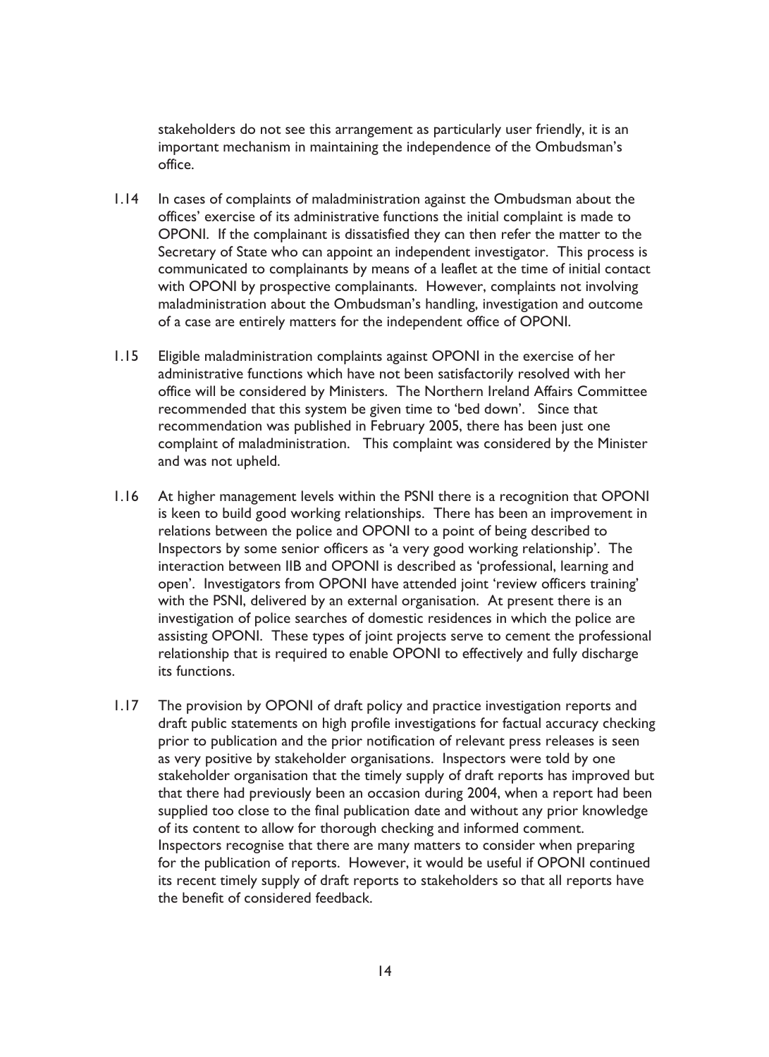stakeholders do not see this arrangement as particularly user friendly, it is an important mechanism in maintaining the independence of the Ombudsman's office.

1.14 In cases of complaints of maladministration against the Ombudsman about the offices' exercise of its administrative functions the initial complaint is made to OPONI. If the complainant is dissatisfied they can then refer the matter to the Secretary of State who can appoint an independent investigator. This process is communicated to complainants by means of a leaflet at the time of initial contact with OPONI by prospective complainants. However, complaints not involving maladministration about the Ombudsman's handling, investigation and outcome of a case are entirely matters for the independent office of OPONI.

1.15 Eligible maladministration complaints against OPONI in the exercise of her administrative functions which have not been satisfactorily resolved with her office will be considered by Ministers. The Northern Ireland Affairs Committee recommended that this system be given time to 'bed down'. Since that recommendation was published in February 2005, there has been just one complaint of maladministration. This complaint was considered by the Minister and was not upheld.

1.16 At higher management levels within the PSNI there is a recognition that OPONI is keen to build good working relationships. There has been an improvement in relations between the police and OPONI to a point of being described to Inspectors by some senior officers as 'a very good working relationship'. The interaction between IIB and OPONI is described as 'professional, learning and open'. Investigators from OPONI have attended joint 'review officers training' with the PSNI, delivered by an external organisation. At present there is an investigation of police searches of domestic residences in which the police are assisting OPONI. These types of joint projects serve to cement the professional relationship that is required to enable OPONI to effectively and fully discharge its functions.

1.17 The provision by OPONI of draft policy and practice investigation reports and draft public statements on high profile investigations for factual accuracy checking prior to publication and the prior notification of relevant press releases is seen as very positive by stakeholder organisations. Inspectors were told by one stakeholder organisation that the timely supply of draft reports has improved but that there had previously been an occasion during 2004, when a report had been supplied too close to the final publication date and without any prior knowledge of its content to allow for thorough checking and informed comment. Inspectors recognise that there are many matters to consider when preparing for the publication of reports. However, it would be useful if OPONI continued its recent timely supply of draft reports to stakeholders so that all reports have the benefit of considered feedback.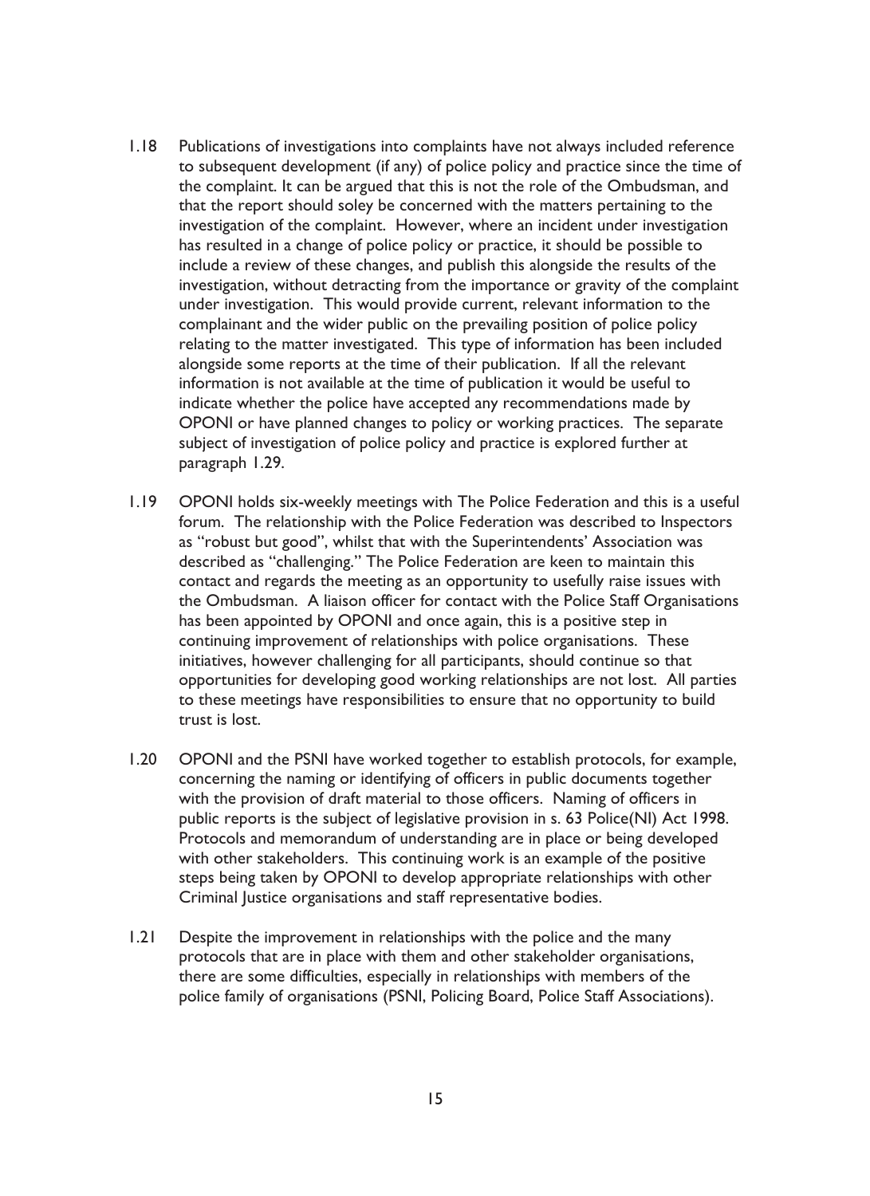1.18 Publications of investigations into complaints have not always included reference to subsequent development (if any) of police policy and practice since the time of the complaint. It can be argued that this is not the role of the Ombudsman, and that the report should soley be concerned with the matters pertaining to the investigation of the complaint. However, where an incident under investigation has resulted in a change of police policy or practice, it should be possible to include a review of these changes, and publish this alongside the results of the investigation, without detracting from the importance or gravity of the complaint under investigation. This would provide current, relevant information to the complainant and the wider public on the prevailing position of police policy relating to the matter investigated. This type of information has been included alongside some reports at the time of their publication. If all the relevant information is not available at the time of publication it would be useful to indicate whether the police have accepted any recommendations made by OPONI or have planned changes to policy or working practices. The separate subject of investigation of police policy and practice is explored further at paragraph 1.29.

1.19 OPONI holds six-weekly meetings with The Police Federation and this is a useful forum. The relationship with the Police Federation was described to Inspectors as "robust but good", whilst that with the Superintendents' Association was described as "challenging." The Police Federation are keen to maintain this contact and regards the meeting as an opportunity to usefully raise issues with the Ombudsman. A liaison officer for contact with the Police Staff Organisations has been appointed by OPONI and once again, this is a positive step in continuing improvement of relationships with police organisations. These initiatives, however challenging for all participants, should continue so that opportunities for developing good working relationships are not lost. All parties to these meetings have responsibilities to ensure that no opportunity to build trust is lost.

1.20 OPONI and the PSNI have worked together to establish protocols, for example, concerning the naming or identifying of officers in public documents together with the provision of draft material to those officers. Naming of officers in public reports is the subject of legislative provision in s. 63 Police(NI) Act 1998. Protocols and memorandum of understanding are in place or being developed with other stakeholders. This continuing work is an example of the positive steps being taken by OPONI to develop appropriate relationships with other Criminal Justice organisations and staff representative bodies.

1.21 Despite the improvement in relationships with the police and the many protocols that are in place with them and other stakeholder organisations, there are some difficulties, especially in relationships with members of the police family of organisations (PSNI, Policing Board, Police Staff Associations).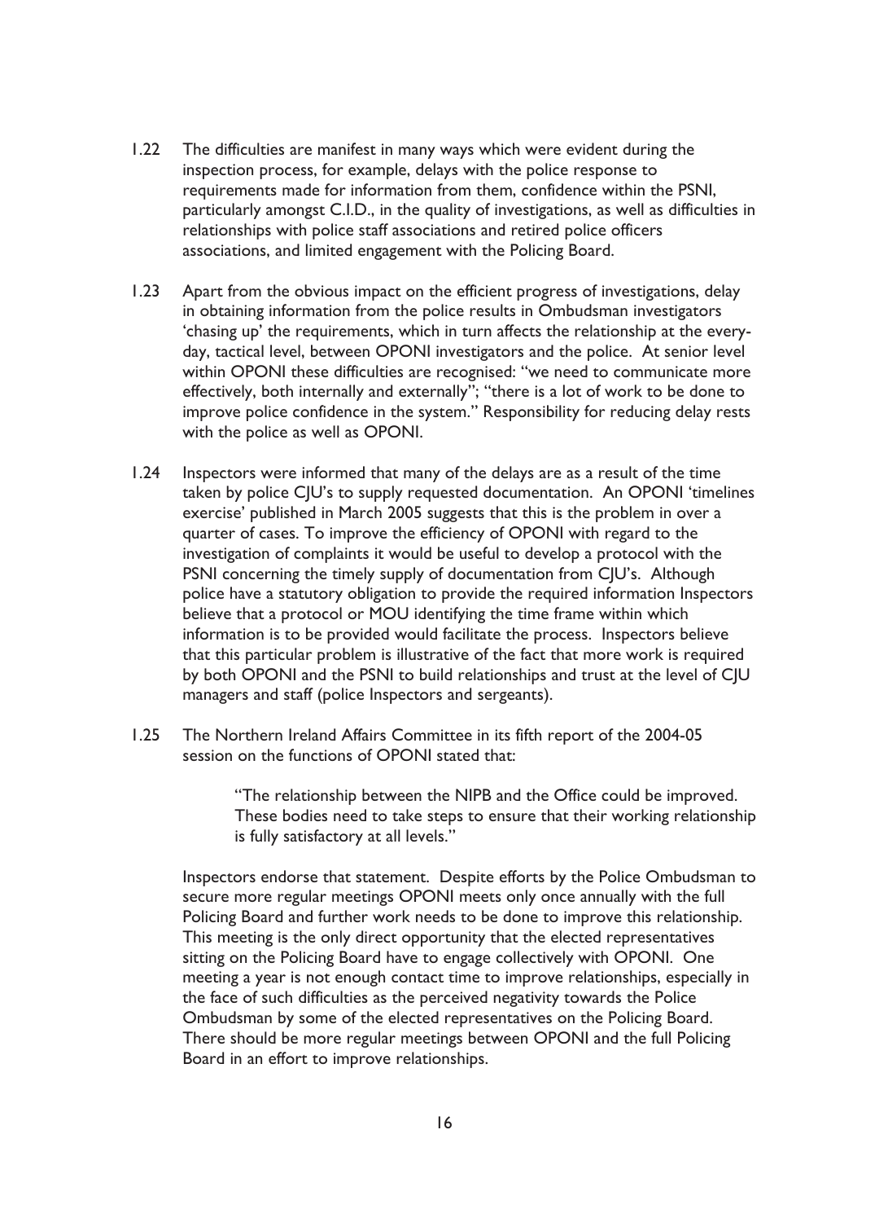1.22 The difficulties are manifest in many ways which were evident during the inspection process, for example, delays with the police response to requirements made for information from them, confidence within the PSNI, particularly amongst C.I.D., in the quality of investigations, as well as difficulties in relationships with police staff associations and retired police officers associations, and limited engagement with the Policing Board.

1.23 Apart from the obvious impact on the efficient progress of investigations, delay in obtaining information from the police results in Ombudsman investigators 'chasing up' the requirements, which in turn affects the relationship at the every-day, tactical level, between OPONI investigators and the police. At senior level within OPONI these difficulties are recognised: "we need to communicate more effectively, both internally and externally"; "there is a lot of work to be done to improve police confidence in the system." Responsibility for reducing delay rests with the police as well as OPONI.

1.24 Inspectors were informed that many of the delays are as a result of the time taken by police CJU's to supply requested documentation. An OPONI 'timelines exercise' published in March 2005 suggests that this is the problem in over a quarter of cases. To improve the efficiency of OPONI with regard to the investigation of complaints it would be useful to develop a protocol with the PSNI concerning the timely supply of documentation from CJU's. Although police have a statutory obligation to provide the required information Inspectors believe that a protocol or MOU identifying the time frame within which information is to be provided would facilitate the process. Inspectors believe that this particular problem is illustrative of the fact that more work is required by both OPONI and the PSNI to build relationships and trust at the level of CJU managers and staff (police Inspectors and sergeants).

1.25 The Northern Ireland Affairs Committee in its fifth report of the 2004-05 session on the functions of OPONI stated that:

> "The relationship between the NIPB and the Office could be improved. These bodies need to take steps to ensure that their working relationship is fully satisfactory at all levels."

Inspectors endorse that statement. Despite efforts by the Police Ombudsman to secure more regular meetings OPONI meets only once annually with the full Policing Board and further work needs to be done to improve this relationship. This meeting is the only direct opportunity that the elected representatives sitting on the Policing Board have to engage collectively with OPONI. One meeting a year is not enough contact time to improve relationships, especially in the face of such difficulties as the perceived negativity towards the Police Ombudsman by some of the elected representatives on the Policing Board. There should be more regular meetings between OPONI and the full Policing Board in an effort to improve relationships.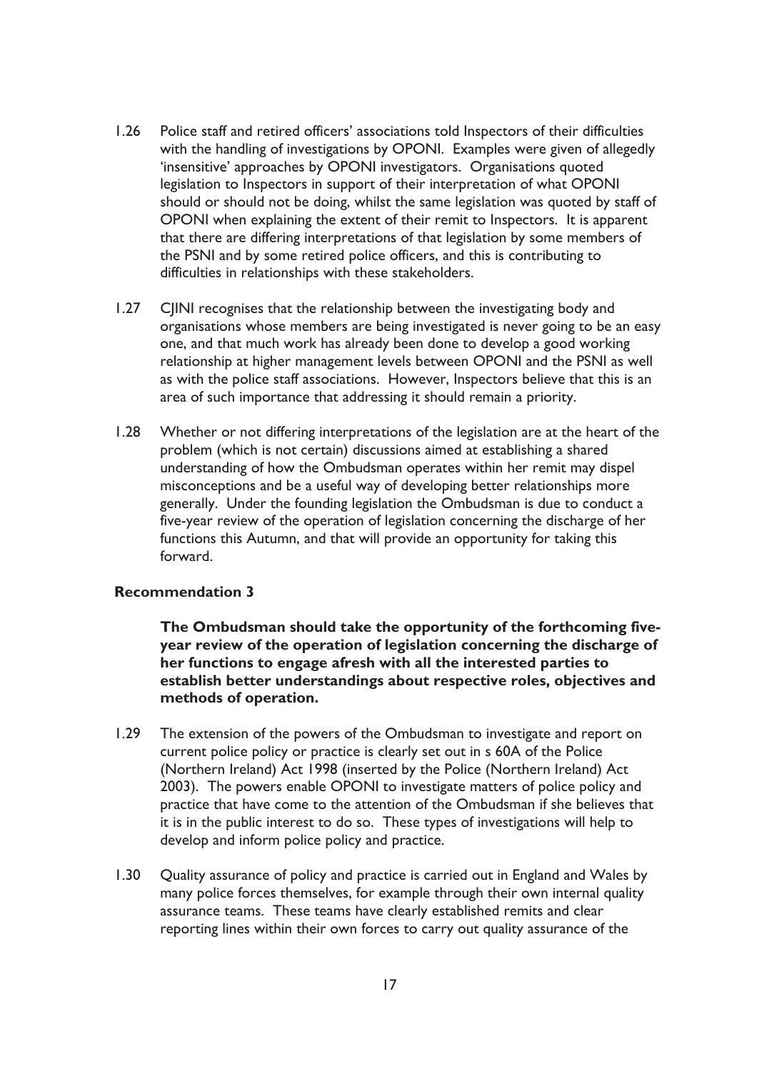1.26 Police staff and retired officers' associations told Inspectors of their difficulties with the handling of investigations by OPONI. Examples were given of allegedly 'insensitive' approaches by OPONI investigators. Organisations quoted legislation to Inspectors in support of their interpretation of what OPONI should or should not be doing, whilst the same legislation was quoted by staff of OPONI when explaining the extent of their remit to Inspectors. It is apparent that there are differing interpretations of that legislation by some members of the PSNI and by some retired police officers, and this is contributing to difficulties in relationships with these stakeholders.

1.27 CJINI recognises that the relationship between the investigating body and organisations whose members are being investigated is never going to be an easy one, and that much work has already been done to develop a good working relationship at higher management levels between OPONI and the PSNI as well as with the police staff associations. However, Inspectors believe that this is an area of such importance that addressing it should remain a priority.

1.28 Whether or not differing interpretations of the legislation are at the heart of the problem (which is not certain) discussions aimed at establishing a shared understanding of how the Ombudsman operates within her remit may dispel misconceptions and be a useful way of developing better relationships more generally. Under the founding legislation the Ombudsman is due to conduct a five-year review of the operation of legislation concerning the discharge of her functions this Autumn, and that will provide an opportunity for taking this forward.

**Recommendation 3**

**The Ombudsman should take the opportunity of the forthcoming five-year review of the operation of legislation concerning the discharge of her functions to engage afresh with all the interested parties to establish better understandings about respective roles, objectives and methods of operation.**

1.29 The extension of the powers of the Ombudsman to investigate and report on current police policy or practice is clearly set out in s 60A of the Police (Northern Ireland) Act 1998 (inserted by the Police (Northern Ireland) Act 2003). The powers enable OPONI to investigate matters of police policy and practice that have come to the attention of the Ombudsman if she believes that it is in the public interest to do so. These types of investigations will help to develop and inform police policy and practice.

1.30 Quality assurance of policy and practice is carried out in England and Wales by many police forces themselves, for example through their own internal quality assurance teams. These teams have clearly established remits and clear reporting lines within their own forces to carry out quality assurance of the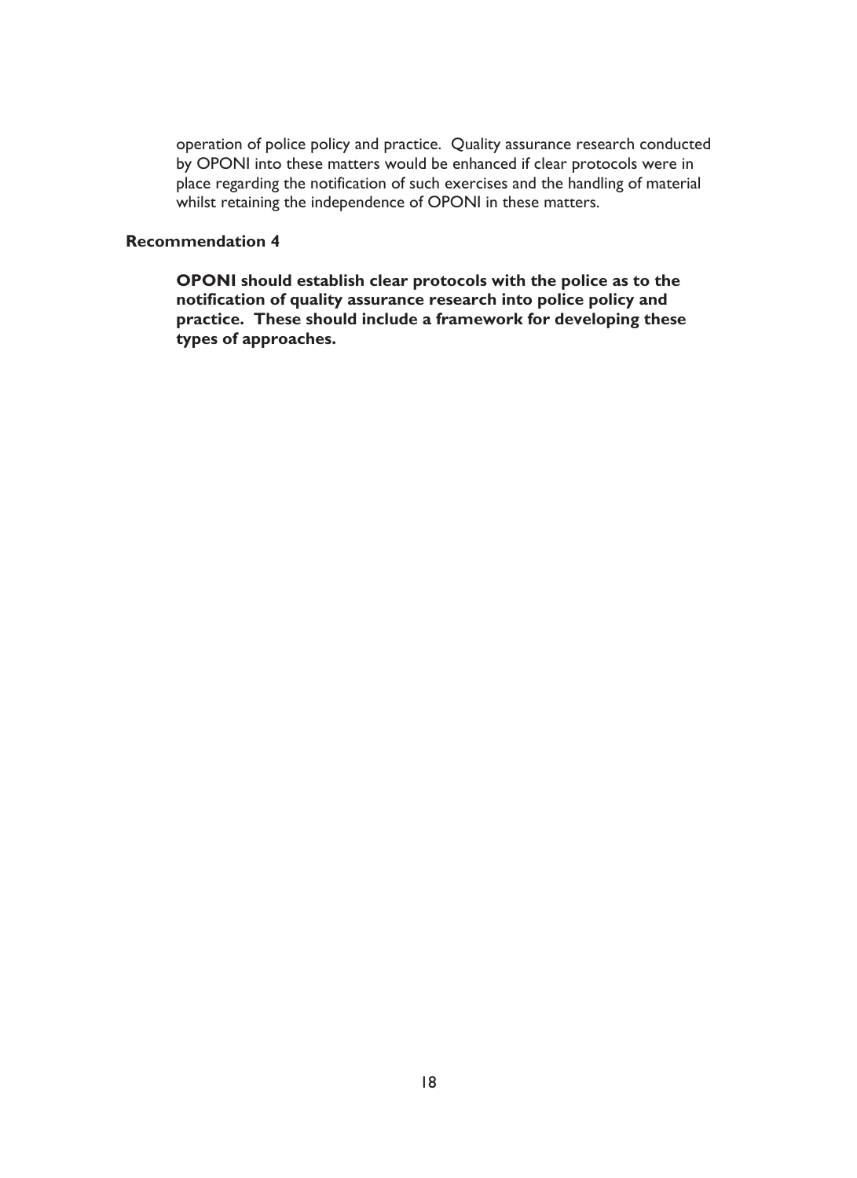operation of police policy and practice. Quality assurance research conducted by OPONI into these matters would be enhanced if clear protocols were in place regarding the notification of such exercises and the handling of material whilst retaining the independence of OPONI in these matters.

**Recommendation 4**

**OPONI should establish clear protocols with the police as to the notification of quality assurance research into police policy and practice. These should include a framework for developing these types of approaches.**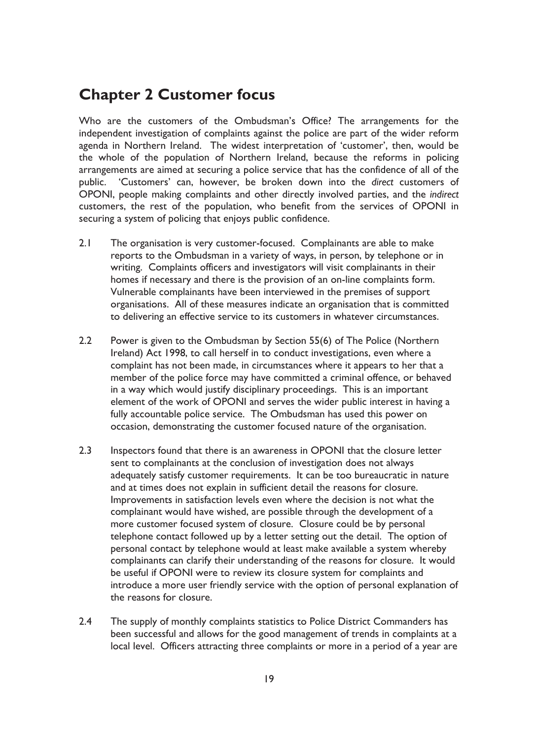## Chapter 2 Customer focus

Who are the customers of the Ombudsman's Office? The arrangements for the independent investigation of complaints against the police are part of the wider reform agenda in Northern Ireland. The widest interpretation of 'customer', then, would be the whole of the population of Northern Ireland, because the reforms in policing arrangements are aimed at securing a police service that has the confidence of all of the public. 'Customers' can, however, be broken down into the *direct* customers of OPONI, people making complaints and other directly involved parties, and the *indirect* customers, the rest of the population, who benefit from the services of OPONI in securing a system of policing that enjoys public confidence.

2.1 The organisation is very customer-focused. Complainants are able to make reports to the Ombudsman in a variety of ways, in person, by telephone or in writing. Complaints officers and investigators will visit complainants in their homes if necessary and there is the provision of an on-line complaints form. Vulnerable complainants have been interviewed in the premises of support organisations. All of these measures indicate an organisation that is committed to delivering an effective service to its customers in whatever circumstances.

2.2 Power is given to the Ombudsman by Section 55(6) of The Police (Northern Ireland) Act 1998, to call herself in to conduct investigations, even where a complaint has not been made, in circumstances where it appears to her that a member of the police force may have committed a criminal offence, or behaved in a way which would justify disciplinary proceedings. This is an important element of the work of OPONI and serves the wider public interest in having a fully accountable police service. The Ombudsman has used this power on occasion, demonstrating the customer focused nature of the organisation.

2.3 Inspectors found that there is an awareness in OPONI that the closure letter sent to complainants at the conclusion of investigation does not always adequately satisfy customer requirements. It can be too bureaucratic in nature and at times does not explain in sufficient detail the reasons for closure. Improvements in satisfaction levels even where the decision is not what the complainant would have wished, are possible through the development of a more customer focused system of closure. Closure could be by personal telephone contact followed up by a letter setting out the detail. The option of personal contact by telephone would at least make available a system whereby complainants can clarify their understanding of the reasons for closure. It would be useful if OPONI were to review its closure system for complaints and introduce a more user friendly service with the option of personal explanation of the reasons for closure.

2.4 The supply of monthly complaints statistics to Police District Commanders has been successful and allows for the good management of trends in complaints at a local level. Officers attracting three complaints or more in a period of a year are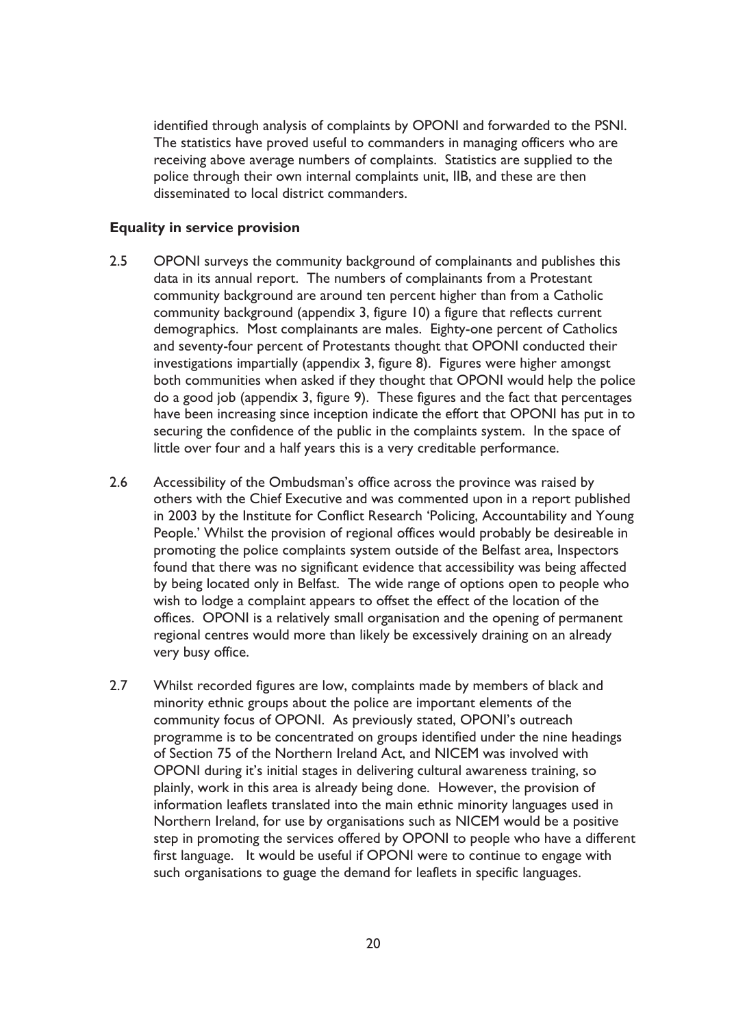identified through analysis of complaints by OPONI and forwarded to the PSNI. The statistics have proved useful to commanders in managing officers who are receiving above average numbers of complaints. Statistics are supplied to the police through their own internal complaints unit, IIB, and these are then disseminated to local district commanders.

**Equality in service provision**

2.5 OPONI surveys the community background of complainants and publishes this data in its annual report. The numbers of complainants from a Protestant community background are around ten percent higher than from a Catholic community background (appendix 3, figure 10) a figure that reflects current demographics. Most complainants are males. Eighty-one percent of Catholics and seventy-four percent of Protestants thought that OPONI conducted their investigations impartially (appendix 3, figure 8). Figures were higher amongst both communities when asked if they thought that OPONI would help the police do a good job (appendix 3, figure 9). These figures and the fact that percentages have been increasing since inception indicate the effort that OPONI has put in to securing the confidence of the public in the complaints system. In the space of little over four and a half years this is a very creditable performance.

2.6 Accessibility of the Ombudsman's office across the province was raised by others with the Chief Executive and was commented upon in a report published in 2003 by the Institute for Conflict Research 'Policing, Accountability and Young People.' Whilst the provision of regional offices would probably be desireable in promoting the police complaints system outside of the Belfast area, Inspectors found that there was no significant evidence that accessibility was being affected by being located only in Belfast. The wide range of options open to people who wish to lodge a complaint appears to offset the effect of the location of the offices. OPONI is a relatively small organisation and the opening of permanent regional centres would more than likely be excessively draining on an already very busy office.

2.7 Whilst recorded figures are low, complaints made by members of black and minority ethnic groups about the police are important elements of the community focus of OPONI. As previously stated, OPONI's outreach programme is to be concentrated on groups identified under the nine headings of Section 75 of the Northern Ireland Act, and NICEM was involved with OPONI during it's initial stages in delivering cultural awareness training, so plainly, work in this area is already being done. However, the provision of information leaflets translated into the main ethnic minority languages used in Northern Ireland, for use by organisations such as NICEM would be a positive step in promoting the services offered by OPONI to people who have a different first language. It would be useful if OPONI were to continue to engage with such organisations to guage the demand for leaflets in specific languages.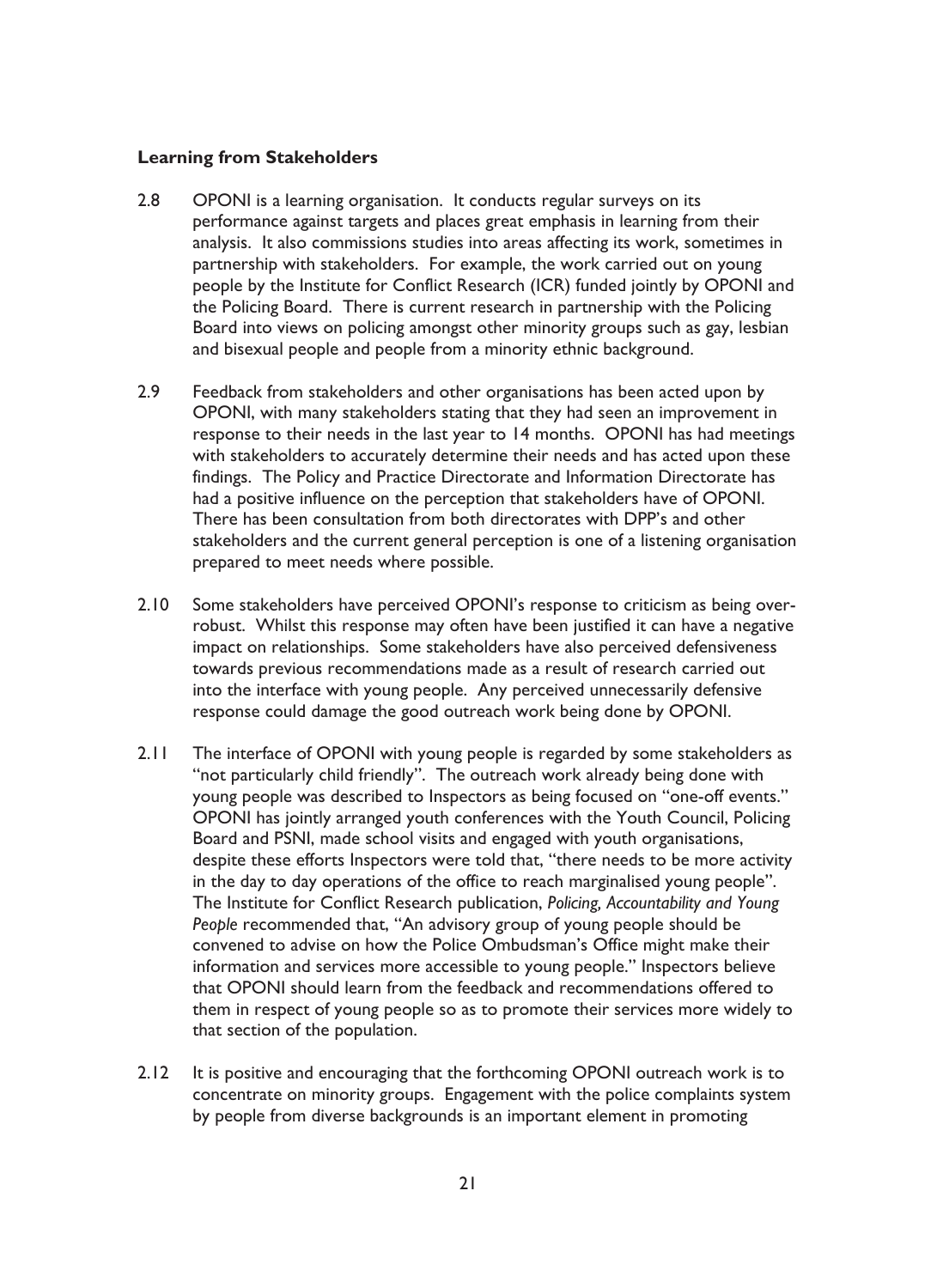**Learning from Stakeholders**

2.8 OPONI is a learning organisation. It conducts regular surveys on its performance against targets and places great emphasis in learning from their analysis. It also commissions studies into areas affecting its work, sometimes in partnership with stakeholders. For example, the work carried out on young people by the Institute for Conflict Research (ICR) funded jointly by OPONI and the Policing Board. There is current research in partnership with the Policing Board into views on policing amongst other minority groups such as gay, lesbian and bisexual people and people from a minority ethnic background.

2.9 Feedback from stakeholders and other organisations has been acted upon by OPONI, with many stakeholders stating that they had seen an improvement in response to their needs in the last year to 14 months. OPONI has had meetings with stakeholders to accurately determine their needs and has acted upon these findings. The Policy and Practice Directorate and Information Directorate has had a positive influence on the perception that stakeholders have of OPONI. There has been consultation from both directorates with DPP's and other stakeholders and the current general perception is one of a listening organisation prepared to meet needs where possible.

2.10 Some stakeholders have perceived OPONI's response to criticism as being over-robust. Whilst this response may often have been justified it can have a negative impact on relationships. Some stakeholders have also perceived defensiveness towards previous recommendations made as a result of research carried out into the interface with young people. Any perceived unnecessarily defensive response could damage the good outreach work being done by OPONI.

2.11 The interface of OPONI with young people is regarded by some stakeholders as "not particularly child friendly". The outreach work already being done with young people was described to Inspectors as being focused on "one-off events." OPONI has jointly arranged youth conferences with the Youth Council, Policing Board and PSNI, made school visits and engaged with youth organisations, despite these efforts Inspectors were told that, "there needs to be more activity in the day to day operations of the office to reach marginalised young people". The Institute for Conflict Research publication, *Policing, Accountability and Young People* recommended that, "An advisory group of young people should be convened to advise on how the Police Ombudsman's Office might make their information and services more accessible to young people." Inspectors believe that OPONI should learn from the feedback and recommendations offered to them in respect of young people so as to promote their services more widely to that section of the population.

2.12 It is positive and encouraging that the forthcoming OPONI outreach work is to concentrate on minority groups. Engagement with the police complaints system by people from diverse backgrounds is an important element in promoting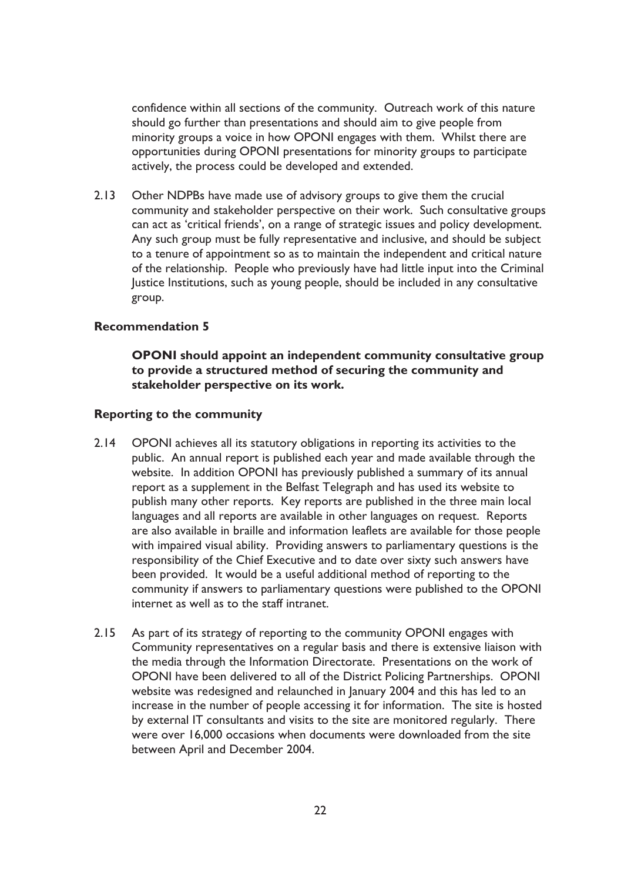confidence within all sections of the community. Outreach work of this nature should go further than presentations and should aim to give people from minority groups a voice in how OPONI engages with them. Whilst there are opportunities during OPONI presentations for minority groups to participate actively, the process could be developed and extended.

2.13 Other NDPBs have made use of advisory groups to give them the crucial community and stakeholder perspective on their work. Such consultative groups can act as 'critical friends', on a range of strategic issues and policy development. Any such group must be fully representative and inclusive, and should be subject to a tenure of appointment so as to maintain the independent and critical nature of the relationship. People who previously have had little input into the Criminal Justice Institutions, such as young people, should be included in any consultative group.

**Recommendation 5**

**OPONI should appoint an independent community consultative group to provide a structured method of securing the community and stakeholder perspective on its work.**

**Reporting to the community**

2.14 OPONI achieves all its statutory obligations in reporting its activities to the public. An annual report is published each year and made available through the website. In addition OPONI has previously published a summary of its annual report as a supplement in the Belfast Telegraph and has used its website to publish many other reports. Key reports are published in the three main local languages and all reports are available in other languages on request. Reports are also available in braille and information leaflets are available for those people with impaired visual ability. Providing answers to parliamentary questions is the responsibility of the Chief Executive and to date over sixty such answers have been provided. It would be a useful additional method of reporting to the community if answers to parliamentary questions were published to the OPONI internet as well as to the staff intranet.

2.15 As part of its strategy of reporting to the community OPONI engages with Community representatives on a regular basis and there is extensive liaison with the media through the Information Directorate. Presentations on the work of OPONI have been delivered to all of the District Policing Partnerships. OPONI website was redesigned and relaunched in January 2004 and this has led to an increase in the number of people accessing it for information. The site is hosted by external IT consultants and visits to the site are monitored regularly. There were over 16,000 occasions when documents were downloaded from the site between April and December 2004.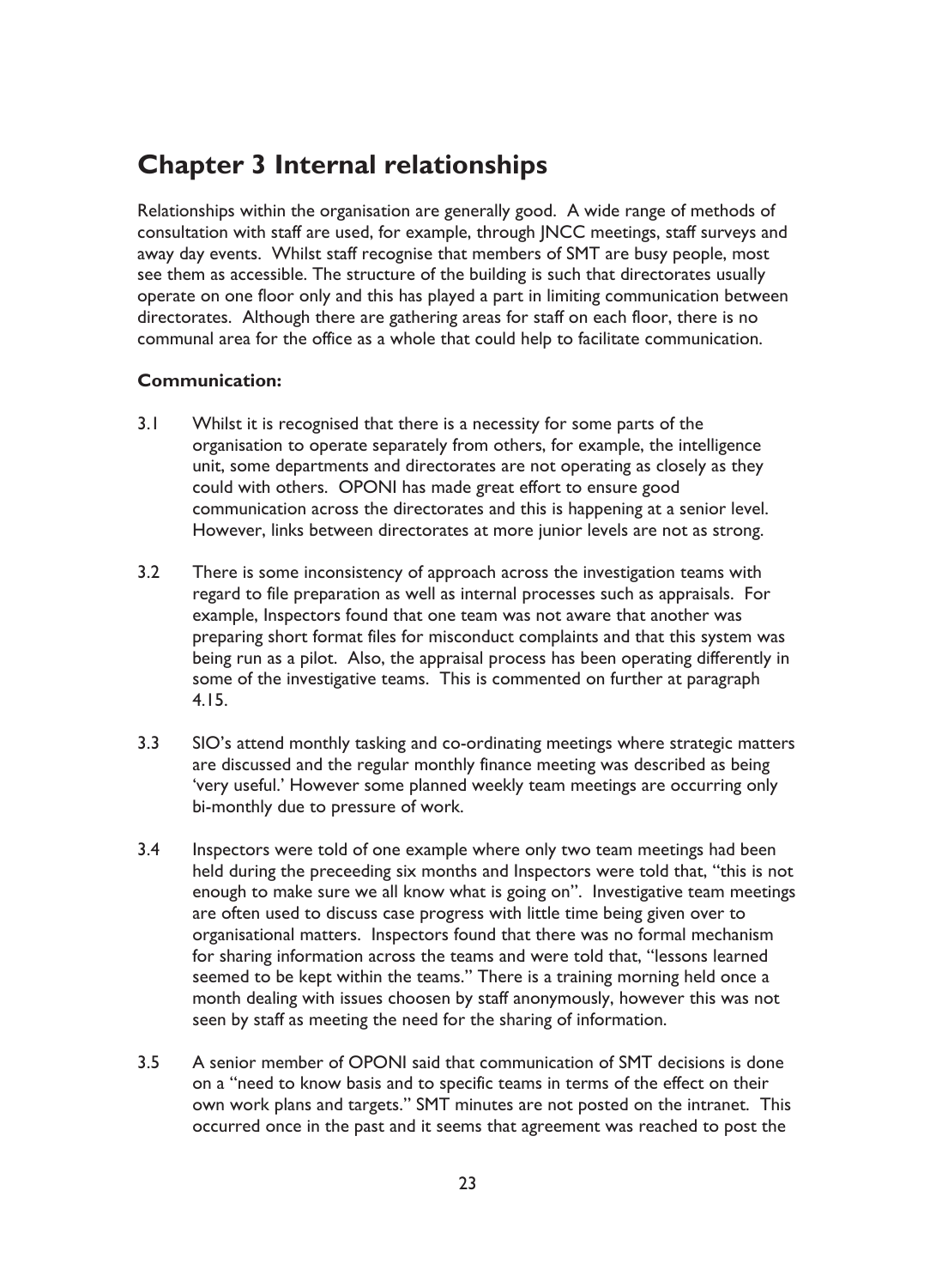## Chapter 3 Internal relationships

Relationships within the organisation are generally good. A wide range of methods of consultation with staff are used, for example, through JNCC meetings, staff surveys and away day events. Whilst staff recognise that members of SMT are busy people, most see them as accessible. The structure of the building is such that directorates usually operate on one floor only and this has played a part in limiting communication between directorates. Although there are gathering areas for staff on each floor, there is no communal area for the office as a whole that could help to facilitate communication.

### Communication:

3.1 Whilst it is recognised that there is a necessity for some parts of the organisation to operate separately from others, for example, the intelligence unit, some departments and directorates are not operating as closely as they could with others. OPONI has made great effort to ensure good communication across the directorates and this is happening at a senior level. However, links between directorates at more junior levels are not as strong.

3.2 There is some inconsistency of approach across the investigation teams with regard to file preparation as well as internal processes such as appraisals. For example, Inspectors found that one team was not aware that another was preparing short format files for misconduct complaints and that this system was being run as a pilot. Also, the appraisal process has been operating differently in some of the investigative teams. This is commented on further at paragraph 4.15.

3.3 SIO's attend monthly tasking and co-ordinating meetings where strategic matters are discussed and the regular monthly finance meeting was described as being 'very useful.' However some planned weekly team meetings are occurring only bi-monthly due to pressure of work.

3.4 Inspectors were told of one example where only two team meetings had been held during the preceeding six months and Inspectors were told that, "this is not enough to make sure we all know what is going on". Investigative team meetings are often used to discuss case progress with little time being given over to organisational matters. Inspectors found that there was no formal mechanism for sharing information across the teams and were told that, "lessons learned seemed to be kept within the teams." There is a training morning held once a month dealing with issues choosen by staff anonymously, however this was not seen by staff as meeting the need for the sharing of information.

3.5 A senior member of OPONI said that communication of SMT decisions is done on a "need to know basis and to specific teams in terms of the effect on their own work plans and targets." SMT minutes are not posted on the intranet. This occurred once in the past and it seems that agreement was reached to post the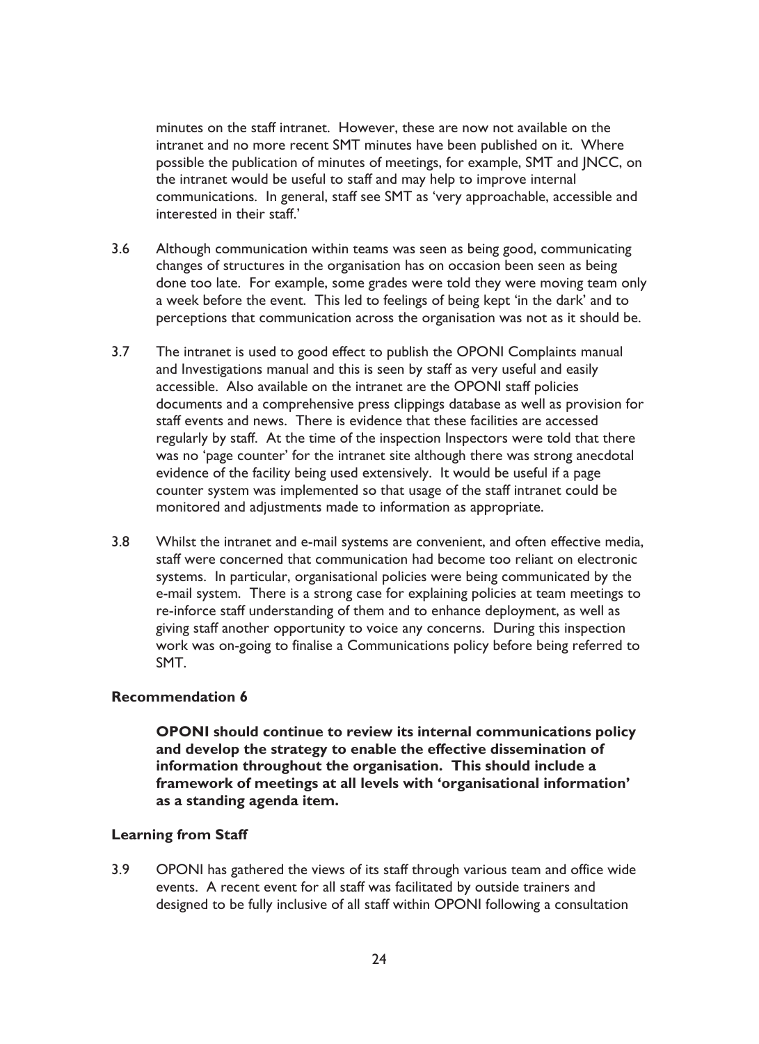minutes on the staff intranet. However, these are now not available on the intranet and no more recent SMT minutes have been published on it. Where possible the publication of minutes of meetings, for example, SMT and JNCC, on the intranet would be useful to staff and may help to improve internal communications. In general, staff see SMT as 'very approachable, accessible and interested in their staff.'

3.6 Although communication within teams was seen as being good, communicating changes of structures in the organisation has on occasion been seen as being done too late. For example, some grades were told they were moving team only a week before the event. This led to feelings of being kept 'in the dark' and to perceptions that communication across the organisation was not as it should be.

3.7 The intranet is used to good effect to publish the OPONI Complaints manual and Investigations manual and this is seen by staff as very useful and easily accessible. Also available on the intranet are the OPONI staff policies documents and a comprehensive press clippings database as well as provision for staff events and news. There is evidence that these facilities are accessed regularly by staff. At the time of the inspection Inspectors were told that there was no 'page counter' for the intranet site although there was strong anecdotal evidence of the facility being used extensively. It would be useful if a page counter system was implemented so that usage of the staff intranet could be monitored and adjustments made to information as appropriate.

3.8 Whilst the intranet and e-mail systems are convenient, and often effective media, staff were concerned that communication had become too reliant on electronic systems. In particular, organisational policies were being communicated by the e-mail system. There is a strong case for explaining policies at team meetings to re-inforce staff understanding of them and to enhance deployment, as well as giving staff another opportunity to voice any concerns. During this inspection work was on-going to finalise a Communications policy before being referred to SMT.

**Recommendation 6**

**OPONI should continue to review its internal communications policy and develop the strategy to enable the effective dissemination of information throughout the organisation. This should include a framework of meetings at all levels with 'organisational information' as a standing agenda item.**

**Learning from Staff**

3.9 OPONI has gathered the views of its staff through various team and office wide events. A recent event for all staff was facilitated by outside trainers and designed to be fully inclusive of all staff within OPONI following a consultation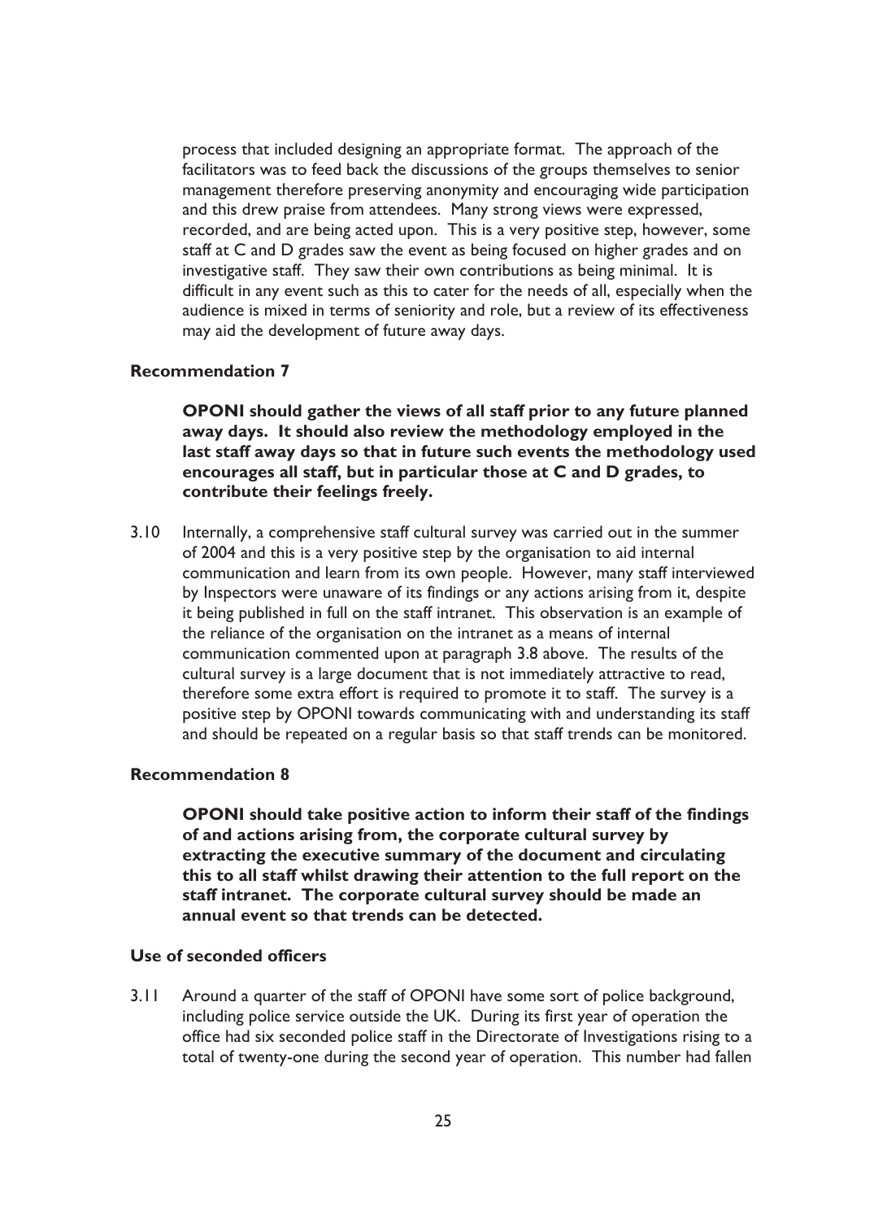process that included designing an appropriate format. The approach of the facilitators was to feed back the discussions of the groups themselves to senior management therefore preserving anonymity and encouraging wide participation and this drew praise from attendees. Many strong views were expressed, recorded, and are being acted upon. This is a very positive step, however, some staff at C and D grades saw the event as being focused on higher grades and on investigative staff. They saw their own contributions as being minimal. It is difficult in any event such as this to cater for the needs of all, especially when the audience is mixed in terms of seniority and role, but a review of its effectiveness may aid the development of future away days.

**Recommendation 7**

**OPONI should gather the views of all staff prior to any future planned away days. It should also review the methodology employed in the last staff away days so that in future such events the methodology used encourages all staff, but in particular those at C and D grades, to contribute their feelings freely.**

3.10 Internally, a comprehensive staff cultural survey was carried out in the summer of 2004 and this is a very positive step by the organisation to aid internal communication and learn from its own people. However, many staff interviewed by Inspectors were unaware of its findings or any actions arising from it, despite it being published in full on the staff intranet. This observation is an example of the reliance of the organisation on the intranet as a means of internal communication commented upon at paragraph 3.8 above. The results of the cultural survey is a large document that is not immediately attractive to read, therefore some extra effort is required to promote it to staff. The survey is a positive step by OPONI towards communicating with and understanding its staff and should be repeated on a regular basis so that staff trends can be monitored.

**Recommendation 8**

**OPONI should take positive action to inform their staff of the findings of and actions arising from, the corporate cultural survey by extracting the executive summary of the document and circulating this to all staff whilst drawing their attention to the full report on the staff intranet. The corporate cultural survey should be made an annual event so that trends can be detected.**

**Use of seconded officers**

3.11 Around a quarter of the staff of OPONI have some sort of police background, including police service outside the UK. During its first year of operation the office had six seconded police staff in the Directorate of Investigations rising to a total of twenty-one during the second year of operation. This number had fallen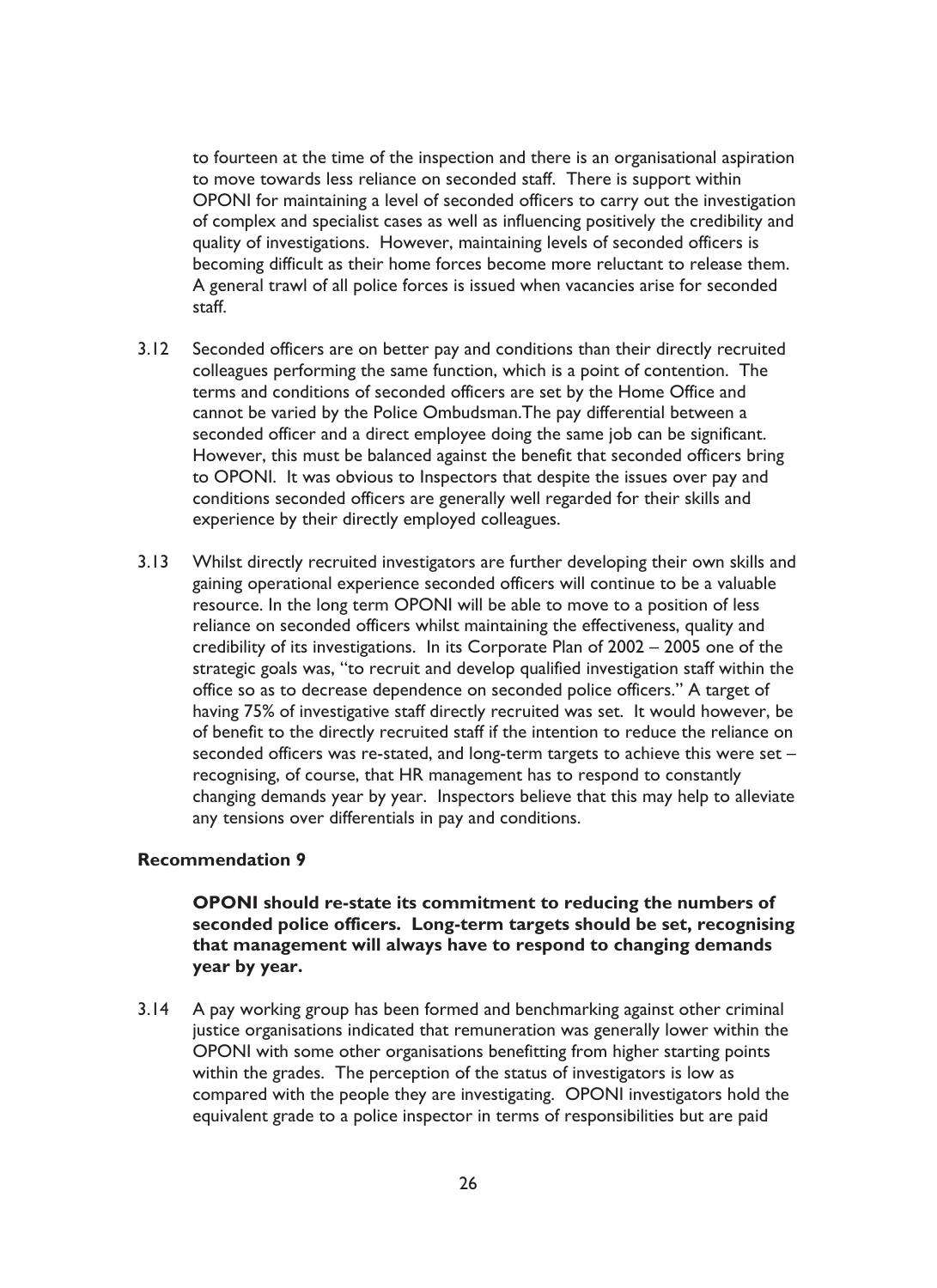to fourteen at the time of the inspection and there is an organisational aspiration to move towards less reliance on seconded staff. There is support within OPONI for maintaining a level of seconded officers to carry out the investigation of complex and specialist cases as well as influencing positively the credibility and quality of investigations. However, maintaining levels of seconded officers is becoming difficult as their home forces become more reluctant to release them. A general trawl of all police forces is issued when vacancies arise for seconded staff.

3.12 Seconded officers are on better pay and conditions than their directly recruited colleagues performing the same function, which is a point of contention. The terms and conditions of seconded officers are set by the Home Office and cannot be varied by the Police Ombudsman.The pay differential between a seconded officer and a direct employee doing the same job can be significant. However, this must be balanced against the benefit that seconded officers bring to OPONI. It was obvious to Inspectors that despite the issues over pay and conditions seconded officers are generally well regarded for their skills and experience by their directly employed colleagues.

3.13 Whilst directly recruited investigators are further developing their own skills and gaining operational experience seconded officers will continue to be a valuable resource. In the long term OPONI will be able to move to a position of less reliance on seconded officers whilst maintaining the effectiveness, quality and credibility of its investigations. In its Corporate Plan of 2002 – 2005 one of the strategic goals was, "to recruit and develop qualified investigation staff within the office so as to decrease dependence on seconded police officers." A target of having 75% of investigative staff directly recruited was set. It would however, be of benefit to the directly recruited staff if the intention to reduce the reliance on seconded officers was re-stated, and long-term targets to achieve this were set – recognising, of course, that HR management has to respond to constantly changing demands year by year. Inspectors believe that this may help to alleviate any tensions over differentials in pay and conditions.

**Recommendation 9**

**OPONI should re-state its commitment to reducing the numbers of seconded police officers. Long-term targets should be set, recognising that management will always have to respond to changing demands year by year.**

3.14 A pay working group has been formed and benchmarking against other criminal justice organisations indicated that remuneration was generally lower within the OPONI with some other organisations benefitting from higher starting points within the grades. The perception of the status of investigators is low as compared with the people they are investigating. OPONI investigators hold the equivalent grade to a police inspector in terms of responsibilities but are paid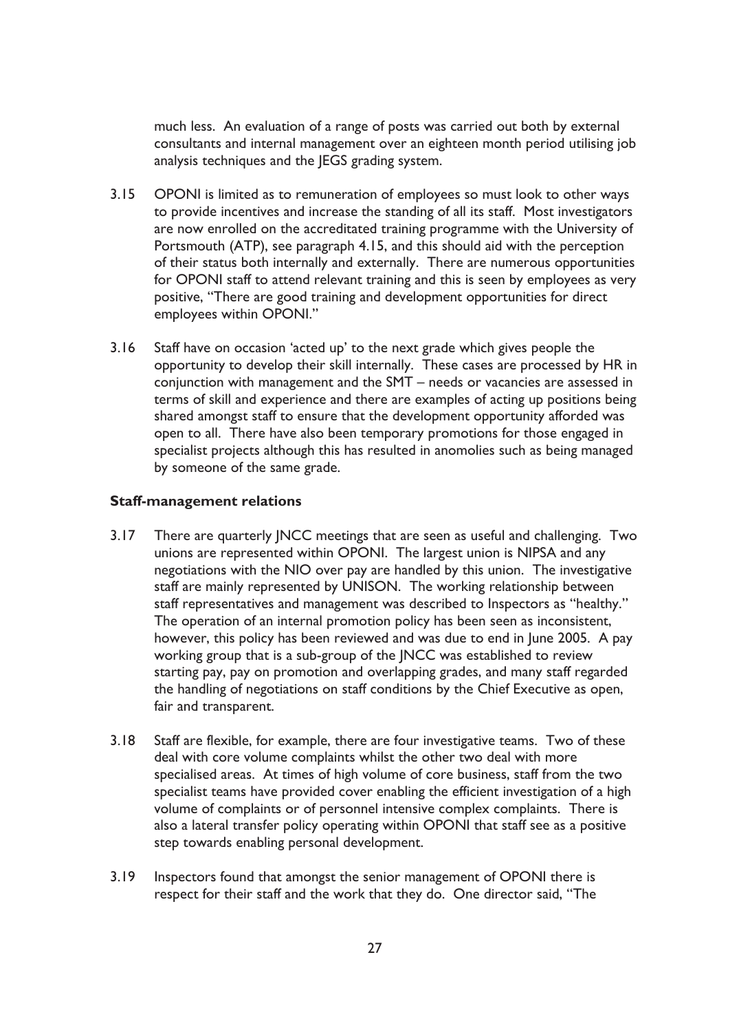much less. An evaluation of a range of posts was carried out both by external consultants and internal management over an eighteen month period utilising job analysis techniques and the JEGS grading system.

3.15 OPONI is limited as to remuneration of employees so must look to other ways to provide incentives and increase the standing of all its staff. Most investigators are now enrolled on the accredited training programme with the University of Portsmouth (ATP), see paragraph 4.15, and this should aid with the perception of their status both internally and externally. There are numerous opportunities for OPONI staff to attend relevant training and this is seen by employees as very positive, "There are good training and development opportunities for direct employees within OPONI."

3.16 Staff have on occasion 'acted up' to the next grade which gives people the opportunity to develop their skill internally. These cases are processed by HR in conjunction with management and the SMT – needs or vacancies are assessed in terms of skill and experience and there are examples of acting up positions being shared amongst staff to ensure that the development opportunity afforded was open to all. There have also been temporary promotions for those engaged in specialist projects although this has resulted in anomolies such as being managed by someone of the same grade.

**Staff-management relations**

3.17 There are quarterly JNCC meetings that are seen as useful and challenging. Two unions are represented within OPONI. The largest union is NIPSA and any negotiations with the NIO over pay are handled by this union. The investigative staff are mainly represented by UNISON. The working relationship between staff representatives and management was described to Inspectors as "healthy." The operation of an internal promotion policy has been seen as inconsistent, however, this policy has been reviewed and was due to end in June 2005. A pay working group that is a sub-group of the JNCC was established to review starting pay, pay on promotion and overlapping grades, and many staff regarded the handling of negotiations on staff conditions by the Chief Executive as open, fair and transparent.

3.18 Staff are flexible, for example, there are four investigative teams. Two of these deal with core volume complaints whilst the other two deal with more specialised areas. At times of high volume of core business, staff from the two specialist teams have provided cover enabling the efficient investigation of a high volume of complaints or of personnel intensive complex complaints. There is also a lateral transfer policy operating within OPONI that staff see as a positive step towards enabling personal development.

3.19 Inspectors found that amongst the senior management of OPONI there is respect for their staff and the work that they do. One director said, "The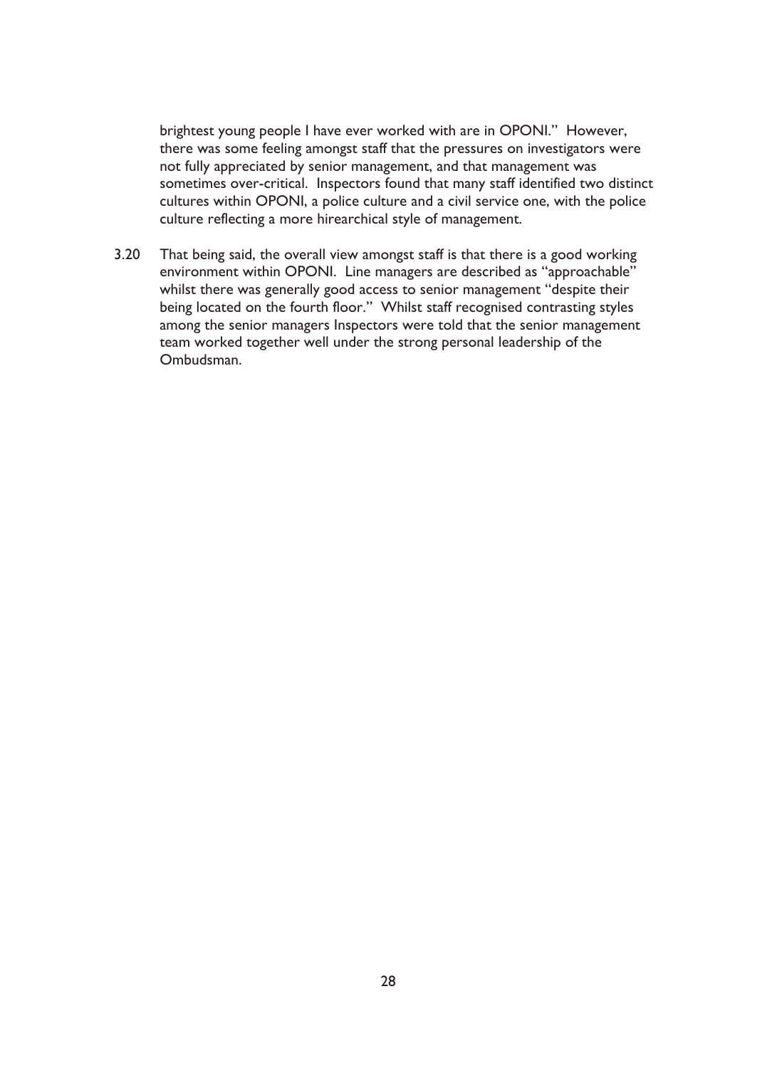brightest young people I have ever worked with are in OPONI." However, there was some feeling amongst staff that the pressures on investigators were not fully appreciated by senior management, and that management was sometimes over-critical. Inspectors found that many staff identified two distinct cultures within OPONI, a police culture and a civil service one, with the police culture reflecting a more hirearchical style of management.

3.20 That being said, the overall view amongst staff is that there is a good working environment within OPONI. Line managers are described as "approachable" whilst there was generally good access to senior management "despite their being located on the fourth floor." Whilst staff recognised contrasting styles among the senior managers Inspectors were told that the senior management team worked together well under the strong personal leadership of the Ombudsman.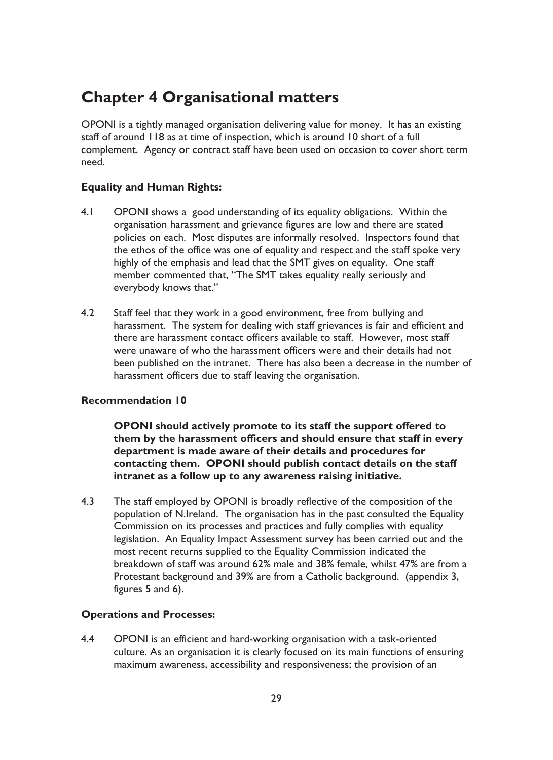# Chapter 4 Organisational matters

OPONI is a tightly managed organisation delivering value for money. It has an existing staff of around 118 as at time of inspection, which is around 10 short of a full complement. Agency or contract staff have been used on occasion to cover short term need.

**Equality and Human Rights:**

4.1 OPONI shows a good understanding of its equality obligations. Within the organisation harassment and grievance figures are low and there are stated policies on each. Most disputes are informally resolved. Inspectors found that the ethos of the office was one of equality and respect and the staff spoke very highly of the emphasis and lead that the SMT gives on equality. One staff member commented that, "The SMT takes equality really seriously and everybody knows that."

4.2 Staff feel that they work in a good environment, free from bullying and harassment. The system for dealing with staff grievances is fair and efficient and there are harassment contact officers available to staff. However, most staff were unaware of who the harassment officers were and their details had not been published on the intranet. There has also been a decrease in the number of harassment officers due to staff leaving the organisation.

**Recommendation 10**

**OPONI should actively promote to its staff the support offered to them by the harassment officers and should ensure that staff in every department is made aware of their details and procedures for contacting them. OPONI should publish contact details on the staff intranet as a follow up to any awareness raising initiative.**

4.3 The staff employed by OPONI is broadly reflective of the composition of the population of N.Ireland. The organisation has in the past consulted the Equality Commission on its processes and practices and fully complies with equality legislation. An Equality Impact Assessment survey has been carried out and the most recent returns supplied to the Equality Commission indicated the breakdown of staff was around 62% male and 38% female, whilst 47% are from a Protestant background and 39% are from a Catholic background. (appendix 3, figures 5 and 6).

**Operations and Processes:**

4.4 OPONI is an efficient and hard-working organisation with a task-oriented culture. As an organisation it is clearly focused on its main functions of ensuring maximum awareness, accessibility and responsiveness; the provision of an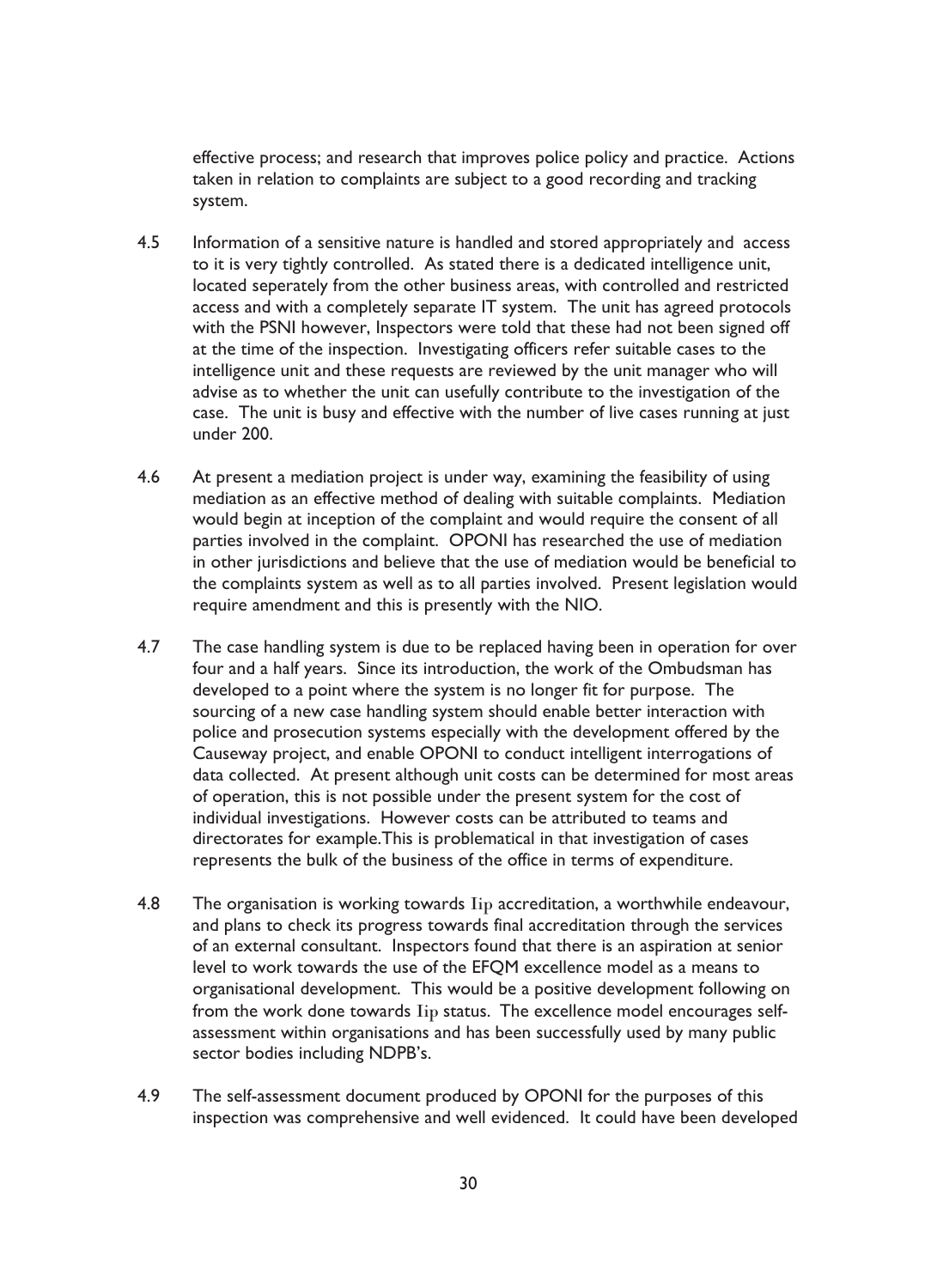effective process; and research that improves police policy and practice. Actions taken in relation to complaints are subject to a good recording and tracking system.

4.5 Information of a sensitive nature is handled and stored appropriately and access to it is very tightly controlled. As stated there is a dedicated intelligence unit, located seperately from the other business areas, with controlled and restricted access and with a completely separate IT system. The unit has agreed protocols with the PSNI however, Inspectors were told that these had not been signed off at the time of the inspection. Investigating officers refer suitable cases to the intelligence unit and these requests are reviewed by the unit manager who will advise as to whether the unit can usefully contribute to the investigation of the case. The unit is busy and effective with the number of live cases running at just under 200.

4.6 At present a mediation project is under way, examining the feasibility of using mediation as an effective method of dealing with suitable complaints. Mediation would begin at inception of the complaint and would require the consent of all parties involved in the complaint. OPONI has researched the use of mediation in other jurisdictions and believe that the use of mediation would be beneficial to the complaints system as well as to all parties involved. Present legislation would require amendment and this is presently with the NIO.

4.7 The case handling system is due to be replaced having been in operation for over four and a half years. Since its introduction, the work of the Ombudsman has developed to a point where the system is no longer fit for purpose. The sourcing of a new case handling system should enable better interaction with police and prosecution systems especially with the development offered by the Causeway project, and enable OPONI to conduct intelligent interrogations of data collected. At present although unit costs can be determined for most areas of operation, this is not possible under the present system for the cost of individual investigations. However costs can be attributed to teams and directorates for example.This is problematical in that investigation of cases represents the bulk of the business of the office in terms of expenditure.

4.8 The organisation is working towards Iip accreditation, a worthwhile endeavour, and plans to check its progress towards final accreditation through the services of an external consultant. Inspectors found that there is an aspiration at senior level to work towards the use of the EFQM excellence model as a means to organisational development. This would be a positive development following on from the work done towards Iip status. The excellence model encourages self-assessment within organisations and has been successfully used by many public sector bodies including NDPB's.

4.9 The self-assessment document produced by OPONI for the purposes of this inspection was comprehensive and well evidenced. It could have been developed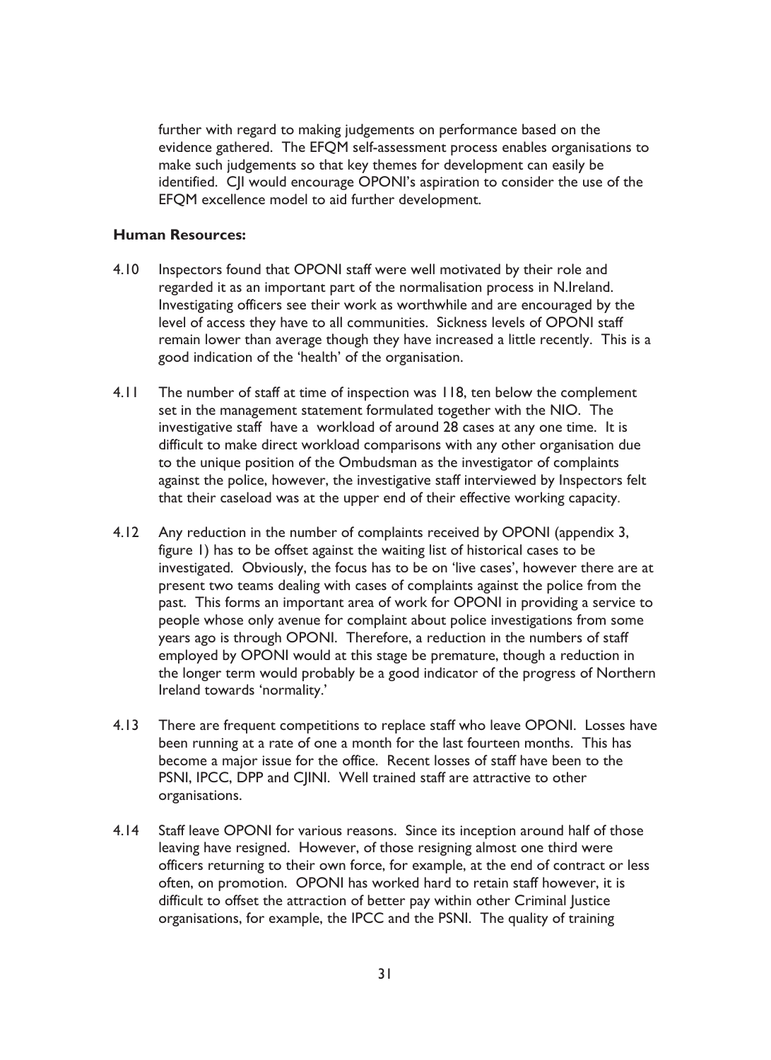further with regard to making judgements on performance based on the evidence gathered. The EFQM self-assessment process enables organisations to make such judgements so that key themes for development can easily be identified. CJI would encourage OPONI's aspiration to consider the use of the EFQM excellence model to aid further development.

**Human Resources:**

4.10 Inspectors found that OPONI staff were well motivated by their role and regarded it as an important part of the normalisation process in N.Ireland. Investigating officers see their work as worthwhile and are encouraged by the level of access they have to all communities. Sickness levels of OPONI staff remain lower than average though they have increased a little recently. This is a good indication of the 'health' of the organisation.

4.11 The number of staff at time of inspection was 118, ten below the complement set in the management statement formulated together with the NIO. The investigative staff have a workload of around 28 cases at any one time. It is difficult to make direct workload comparisons with any other organisation due to the unique position of the Ombudsman as the investigator of complaints against the police, however, the investigative staff interviewed by Inspectors felt that their caseload was at the upper end of their effective working capacity.

4.12 Any reduction in the number of complaints received by OPONI (appendix 3, figure 1) has to be offset against the waiting list of historical cases to be investigated. Obviously, the focus has to be on 'live cases', however there are at present two teams dealing with cases of complaints against the police from the past. This forms an important area of work for OPONI in providing a service to people whose only avenue for complaint about police investigations from some years ago is through OPONI. Therefore, a reduction in the numbers of staff employed by OPONI would at this stage be premature, though a reduction in the longer term would probably be a good indicator of the progress of Northern Ireland towards 'normality.'

4.13 There are frequent competitions to replace staff who leave OPONI. Losses have been running at a rate of one a month for the last fourteen months. This has become a major issue for the office. Recent losses of staff have been to the PSNI, IPCC, DPP and CJINI. Well trained staff are attractive to other organisations.

4.14 Staff leave OPONI for various reasons. Since its inception around half of those leaving have resigned. However, of those resigning almost one third were officers returning to their own force, for example, at the end of contract or less often, on promotion. OPONI has worked hard to retain staff however, it is difficult to offset the attraction of better pay within other Criminal Justice organisations, for example, the IPCC and the PSNI. The quality of training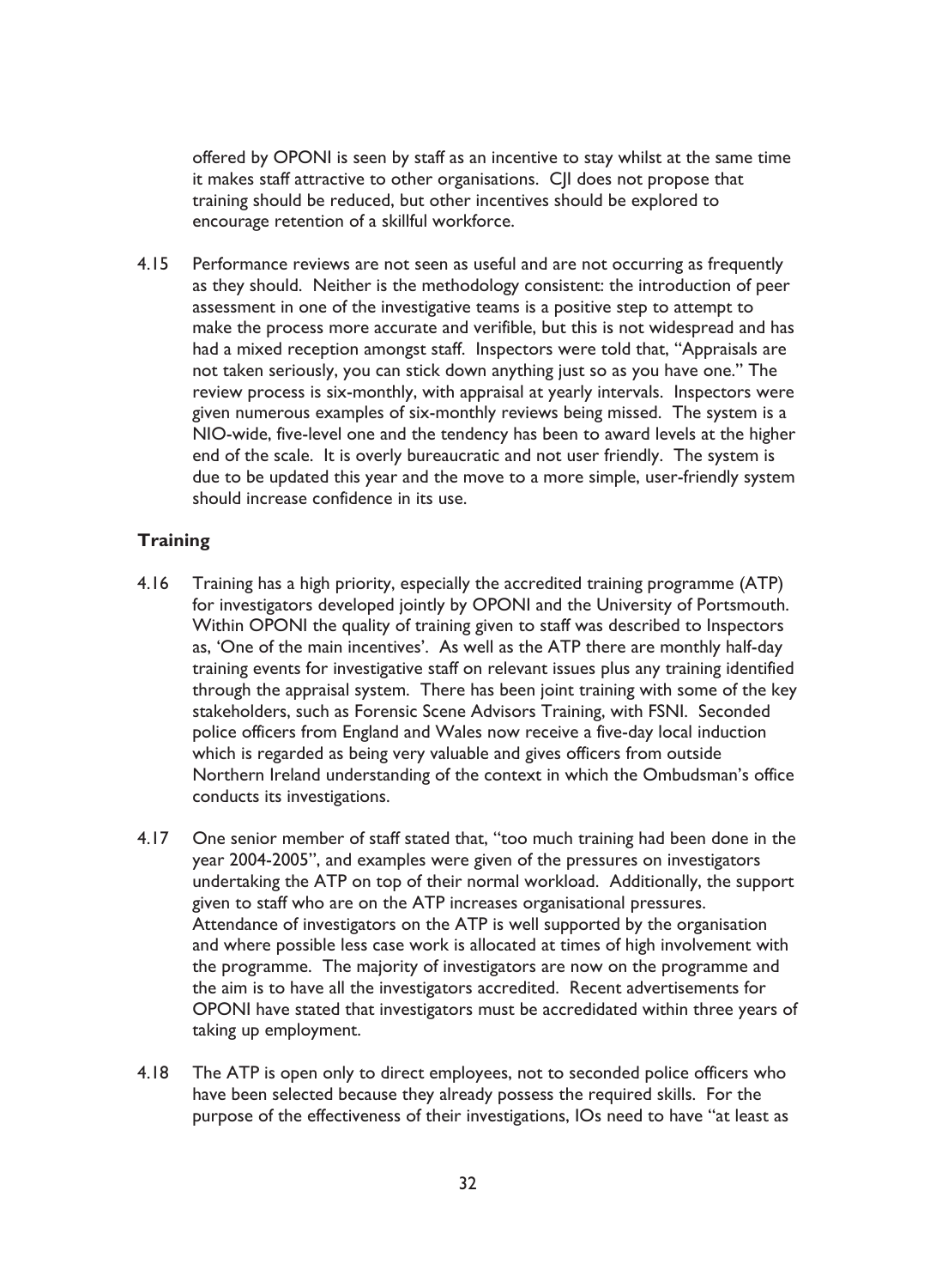offered by OPONI is seen by staff as an incentive to stay whilst at the same time it makes staff attractive to other organisations. CJI does not propose that training should be reduced, but other incentives should be explored to encourage retention of a skillful workforce.

4.15 Performance reviews are not seen as useful and are not occurring as frequently as they should. Neither is the methodology consistent: the introduction of peer assessment in one of the investigative teams is a positive step to attempt to make the process more accurate and verifible, but this is not widespread and has had a mixed reception amongst staff. Inspectors were told that, "Appraisals are not taken seriously, you can stick down anything just so as you have one." The review process is six-monthly, with appraisal at yearly intervals. Inspectors were given numerous examples of six-monthly reviews being missed. The system is a NIO-wide, five-level one and the tendency has been to award levels at the higher end of the scale. It is overly bureaucratic and not user friendly. The system is due to be updated this year and the move to a more simple, user-friendly system should increase confidence in its use.

### Training

4.16 Training has a high priority, especially the accredited training programme (ATP) for investigators developed jointly by OPONI and the University of Portsmouth. Within OPONI the quality of training given to staff was described to Inspectors as, 'One of the main incentives'. As well as the ATP there are monthly half-day training events for investigative staff on relevant issues plus any training identified through the appraisal system. There has been joint training with some of the key stakeholders, such as Forensic Scene Advisors Training, with FSNI. Seconded police officers from England and Wales now receive a five-day local induction which is regarded as being very valuable and gives officers from outside Northern Ireland understanding of the context in which the Ombudsman's office conducts its investigations.

4.17 One senior member of staff stated that, "too much training had been done in the year 2004-2005", and examples were given of the pressures on investigators undertaking the ATP on top of their normal workload. Additionally, the support given to staff who are on the ATP increases organisational pressures. Attendance of investigators on the ATP is well supported by the organisation and where possible less case work is allocated at times of high involvement with the programme. The majority of investigators are now on the programme and the aim is to have all the investigators accredited. Recent advertisements for OPONI have stated that investigators must be accredidated within three years of taking up employment.

4.18 The ATP is open only to direct employees, not to seconded police officers who have been selected because they already possess the required skills. For the purpose of the effectiveness of their investigations, IOs need to have "at least as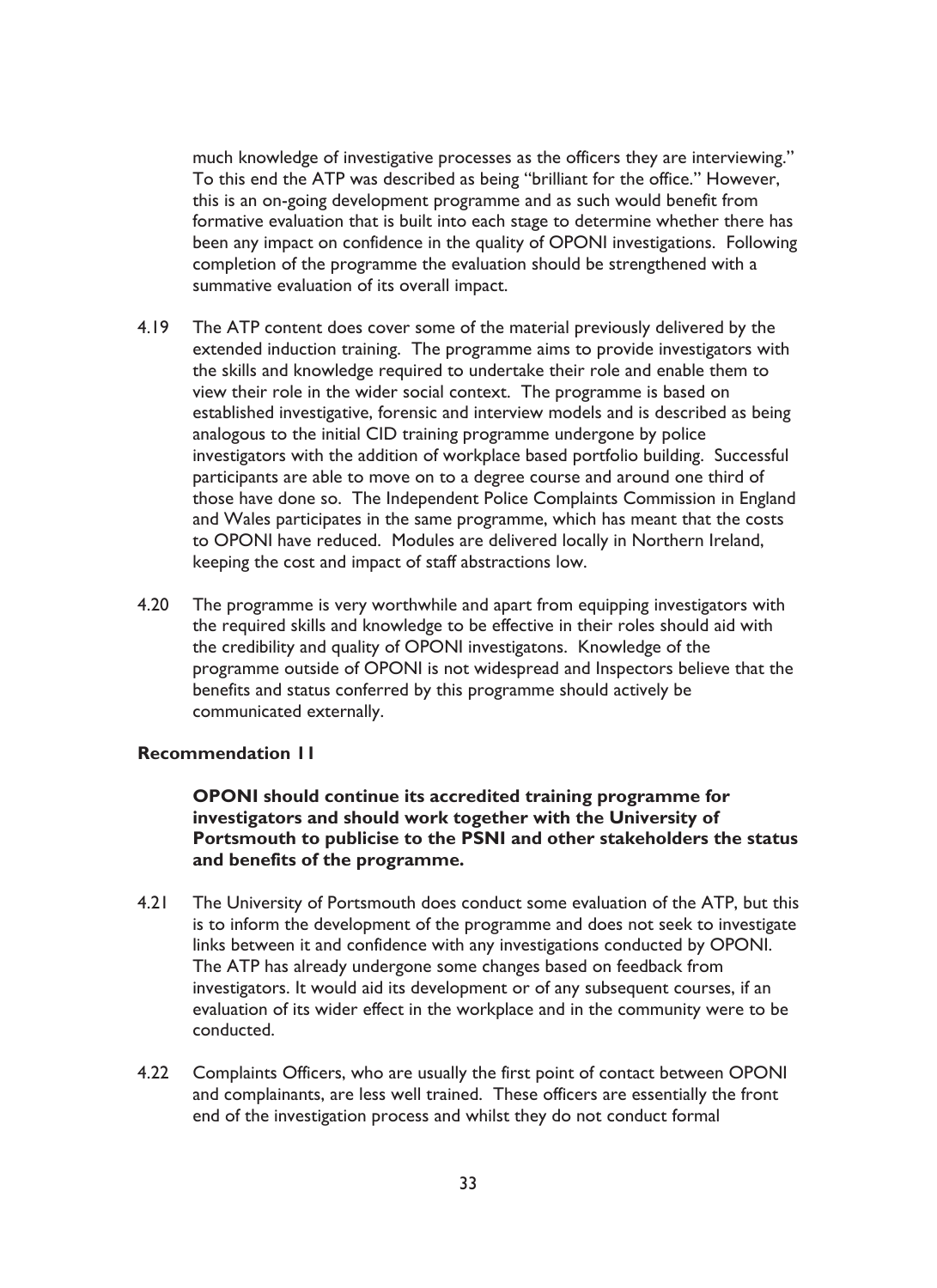much knowledge of investigative processes as the officers they are interviewing." To this end the ATP was described as being "brilliant for the office." However, this is an on-going development programme and as such would benefit from formative evaluation that is built into each stage to determine whether there has been any impact on confidence in the quality of OPONI investigations. Following completion of the programme the evaluation should be strengthened with a summative evaluation of its overall impact.

4.19 The ATP content does cover some of the material previously delivered by the extended induction training. The programme aims to provide investigators with the skills and knowledge required to undertake their role and enable them to view their role in the wider social context. The programme is based on established investigative, forensic and interview models and is described as being analogous to the initial CID training programme undergone by police investigators with the addition of workplace based portfolio building. Successful participants are able to move on to a degree course and around one third of those have done so. The Independent Police Complaints Commission in England and Wales participates in the same programme, which has meant that the costs to OPONI have reduced. Modules are delivered locally in Northern Ireland, keeping the cost and impact of staff abstractions low.

4.20 The programme is very worthwhile and apart from equipping investigators with the required skills and knowledge to be effective in their roles should aid with the credibility and quality of OPONI investigatons. Knowledge of the programme outside of OPONI is not widespread and Inspectors believe that the benefits and status conferred by this programme should actively be communicated externally.

**Recommendation 11**

**OPONI should continue its accredited training programme for investigators and should work together with the University of Portsmouth to publicise to the PSNI and other stakeholders the status and benefits of the programme.**

4.21 The University of Portsmouth does conduct some evaluation of the ATP, but this is to inform the development of the programme and does not seek to investigate links between it and confidence with any investigations conducted by OPONI. The ATP has already undergone some changes based on feedback from investigators. It would aid its development or of any subsequent courses, if an evaluation of its wider effect in the workplace and in the community were to be conducted.

4.22 Complaints Officers, who are usually the first point of contact between OPONI and complainants, are less well trained. These officers are essentially the front end of the investigation process and whilst they do not conduct formal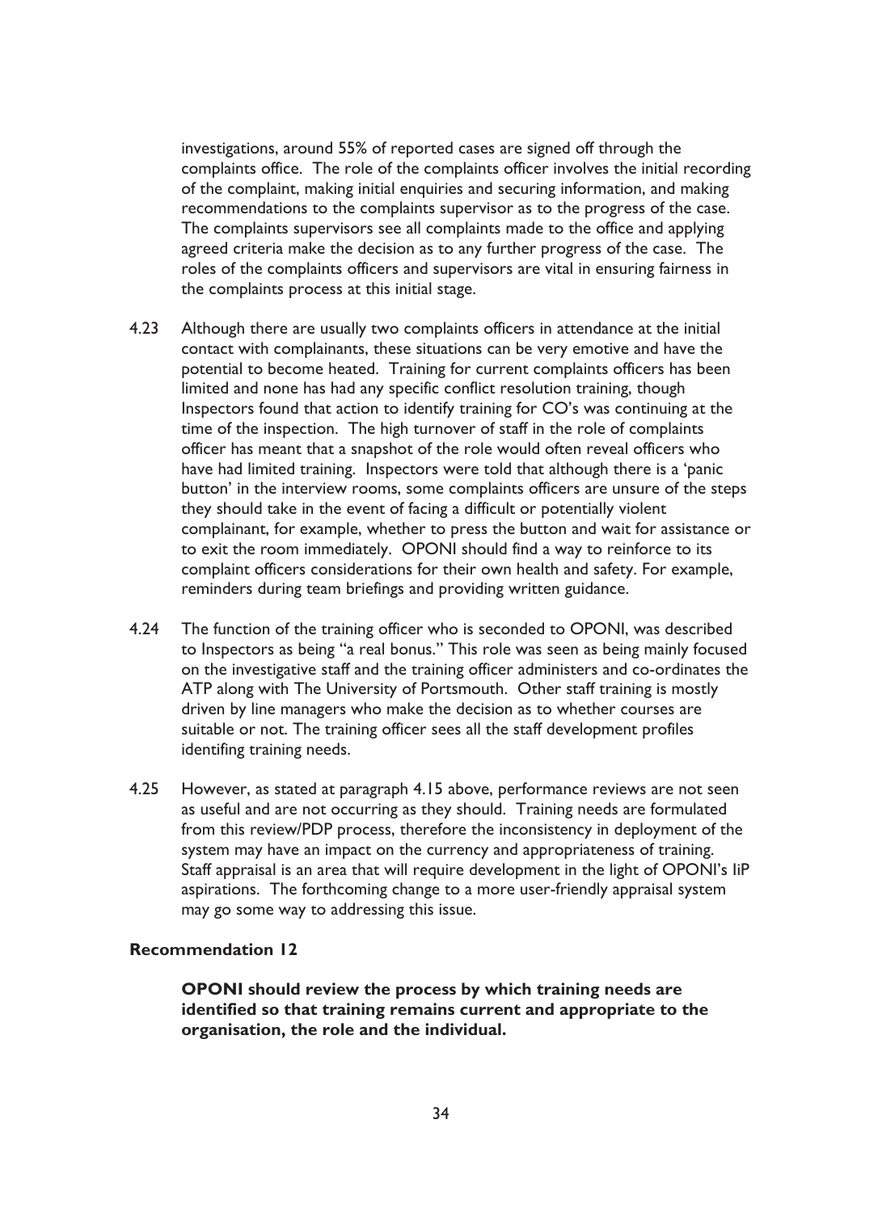investigations, around 55% of reported cases are signed off through the complaints office. The role of the complaints officer involves the initial recording of the complaint, making initial enquiries and securing information, and making recommendations to the complaints supervisor as to the progress of the case. The complaints supervisors see all complaints made to the office and applying agreed criteria make the decision as to any further progress of the case. The roles of the complaints officers and supervisors are vital in ensuring fairness in the complaints process at this initial stage.

4.23 Although there are usually two complaints officers in attendance at the initial contact with complainants, these situations can be very emotive and have the potential to become heated. Training for current complaints officers has been limited and none has had any specific conflict resolution training, though Inspectors found that action to identify training for CO's was continuing at the time of the inspection. The high turnover of staff in the role of complaints officer has meant that a snapshot of the role would often reveal officers who have had limited training. Inspectors were told that although there is a 'panic button' in the interview rooms, some complaints officers are unsure of the steps they should take in the event of facing a difficult or potentially violent complainant, for example, whether to press the button and wait for assistance or to exit the room immediately. OPONI should find a way to reinforce to its complaint officers considerations for their own health and safety. For example, reminders during team briefings and providing written guidance.

4.24 The function of the training officer who is seconded to OPONI, was described to Inspectors as being "a real bonus." This role was seen as being mainly focused on the investigative staff and the training officer administers and co-ordinates the ATP along with The University of Portsmouth. Other staff training is mostly driven by line managers who make the decision as to whether courses are suitable or not. The training officer sees all the staff development profiles identifing training needs.

4.25 However, as stated at paragraph 4.15 above, performance reviews are not seen as useful and are not occurring as they should. Training needs are formulated from this review/PDP process, therefore the inconsistency in deployment of the system may have an impact on the currency and appropriateness of training. Staff appraisal is an area that will require development in the light of OPONI's IiP aspirations. The forthcoming change to a more user-friendly appraisal system may go some way to addressing this issue.

**Recommendation 12**

**OPONI should review the process by which training needs are identified so that training remains current and appropriate to the organisation, the role and the individual.**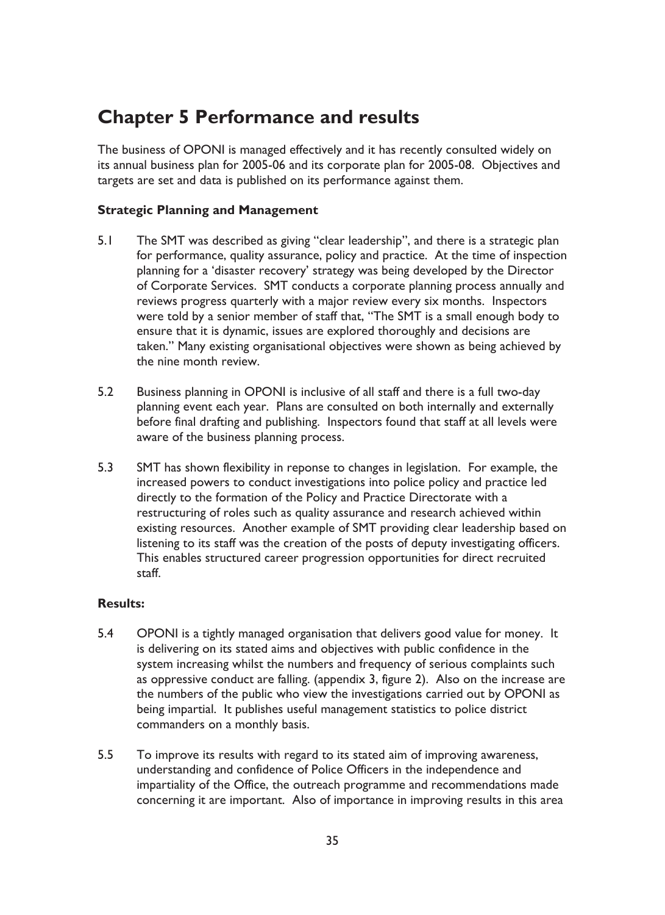# Chapter 5 Performance and results

The business of OPONI is managed effectively and it has recently consulted widely on its annual business plan for 2005-06 and its corporate plan for 2005-08. Objectives and targets are set and data is published on its performance against them.

### Strategic Planning and Management

5.1 The SMT was described as giving "clear leadership", and there is a strategic plan for performance, quality assurance, policy and practice. At the time of inspection planning for a 'disaster recovery' strategy was being developed by the Director of Corporate Services. SMT conducts a corporate planning process annually and reviews progress quarterly with a major review every six months. Inspectors were told by a senior member of staff that, "The SMT is a small enough body to ensure that it is dynamic, issues are explored thoroughly and decisions are taken." Many existing organisational objectives were shown as being achieved by the nine month review.

5.2 Business planning in OPONI is inclusive of all staff and there is a full two-day planning event each year. Plans are consulted on both internally and externally before final drafting and publishing. Inspectors found that staff at all levels were aware of the business planning process.

5.3 SMT has shown flexibility in reponse to changes in legislation. For example, the increased powers to conduct investigations into police policy and practice led directly to the formation of the Policy and Practice Directorate with a restructuring of roles such as quality assurance and research achieved within existing resources. Another example of SMT providing clear leadership based on listening to its staff was the creation of the posts of deputy investigating officers. This enables structured career progression opportunities for direct recruited staff.

### Results:

5.4 OPONI is a tightly managed organisation that delivers good value for money. It is delivering on its stated aims and objectives with public confidence in the system increasing whilst the numbers and frequency of serious complaints such as oppressive conduct are falling. (appendix 3, figure 2). Also on the increase are the numbers of the public who view the investigations carried out by OPONI as being impartial. It publishes useful management statistics to police district commanders on a monthly basis.

5.5 To improve its results with regard to its stated aim of improving awareness, understanding and confidence of Police Officers in the independence and impartiality of the Office, the outreach programme and recommendations made concerning it are important. Also of importance in improving results in this area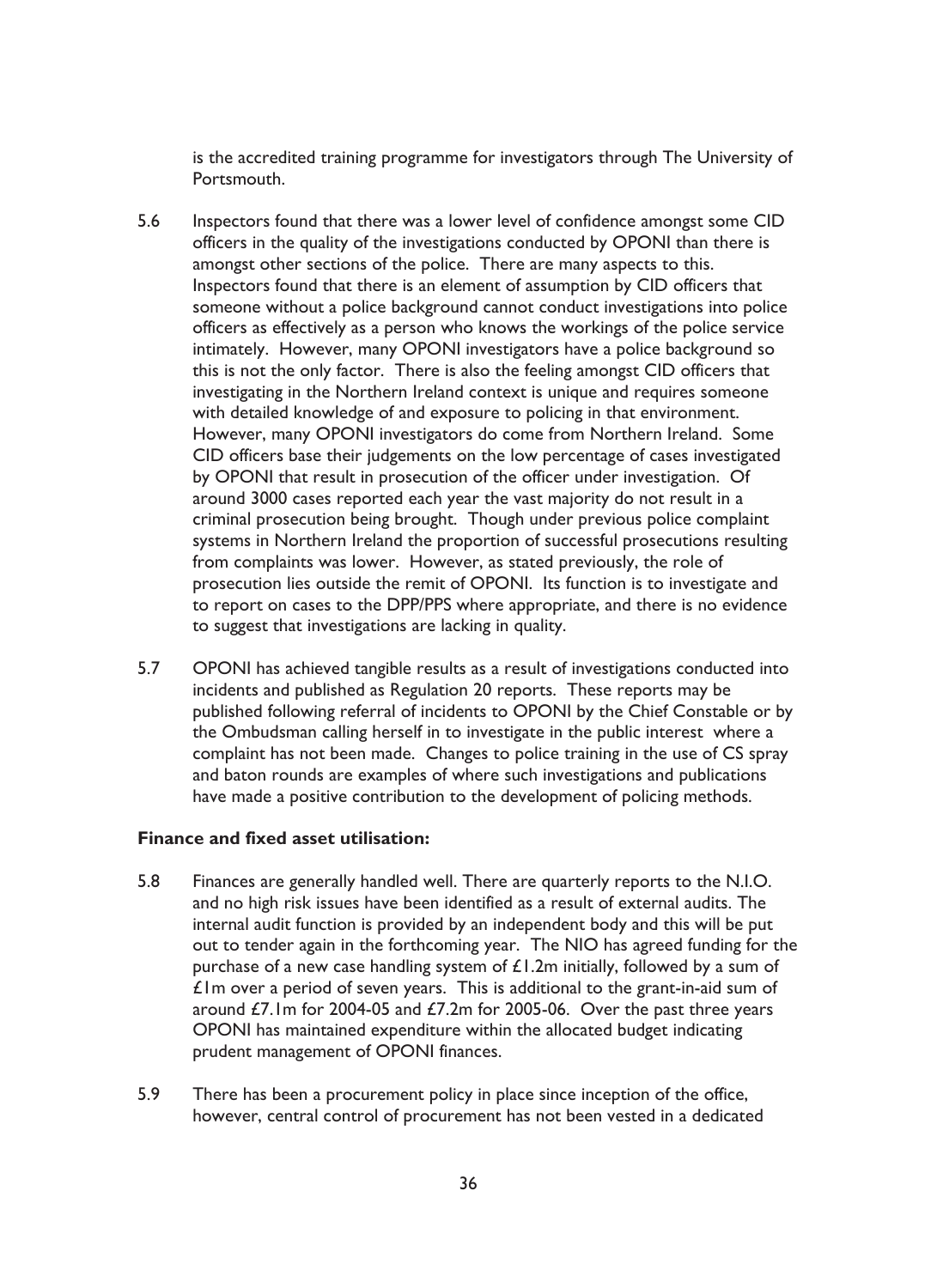is the accredited training programme for investigators through The University of Portsmouth.

5.6 Inspectors found that there was a lower level of confidence amongst some CID officers in the quality of the investigations conducted by OPONI than there is amongst other sections of the police. There are many aspects to this. Inspectors found that there is an element of assumption by CID officers that someone without a police background cannot conduct investigations into police officers as effectively as a person who knows the workings of the police service intimately. However, many OPONI investigators have a police background so this is not the only factor. There is also the feeling amongst CID officers that investigating in the Northern Ireland context is unique and requires someone with detailed knowledge of and exposure to policing in that environment. However, many OPONI investigators do come from Northern Ireland. Some CID officers base their judgements on the low percentage of cases investigated by OPONI that result in prosecution of the officer under investigation. Of around 3000 cases reported each year the vast majority do not result in a criminal prosecution being brought. Though under previous police complaint systems in Northern Ireland the proportion of successful prosecutions resulting from complaints was lower. However, as stated previously, the role of prosecution lies outside the remit of OPONI. Its function is to investigate and to report on cases to the DPP/PPS where appropriate, and there is no evidence to suggest that investigations are lacking in quality.

5.7 OPONI has achieved tangible results as a result of investigations conducted into incidents and published as Regulation 20 reports. These reports may be published following referral of incidents to OPONI by the Chief Constable or by the Ombudsman calling herself in to investigate in the public interest where a complaint has not been made. Changes to police training in the use of CS spray and baton rounds are examples of where such investigations and publications have made a positive contribution to the development of policing methods.

**Finance and fixed asset utilisation:**

5.8 Finances are generally handled well. There are quarterly reports to the N.I.O. and no high risk issues have been identified as a result of external audits. The internal audit function is provided by an independent body and this will be put out to tender again in the forthcoming year. The NIO has agreed funding for the purchase of a new case handling system of £1.2m initially, followed by a sum of £1m over a period of seven years. This is additional to the grant-in-aid sum of around £7.1m for 2004-05 and £7.2m for 2005-06. Over the past three years OPONI has maintained expenditure within the allocated budget indicating prudent management of OPONI finances.

5.9 There has been a procurement policy in place since inception of the office, however, central control of procurement has not been vested in a dedicated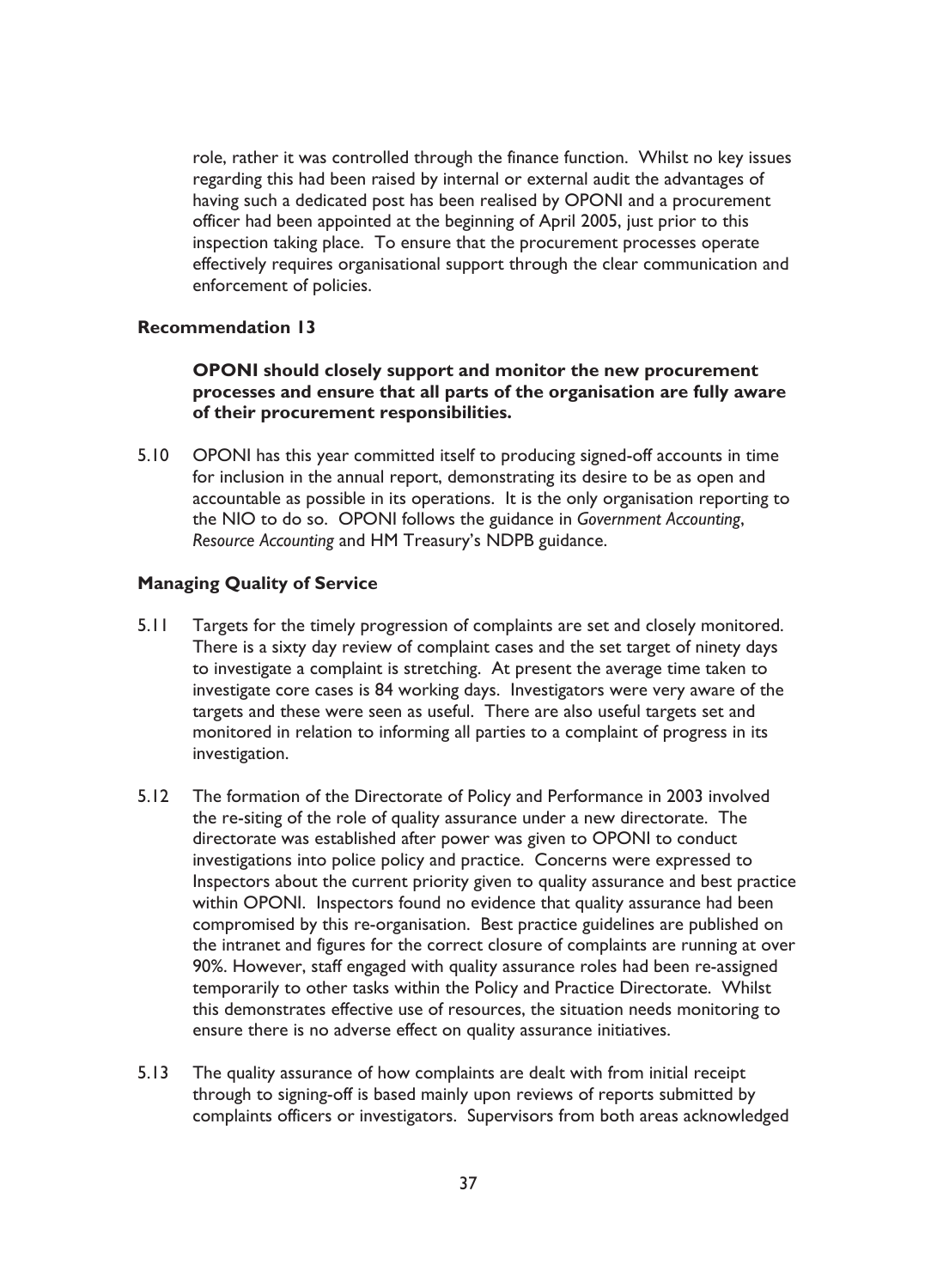role, rather it was controlled through the finance function. Whilst no key issues regarding this had been raised by internal or external audit the advantages of having such a dedicated post has been realised by OPONI and a procurement officer had been appointed at the beginning of April 2005, just prior to this inspection taking place. To ensure that the procurement processes operate effectively requires organisational support through the clear communication and enforcement of policies.

**Recommendation 13**

**OPONI should closely support and monitor the new procurement processes and ensure that all parts of the organisation are fully aware of their procurement responsibilities.**

5.10 OPONI has this year committed itself to producing signed-off accounts in time for inclusion in the annual report, demonstrating its desire to be as open and accountable as possible in its operations. It is the only organisation reporting to the NIO to do so. OPONI follows the guidance in *Government Accounting*, *Resource Accounting* and HM Treasury's NDPB guidance.

### Managing Quality of Service

5.11 Targets for the timely progression of complaints are set and closely monitored. There is a sixty day review of complaint cases and the set target of ninety days to investigate a complaint is stretching. At present the average time taken to investigate core cases is 84 working days. Investigators were very aware of the targets and these were seen as useful. There are also useful targets set and monitored in relation to informing all parties to a complaint of progress in its investigation.

5.12 The formation of the Directorate of Policy and Performance in 2003 involved the re-siting of the role of quality assurance under a new directorate. The directorate was established after power was given to OPONI to conduct investigations into police policy and practice. Concerns were expressed to Inspectors about the current priority given to quality assurance and best practice within OPONI. Inspectors found no evidence that quality assurance had been compromised by this re-organisation. Best practice guidelines are published on the intranet and figures for the correct closure of complaints are running at over 90%. However, staff engaged with quality assurance roles had been re-assigned temporarily to other tasks within the Policy and Practice Directorate. Whilst this demonstrates effective use of resources, the situation needs monitoring to ensure there is no adverse effect on quality assurance initiatives.

5.13 The quality assurance of how complaints are dealt with from initial receipt through to signing-off is based mainly upon reviews of reports submitted by complaints officers or investigators. Supervisors from both areas acknowledged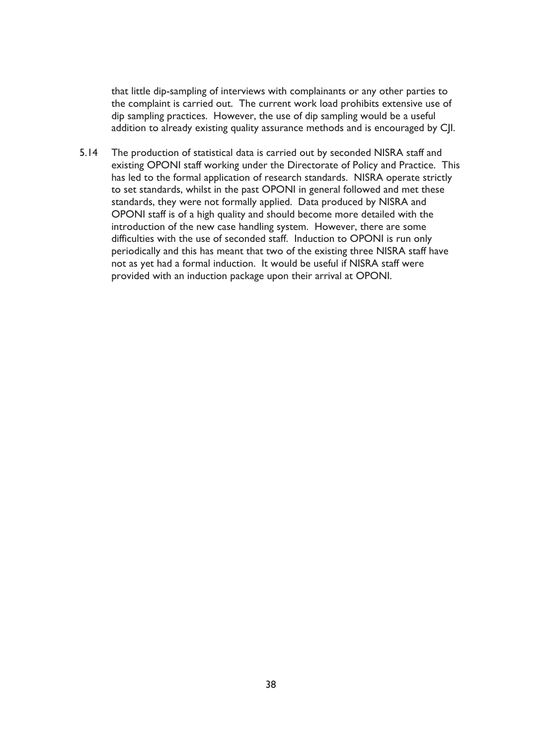that little dip-sampling of interviews with complainants or any other parties to the complaint is carried out. The current work load prohibits extensive use of dip sampling practices. However, the use of dip sampling would be a useful addition to already existing quality assurance methods and is encouraged by CJI.

5.14 The production of statistical data is carried out by seconded NISRA staff and existing OPONI staff working under the Directorate of Policy and Practice. This has led to the formal application of research standards. NISRA operate strictly to set standards, whilst in the past OPONI in general followed and met these standards, they were not formally applied. Data produced by NISRA and OPONI staff is of a high quality and should become more detailed with the introduction of the new case handling system. However, there are some difficulties with the use of seconded staff. Induction to OPONI is run only periodically and this has meant that two of the existing three NISRA staff have not as yet had a formal induction. It would be useful if NISRA staff were provided with an induction package upon their arrival at OPONI.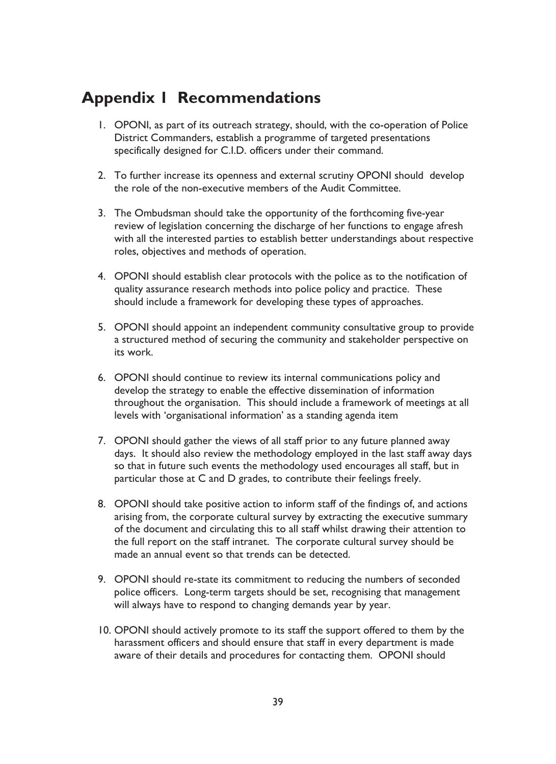# Appendix 1 Recommendations

1. OPONI, as part of its outreach strategy, should, with the co-operation of Police District Commanders, establish a programme of targeted presentations specifically designed for C.I.D. officers under their command.

2. To further increase its openness and external scrutiny OPONI should develop the role of the non-executive members of the Audit Committee.

3. The Ombudsman should take the opportunity of the forthcoming five-year review of legislation concerning the discharge of her functions to engage afresh with all the interested parties to establish better understandings about respective roles, objectives and methods of operation.

4. OPONI should establish clear protocols with the police as to the notification of quality assurance research methods into police policy and practice. These should include a framework for developing these types of approaches.

5. OPONI should appoint an independent community consultative group to provide a structured method of securing the community and stakeholder perspective on its work.

6. OPONI should continue to review its internal communications policy and develop the strategy to enable the effective dissemination of information throughout the organisation. This should include a framework of meetings at all levels with 'organisational information' as a standing agenda item

7. OPONI should gather the views of all staff prior to any future planned away days. It should also review the methodology employed in the last staff away days so that in future such events the methodology used encourages all staff, but in particular those at C and D grades, to contribute their feelings freely.

8. OPONI should take positive action to inform staff of the findings of, and actions arising from, the corporate cultural survey by extracting the executive summary of the document and circulating this to all staff whilst drawing their attention to the full report on the staff intranet. The corporate cultural survey should be made an annual event so that trends can be detected.

9. OPONI should re-state its commitment to reducing the numbers of seconded police officers. Long-term targets should be set, recognising that management will always have to respond to changing demands year by year.

10. OPONI should actively promote to its staff the support offered to them by the harassment officers and should ensure that staff in every department is made aware of their details and procedures for contacting them. OPONI should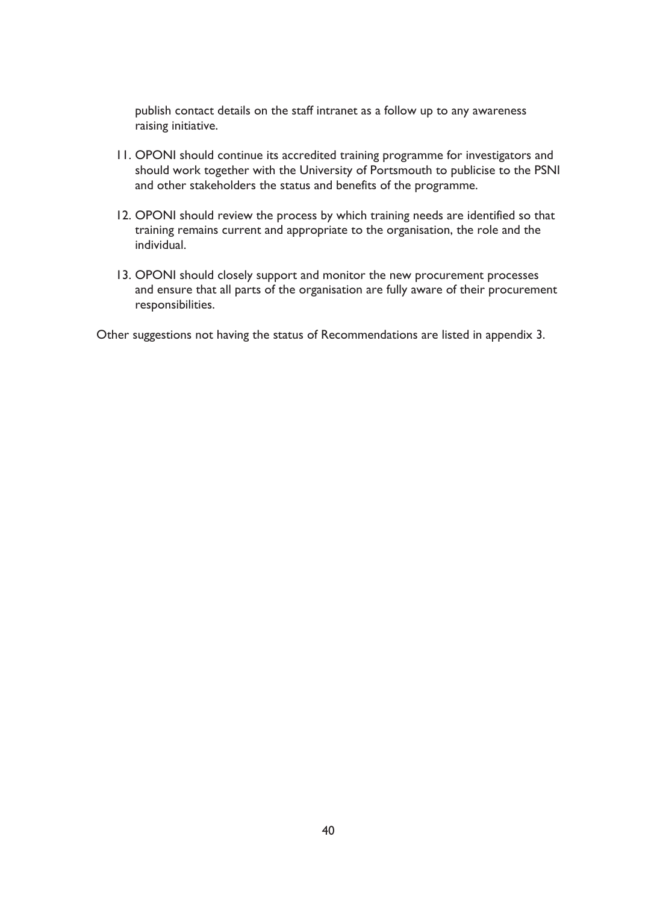publish contact details on the staff intranet as a follow up to any awareness raising initiative.

11. OPONI should continue its accredited training programme for investigators and should work together with the University of Portsmouth to publicise to the PSNI and other stakeholders the status and benefits of the programme.

12. OPONI should review the process by which training needs are identified so that training remains current and appropriate to the organisation, the role and the individual.

13. OPONI should closely support and monitor the new procurement processes and ensure that all parts of the organisation are fully aware of their procurement responsibilities.

Other suggestions not having the status of Recommendations are listed in appendix 3.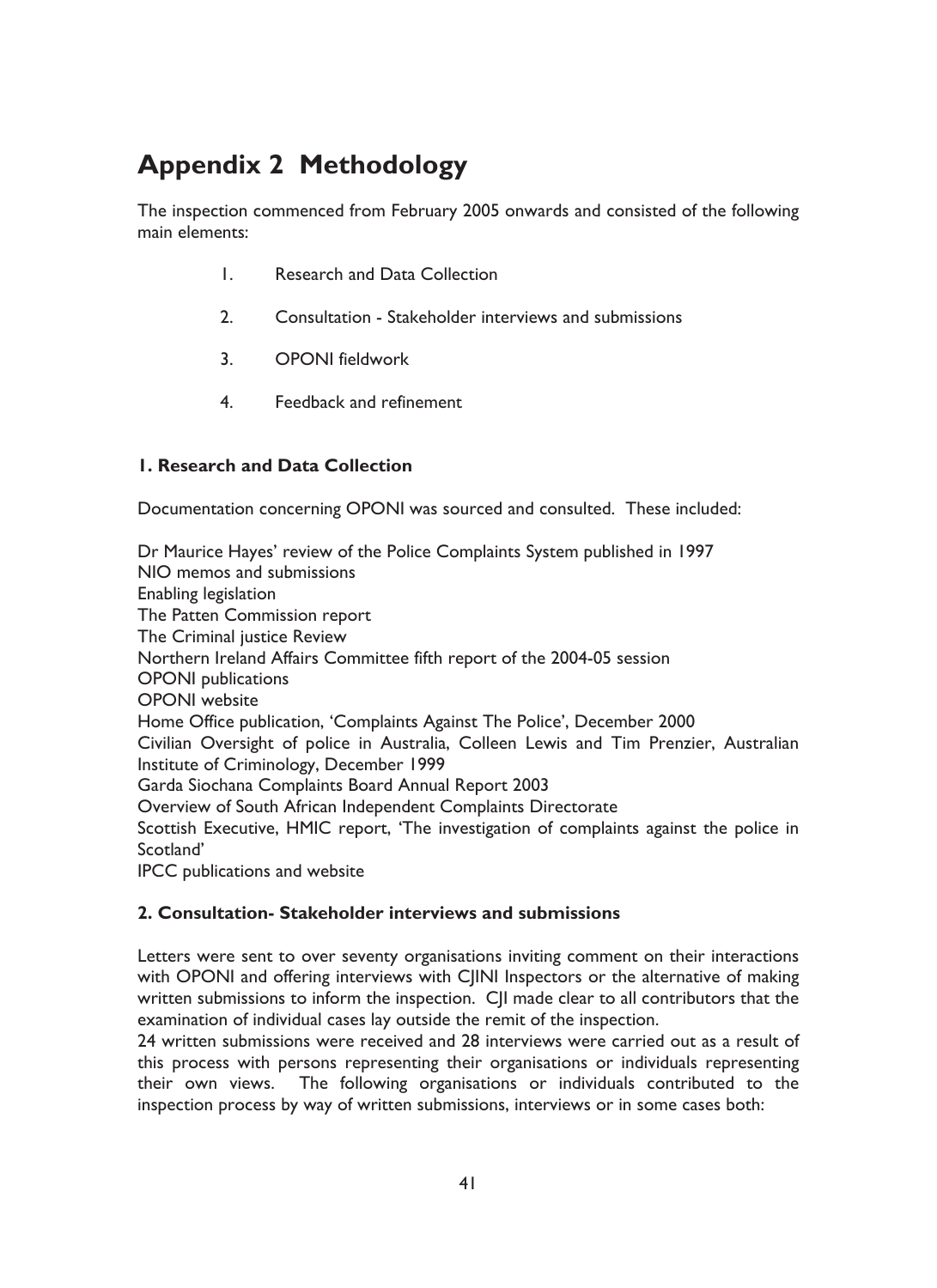# Appendix 2 Methodology

The inspection commenced from February 2005 onwards and consisted of the following main elements:

1. Research and Data Collection
2. Consultation - Stakeholder interviews and submissions
3. OPONI fieldwork
4. Feedback and refinement

### 1. Research and Data Collection

Documentation concerning OPONI was sourced and consulted. These included:

Dr Maurice Hayes' review of the Police Complaints System published in 1997
NIO memos and submissions
Enabling legislation
The Patten Commission report
The Criminal justice Review
Northern Ireland Affairs Committee fifth report of the 2004-05 session
OPONI publications
OPONI website
Home Office publication, 'Complaints Against The Police', December 2000
Civilian Oversight of police in Australia, Colleen Lewis and Tim Prenzier, Australian Institute of Criminology, December 1999
Garda Siochana Complaints Board Annual Report 2003
Overview of South African Independent Complaints Directorate
Scottish Executive, HMIC report, 'The investigation of complaints against the police in Scotland'
IPCC publications and website

### 2. Consultation- Stakeholder interviews and submissions

Letters were sent to over seventy organisations inviting comment on their interactions with OPONI and offering interviews with CJINI Inspectors or the alternative of making written submissions to inform the inspection. CJI made clear to all contributors that the examination of individual cases lay outside the remit of the inspection.
24 written submissions were received and 28 interviews were carried out as a result of this process with persons representing their organisations or individuals representing their own views. The following organisations or individuals contributed to the inspection process by way of written submissions, interviews or in some cases both: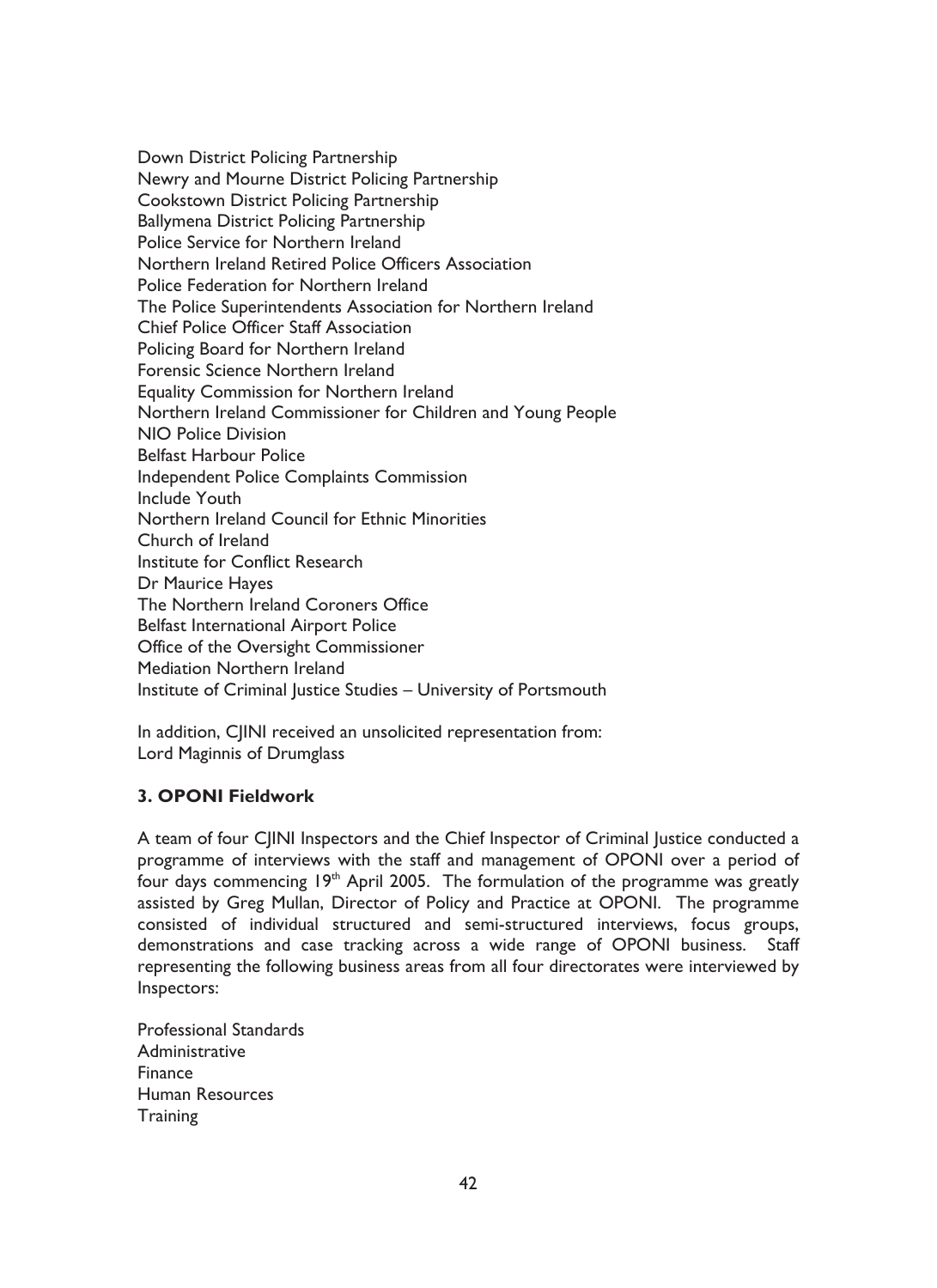Down District Policing Partnership
Newry and Mourne District Policing Partnership
Cookstown District Policing Partnership
Ballymena District Policing Partnership
Police Service for Northern Ireland
Northern Ireland Retired Police Officers Association
Police Federation for Northern Ireland
The Police Superintendents Association for Northern Ireland
Chief Police Officer Staff Association
Policing Board for Northern Ireland
Forensic Science Northern Ireland
Equality Commission for Northern Ireland
Northern Ireland Commissioner for Children and Young People
NIO Police Division
Belfast Harbour Police
Independent Police Complaints Commission
Include Youth
Northern Ireland Council for Ethnic Minorities
Church of Ireland
Institute for Conflict Research
Dr Maurice Hayes
The Northern Ireland Coroners Office
Belfast International Airport Police
Office of the Oversight Commissioner
Mediation Northern Ireland
Institute of Criminal Justice Studies – University of Portsmouth

In addition, CJINI received an unsolicited representation from:
Lord Maginnis of Drumglass

### 3. OPONI Fieldwork

A team of four CJINI Inspectors and the Chief Inspector of Criminal Justice conducted a programme of interviews with the staff and management of OPONI over a period of four days commencing 19th April 2005. The formulation of the programme was greatly assisted by Greg Mullan, Director of Policy and Practice at OPONI. The programme consisted of individual structured and semi-structured interviews, focus groups, demonstrations and case tracking across a wide range of OPONI business. Staff representing the following business areas from all four directorates were interviewed by Inspectors:

Professional Standards
Administrative
Finance
Human Resources
Training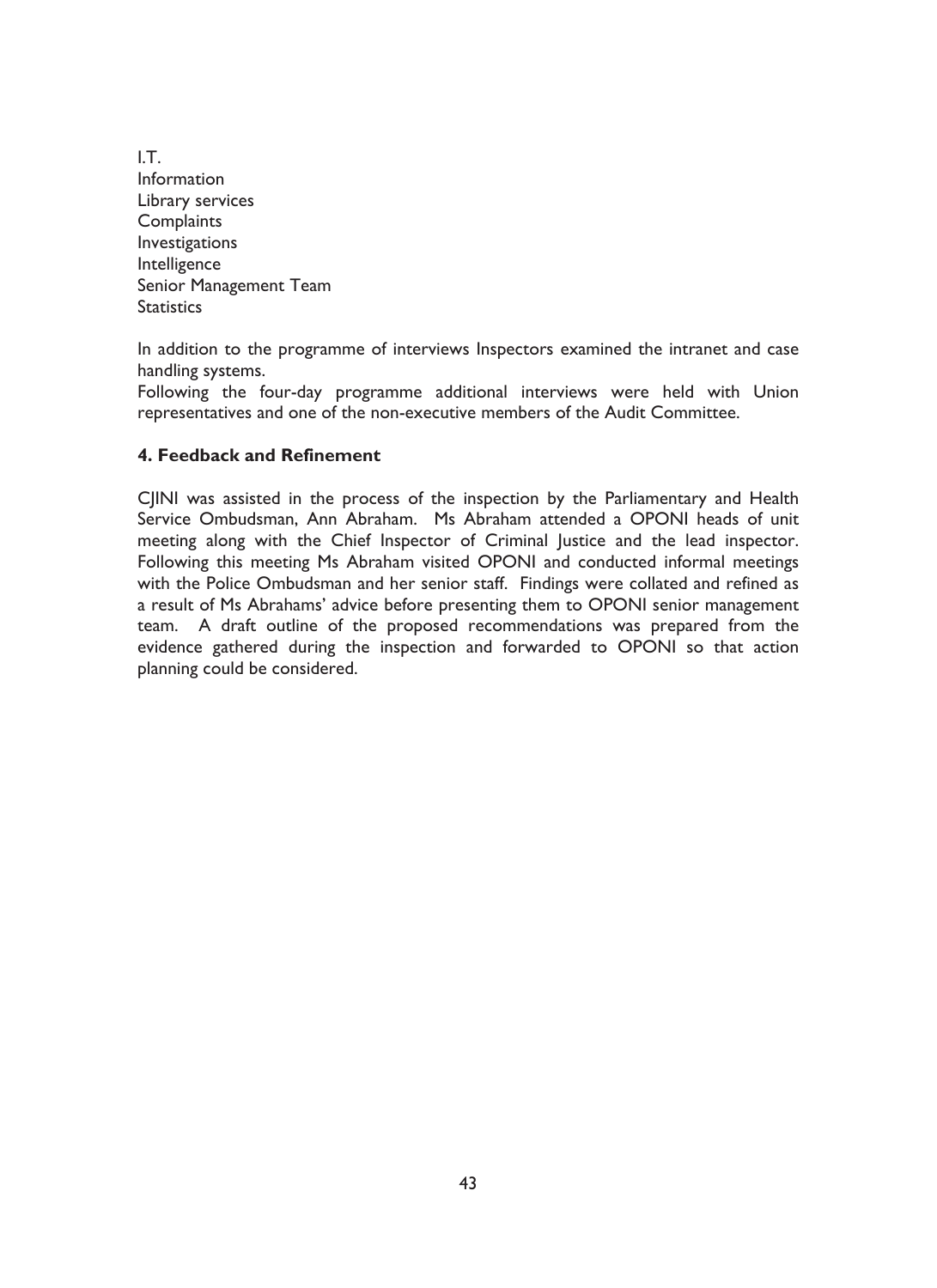I.T.
Information
Library services
Complaints
Investigations
Intelligence
Senior Management Team
Statistics

In addition to the programme of interviews Inspectors examined the intranet and case handling systems.

Following the four-day programme additional interviews were held with Union representatives and one of the non-executive members of the Audit Committee.

### 4. Feedback and Refinement

CJINI was assisted in the process of the inspection by the Parliamentary and Health Service Ombudsman, Ann Abraham. Ms Abraham attended a OPONI heads of unit meeting along with the Chief Inspector of Criminal Justice and the lead inspector. Following this meeting Ms Abraham visited OPONI and conducted informal meetings with the Police Ombudsman and her senior staff. Findings were collated and refined as a result of Ms Abrahams' advice before presenting them to OPONI senior management team. A draft outline of the proposed recommendations was prepared from the evidence gathered during the inspection and forwarded to OPONI so that action planning could be considered.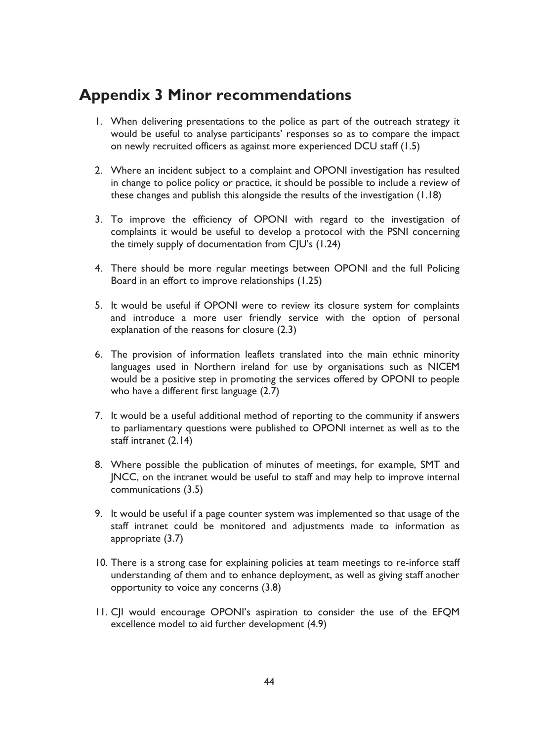## Appendix 3 Minor recommendations

1. When delivering presentations to the police as part of the outreach strategy it would be useful to analyse participants' responses so as to compare the impact on newly recruited officers as against more experienced DCU staff (1.5)

2. Where an incident subject to a complaint and OPONI investigation has resulted in change to police policy or practice, it should be possible to include a review of these changes and publish this alongside the results of the investigation (1.18)

3. To improve the efficiency of OPONI with regard to the investigation of complaints it would be useful to develop a protocol with the PSNI concerning the timely supply of documentation from CJU's (1.24)

4. There should be more regular meetings between OPONI and the full Policing Board in an effort to improve relationships (1.25)

5. It would be useful if OPONI were to review its closure system for complaints and introduce a more user friendly service with the option of personal explanation of the reasons for closure (2.3)

6. The provision of information leaflets translated into the main ethnic minority languages used in Northern ireland for use by organisations such as NICEM would be a positive step in promoting the services offered by OPONI to people who have a different first language (2.7)

7. It would be a useful additional method of reporting to the community if answers to parliamentary questions were published to OPONI internet as well as to the staff intranet (2.14)

8. Where possible the publication of minutes of meetings, for example, SMT and JNCC, on the intranet would be useful to staff and may help to improve internal communications (3.5)

9. It would be useful if a page counter system was implemented so that usage of the staff intranet could be monitored and adjustments made to information as appropriate (3.7)

10. There is a strong case for explaining policies at team meetings to re-inforce staff understanding of them and to enhance deployment, as well as giving staff another opportunity to voice any concerns (3.8)

11. CJI would encourage OPONI's aspiration to consider the use of the EFQM excellence model to aid further development (4.9)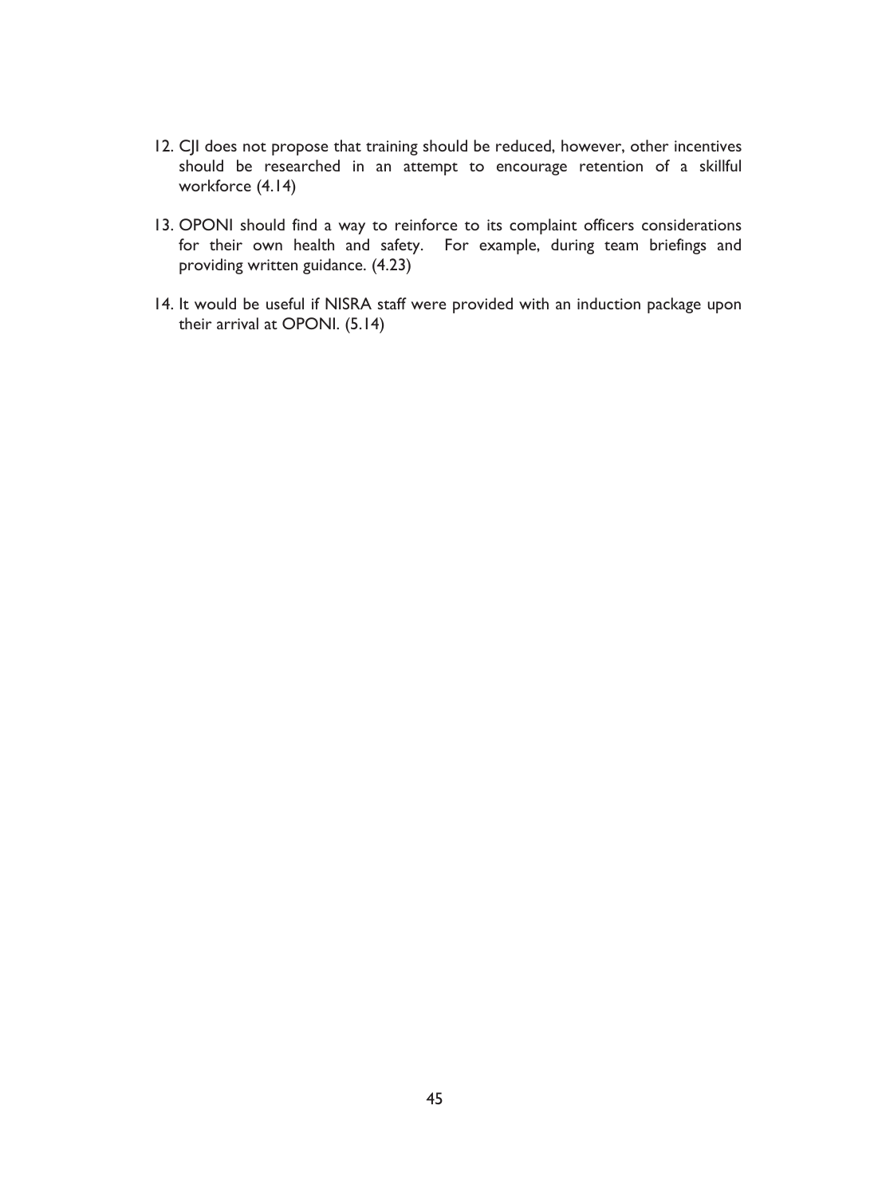12. CJI does not propose that training should be reduced, however, other incentives should be researched in an attempt to encourage retention of a skillful workforce (4.14)

13. OPONI should find a way to reinforce to its complaint officers considerations for their own health and safety. For example, during team briefings and providing written guidance. (4.23)

14. It would be useful if NISRA staff were provided with an induction package upon their arrival at OPONI. (5.14)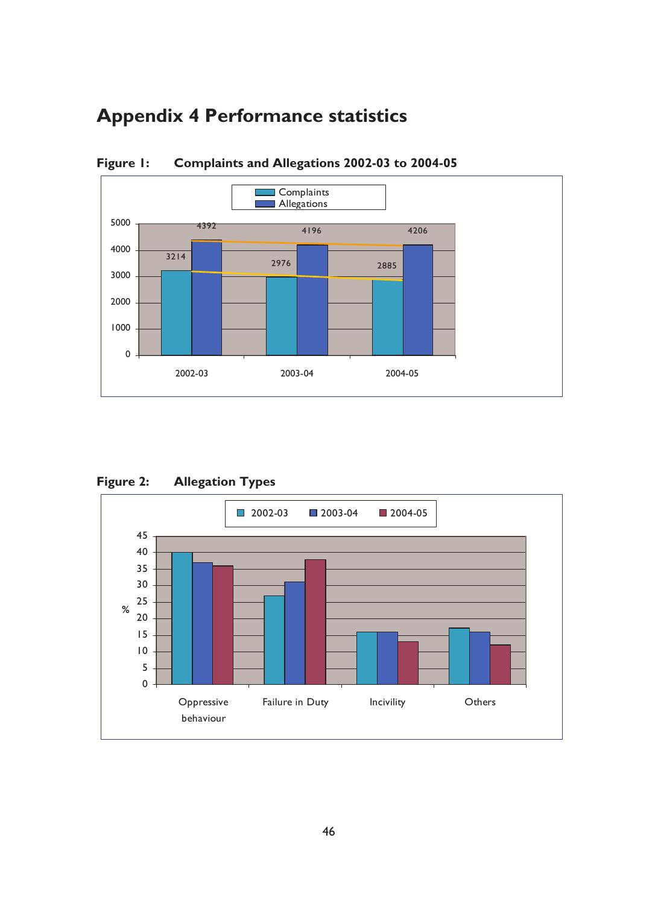# Appendix 4 Performance statistics

**Figure 1: Complaints and Allegations 2002-03 to 2004-05**

| | 2002-03 | 2003-04 | 2004-05 |
|---|---|---|---|
| Complaints | 3214 | 2976 | 2885 |
| Allegations | 4392 | 4196 | 4206 |

**Figure 2: Allegation Types**

| % | 2002-03 | 2003-04 | 2004-05 |
|---|---|---|---|
| Oppressive behaviour | 40 | 37 | 36 |
| Failure in Duty | 27 | 31 | 38 |
| Incivility | 16 | 16 | 13 |
| Others | 17 | 16 | 12 |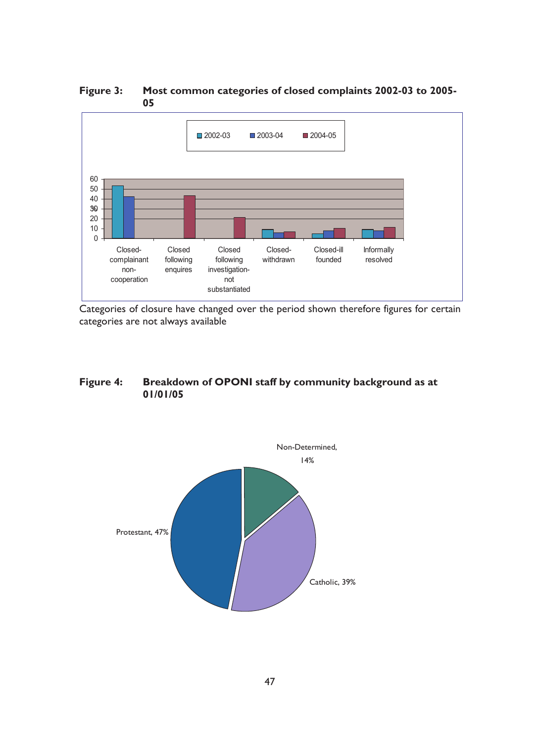**Figure 3: Most common categories of closed complaints 2002-03 to 2005-05**

Categories of closure have changed over the period shown therefore figures for certain categories are not always available

**Figure 4: Breakdown of OPONI staff by community background as at 01/01/05**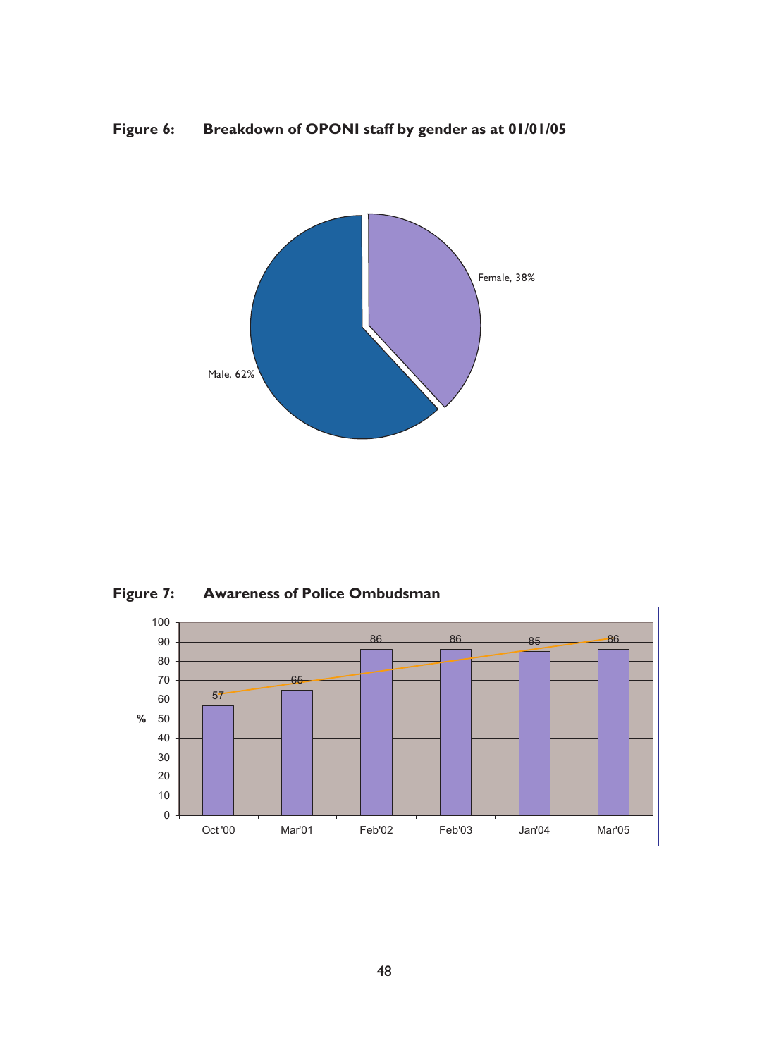**Figure 6: Breakdown of OPONI staff by gender as at 01/01/05**

Female, 38%

Male, 62%

**Figure 7: Awareness of Police Ombudsman**

| | Oct '00 | Mar'01 | Feb'02 | Feb'03 | Jan'04 | Mar'05 |
|---|---|---|---|---|---|---|
| % | 57 | 65 | 86 | 86 | 85 | 86 |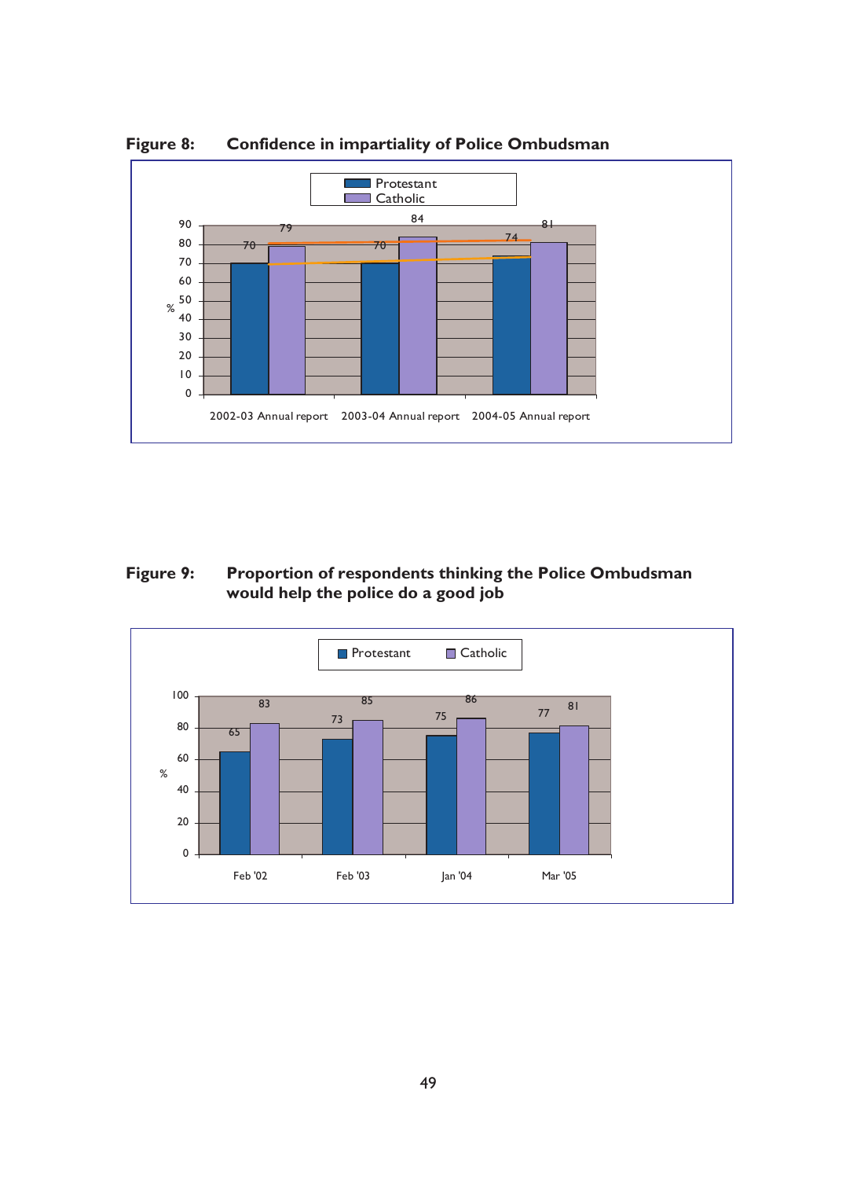**Figure 8: Confidence in impartiality of Police Ombudsman**

| | Protestant (%) | Catholic (%) |
|---|---|---|
| 2002-03 Annual report | 70 | 79 |
| 2003-04 Annual report | 70 | 84 |
| 2004-05 Annual report | 74 | 81 |

**Figure 9: Proportion of respondents thinking the Police Ombudsman would help the police do a good job**

| | Protestant (%) | Catholic (%) |
|---|---|---|
| Feb '02 | 65 | 83 |
| Feb '03 | 73 | 85 |
| Jan '04 | 75 | 86 |
| Mar '05 | 77 | 81 |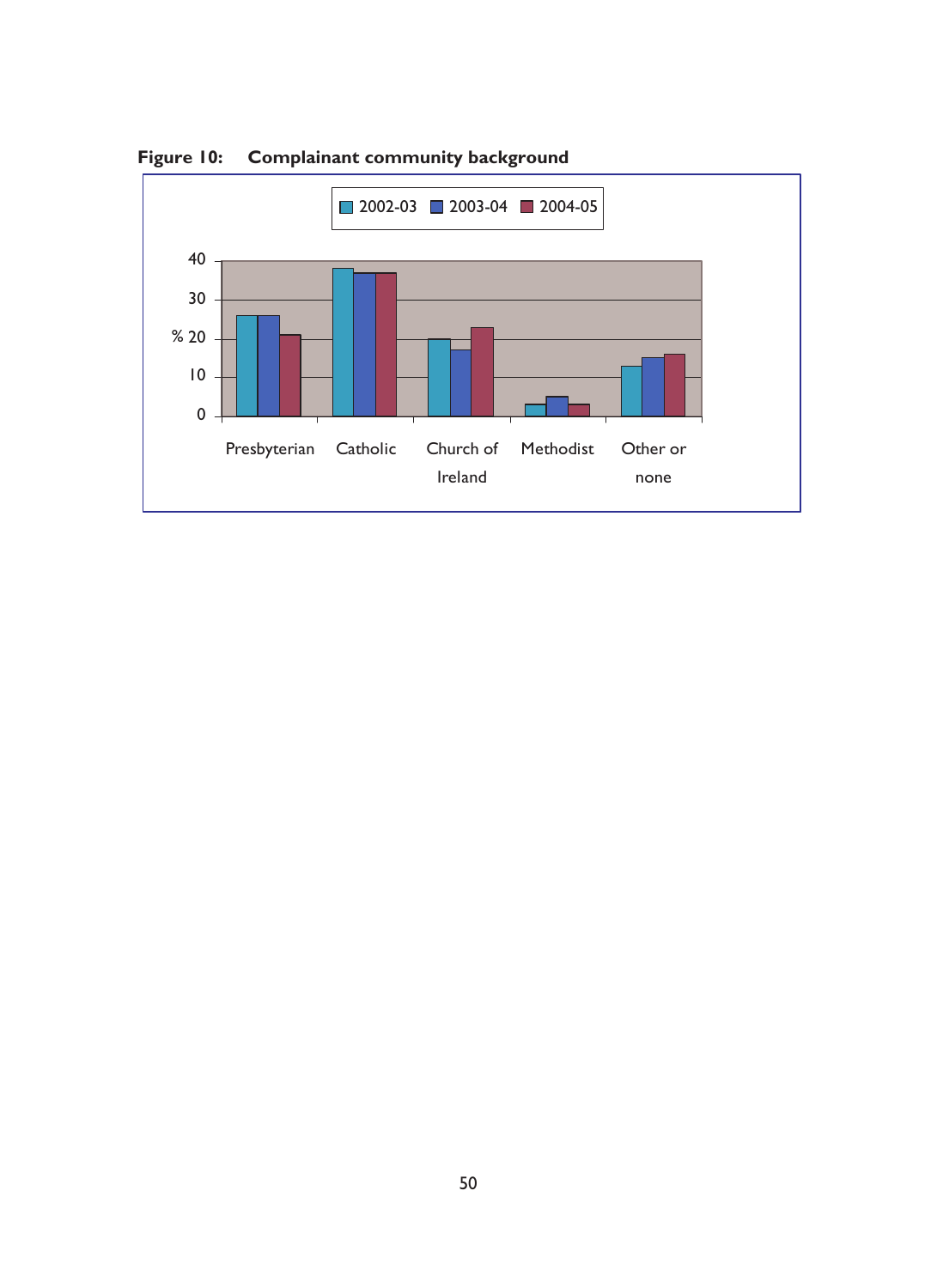**Figure 10: Complainant community background**

2002-03 | 2003-04 | 2004-05

%: 0, 10, 20, 30, 40

Presbyterian | Catholic | Church of Ireland | Methodist | Other or none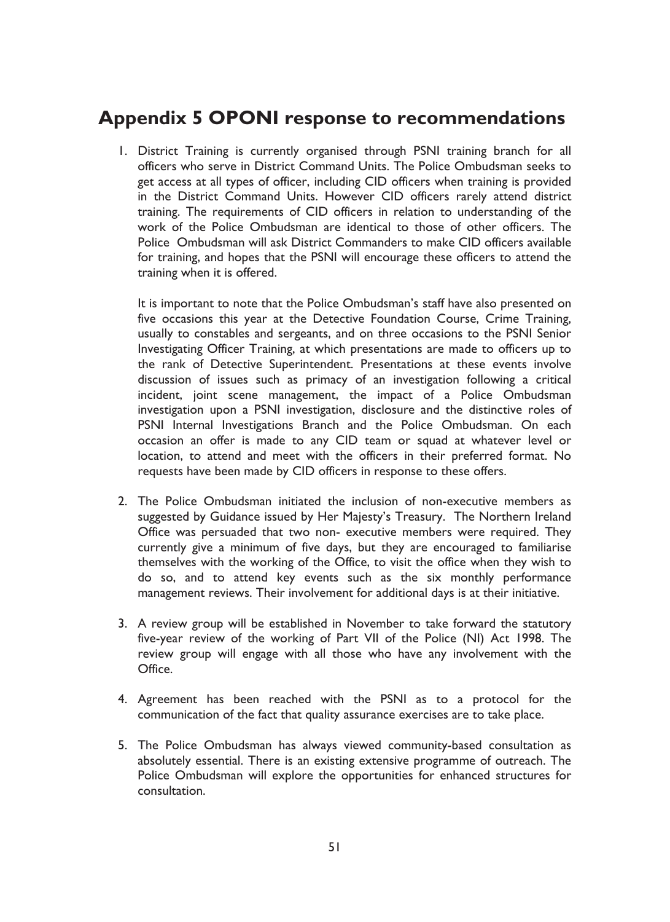## Appendix 5 OPONI response to recommendations

1. District Training is currently organised through PSNI training branch for all officers who serve in District Command Units. The Police Ombudsman seeks to get access at all types of officer, including CID officers when training is provided in the District Command Units. However CID officers rarely attend district training. The requirements of CID officers in relation to understanding of the work of the Police Ombudsman are identical to those of other officers. The Police Ombudsman will ask District Commanders to make CID officers available for training, and hopes that the PSNI will encourage these officers to attend the training when it is offered.

   It is important to note that the Police Ombudsman's staff have also presented on five occasions this year at the Detective Foundation Course, Crime Training, usually to constables and sergeants, and on three occasions to the PSNI Senior Investigating Officer Training, at which presentations are made to officers up to the rank of Detective Superintendent. Presentations at these events involve discussion of issues such as primacy of an investigation following a critical incident, joint scene management, the impact of a Police Ombudsman investigation upon a PSNI investigation, disclosure and the distinctive roles of PSNI Internal Investigations Branch and the Police Ombudsman. On each occasion an offer is made to any CID team or squad at whatever level or location, to attend and meet with the officers in their preferred format. No requests have been made by CID officers in response to these offers.

2. The Police Ombudsman initiated the inclusion of non-executive members as suggested by Guidance issued by Her Majesty's Treasury. The Northern Ireland Office was persuaded that two non- executive members were required. They currently give a minimum of five days, but they are encouraged to familiarise themselves with the working of the Office, to visit the office when they wish to do so, and to attend key events such as the six monthly performance management reviews. Their involvement for additional days is at their initiative.

3. A review group will be established in November to take forward the statutory five-year review of the working of Part VII of the Police (NI) Act 1998. The review group will engage with all those who have any involvement with the Office.

4. Agreement has been reached with the PSNI as to a protocol for the communication of the fact that quality assurance exercises are to take place.

5. The Police Ombudsman has always viewed community-based consultation as absolutely essential. There is an existing extensive programme of outreach. The Police Ombudsman will explore the opportunities for enhanced structures for consultation.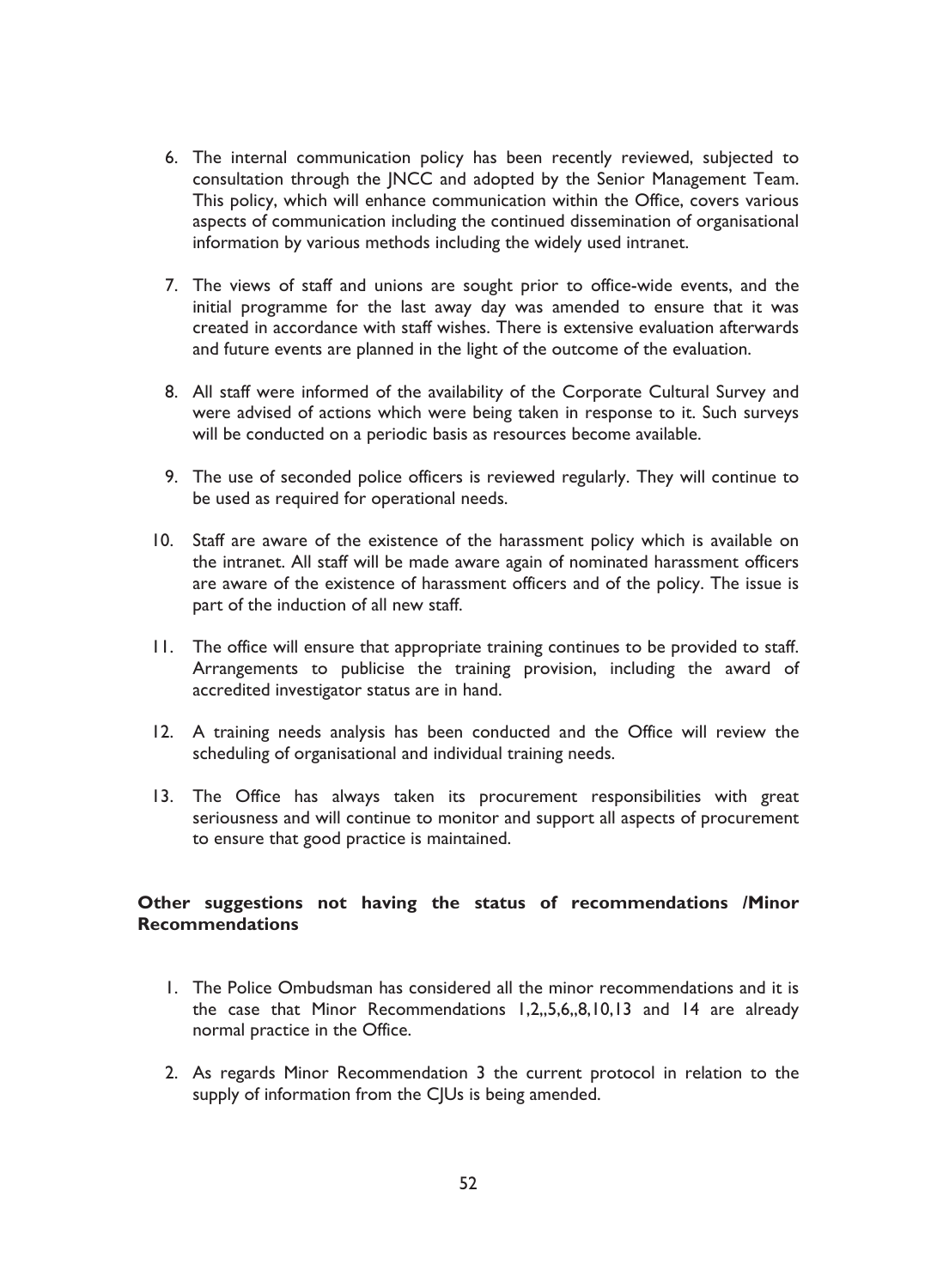6. The internal communication policy has been recently reviewed, subjected to consultation through the JNCC and adopted by the Senior Management Team. This policy, which will enhance communication within the Office, covers various aspects of communication including the continued dissemination of organisational information by various methods including the widely used intranet.

7. The views of staff and unions are sought prior to office-wide events, and the initial programme for the last away day was amended to ensure that it was created in accordance with staff wishes. There is extensive evaluation afterwards and future events are planned in the light of the outcome of the evaluation.

8. All staff were informed of the availability of the Corporate Cultural Survey and were advised of actions which were being taken in response to it. Such surveys will be conducted on a periodic basis as resources become available.

9. The use of seconded police officers is reviewed regularly. They will continue to be used as required for operational needs.

10. Staff are aware of the existence of the harassment policy which is available on the intranet. All staff will be made aware again of nominated harassment officers are aware of the existence of harassment officers and of the policy. The issue is part of the induction of all new staff.

11. The office will ensure that appropriate training continues to be provided to staff. Arrangements to publicise the training provision, including the award of accredited investigator status are in hand.

12. A training needs analysis has been conducted and the Office will review the scheduling of organisational and individual training needs.

13. The Office has always taken its procurement responsibilities with great seriousness and will continue to monitor and support all aspects of procurement to ensure that good practice is maintained.

**Other suggestions not having the status of recommendations /Minor Recommendations**

1. The Police Ombudsman has considered all the minor recommendations and it is the case that Minor Recommendations 1,2,,5,6,,8,10,13 and 14 are already normal practice in the Office.

2. As regards Minor Recommendation 3 the current protocol in relation to the supply of information from the CJUs is being amended.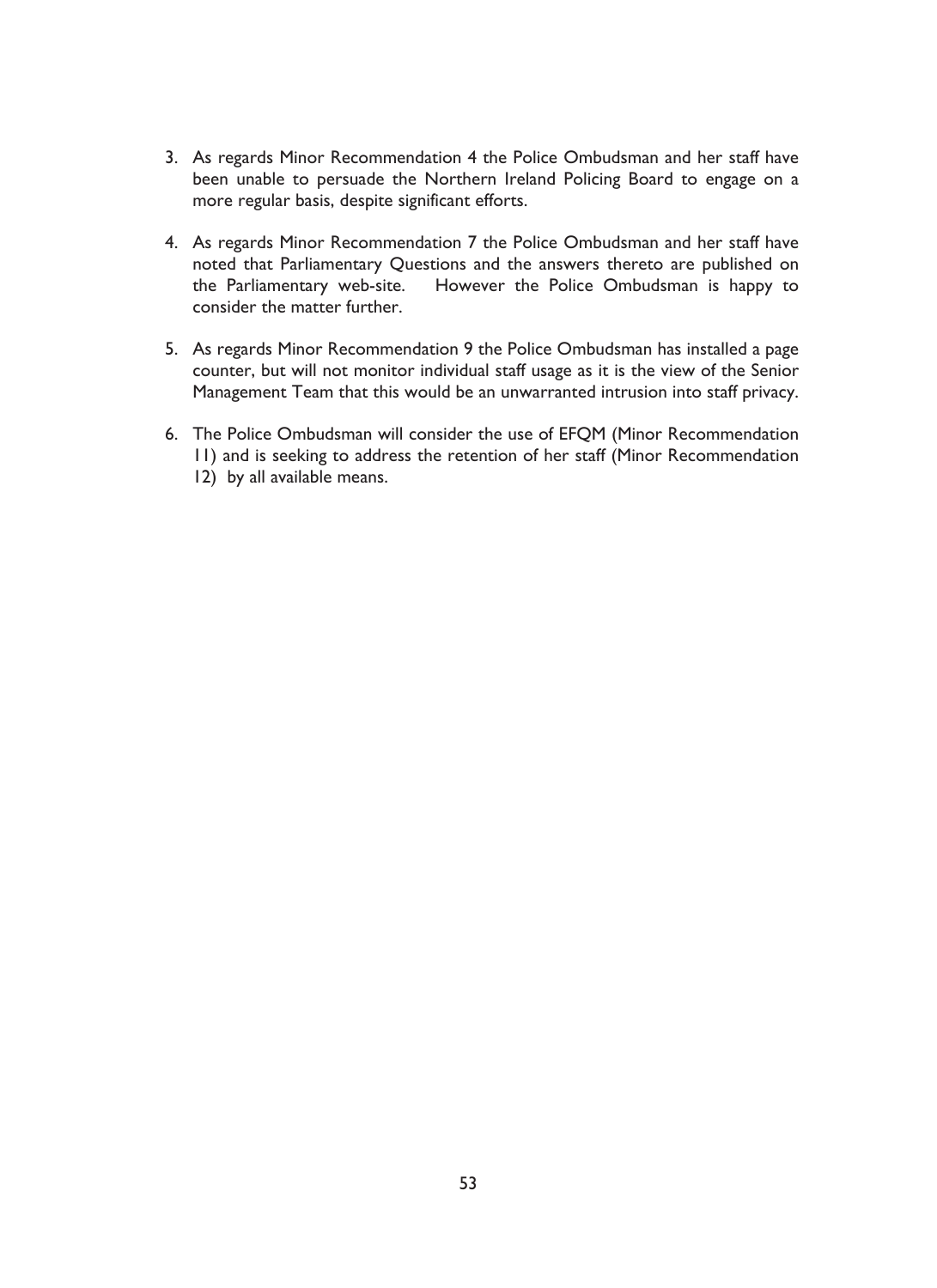3. As regards Minor Recommendation 4 the Police Ombudsman and her staff have been unable to persuade the Northern Ireland Policing Board to engage on a more regular basis, despite significant efforts.

4. As regards Minor Recommendation 7 the Police Ombudsman and her staff have noted that Parliamentary Questions and the answers thereto are published on the Parliamentary web-site. However the Police Ombudsman is happy to consider the matter further.

5. As regards Minor Recommendation 9 the Police Ombudsman has installed a page counter, but will not monitor individual staff usage as it is the view of the Senior Management Team that this would be an unwarranted intrusion into staff privacy.

6. The Police Ombudsman will consider the use of EFQM (Minor Recommendation 11) and is seeking to address the retention of her staff (Minor Recommendation 12) by all available means.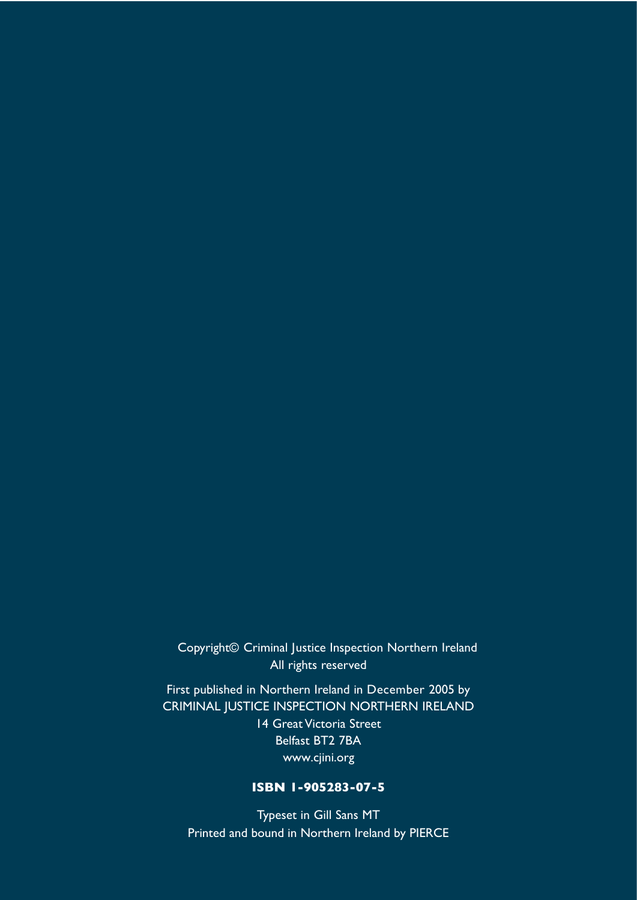Copyright© Criminal Justice Inspection Northern Ireland
All rights reserved

First published in Northern Ireland in December 2005 by
CRIMINAL JUSTICE INSPECTION NORTHERN IRELAND
14 Great Victoria Street
Belfast BT2 7BA
www.cjini.org

**ISBN 1-905283-07-5**

Typeset in Gill Sans MT
Printed and bound in Northern Ireland by PIERCE